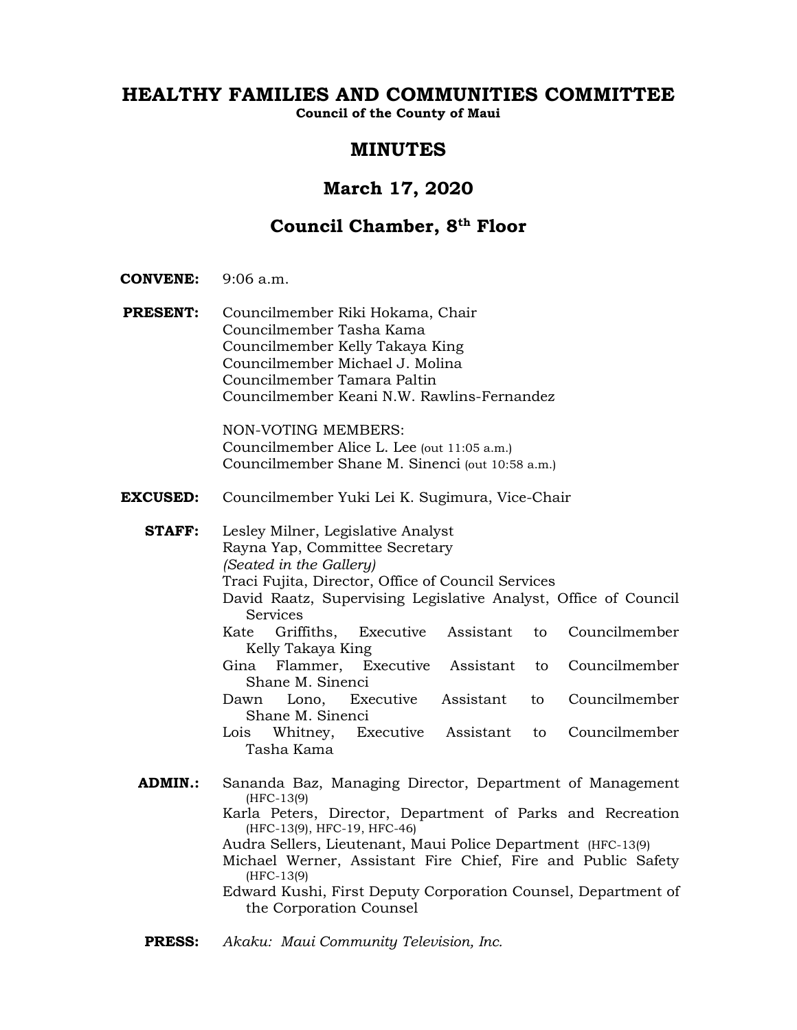# HEALTHY FAMILIES AND COMMUNITIES COMMITTEE

**Council of the County of Maui**

## MINUTES

## March 17, 2020

## Council Chamber, 8th Floor

**CONVENE:** 9:06 a.m.

**PRESENT:** Councilmember Riki Hokama, Chair
Councilmember Tasha Kama
Councilmember Kelly Takaya King
Councilmember Michael J. Molina
Councilmember Tamara Paltin
Councilmember Keani N.W. Rawlins-Fernandez

NON-VOTING MEMBERS:
Councilmember Alice L. Lee (out 11:05 a.m.)
Councilmember Shane M. Sinenci (out 10:58 a.m.)

**EXCUSED:** Councilmember Yuki Lei K. Sugimura, Vice-Chair

**STAFF:** Lesley Milner, Legislative Analyst
Rayna Yap, Committee Secretary
*(Seated in the Gallery)*
Traci Fujita, Director, Office of Council Services
David Raatz, Supervising Legislative Analyst, Office of Council Services
Kate Griffiths, Executive Assistant to Councilmember Kelly Takaya King
Gina Flammer, Executive Assistant to Councilmember Shane M. Sinenci
Dawn Lono, Executive Assistant to Councilmember Shane M. Sinenci
Lois Whitney, Executive Assistant to Councilmember Tasha Kama

**ADMIN.:** Sananda Baz, Managing Director, Department of Management (HFC-13(9)
Karla Peters, Director, Department of Parks and Recreation (HFC-13(9), HFC-19, HFC-46)
Audra Sellers, Lieutenant, Maui Police Department (HFC-13(9)
Michael Werner, Assistant Fire Chief, Fire and Public Safety (HFC-13(9)
Edward Kushi, First Deputy Corporation Counsel, Department of the Corporation Counsel

**PRESS:** *Akaku: Maui Community Television, Inc.*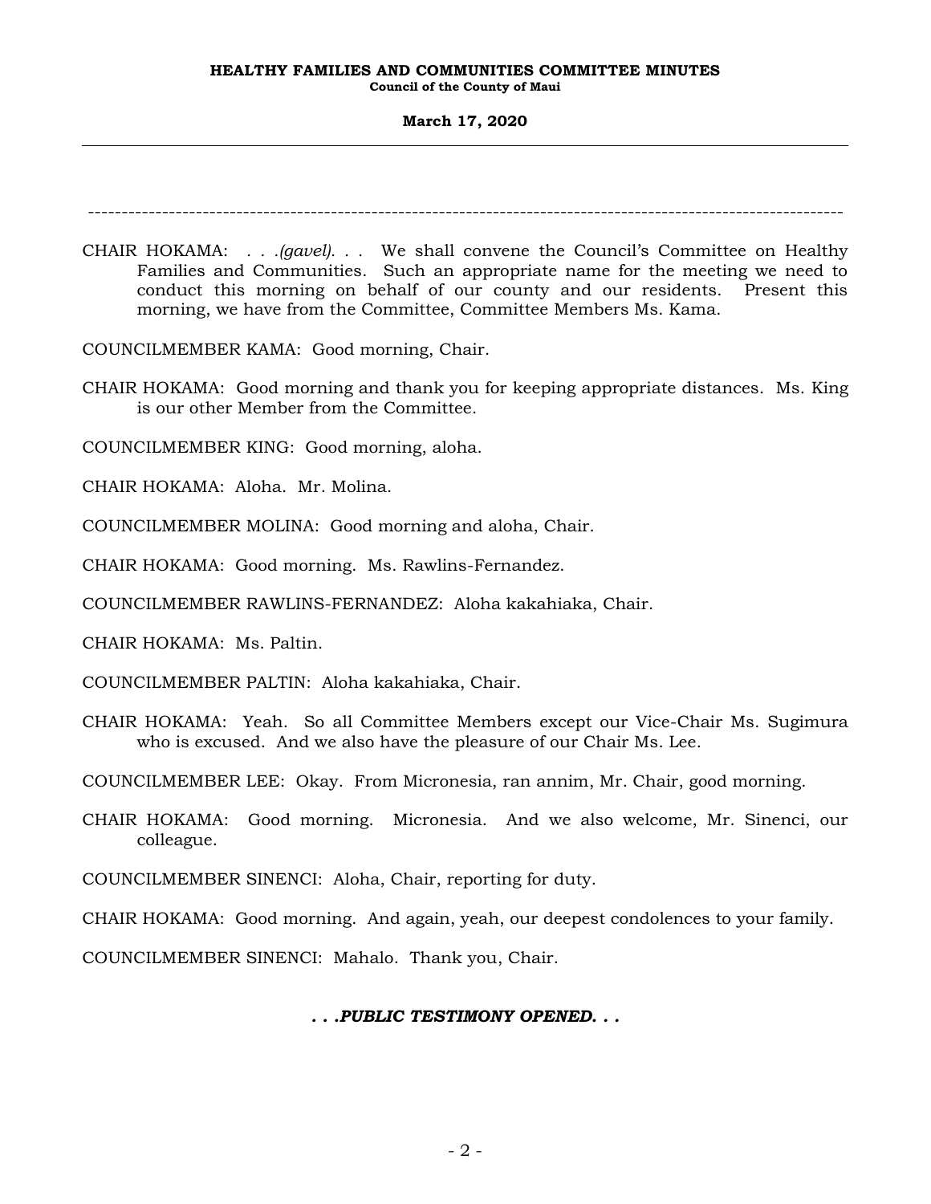---

CHAIR HOKAMA: . . .*(gavel)*. . . We shall convene the Council's Committee on Healthy Families and Communities. Such an appropriate name for the meeting we need to conduct this morning on behalf of our county and our residents. Present this morning, we have from the Committee, Committee Members Ms. Kama.

COUNCILMEMBER KAMA: Good morning, Chair.

CHAIR HOKAMA: Good morning and thank you for keeping appropriate distances. Ms. King is our other Member from the Committee.

COUNCILMEMBER KING: Good morning, aloha.

CHAIR HOKAMA: Aloha. Mr. Molina.

COUNCILMEMBER MOLINA: Good morning and aloha, Chair.

CHAIR HOKAMA: Good morning. Ms. Rawlins-Fernandez.

COUNCILMEMBER RAWLINS-FERNANDEZ: Aloha kakahiaka, Chair.

CHAIR HOKAMA: Ms. Paltin.

COUNCILMEMBER PALTIN: Aloha kakahiaka, Chair.

CHAIR HOKAMA: Yeah. So all Committee Members except our Vice-Chair Ms. Sugimura who is excused. And we also have the pleasure of our Chair Ms. Lee.

COUNCILMEMBER LEE: Okay. From Micronesia, ran annim, Mr. Chair, good morning.

CHAIR HOKAMA: Good morning. Micronesia. And we also welcome, Mr. Sinenci, our colleague.

COUNCILMEMBER SINENCI: Aloha, Chair, reporting for duty.

CHAIR HOKAMA: Good morning. And again, yeah, our deepest condolences to your family.

COUNCILMEMBER SINENCI: Mahalo. Thank you, Chair.

***. . .PUBLIC TESTIMONY OPENED. . .***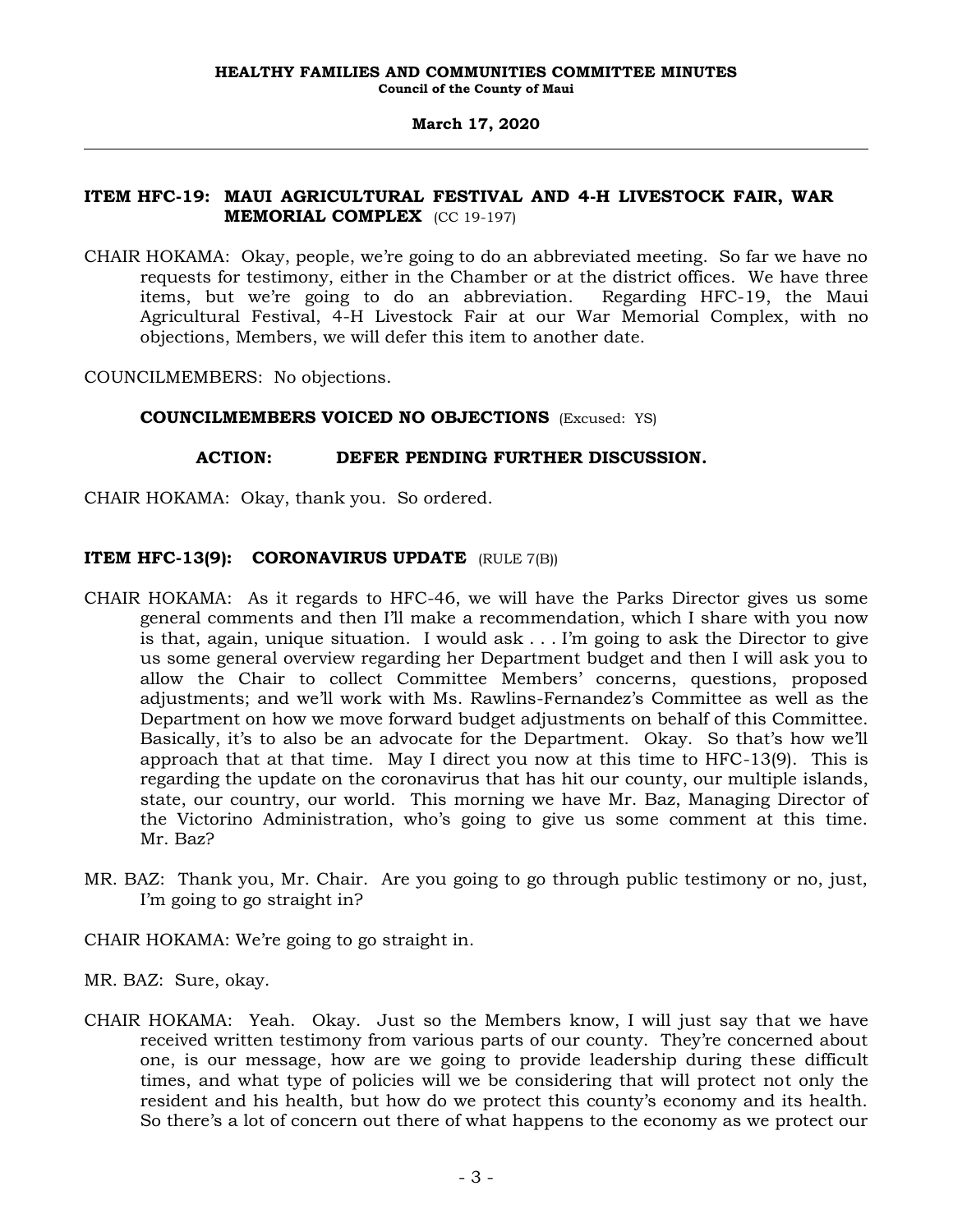**ITEM HFC-19: MAUI AGRICULTURAL FESTIVAL AND 4-H LIVESTOCK FAIR, WAR MEMORIAL COMPLEX** (CC 19-197)

CHAIR HOKAMA: Okay, people, we're going to do an abbreviated meeting. So far we have no requests for testimony, either in the Chamber or at the district offices. We have three items, but we're going to do an abbreviation. Regarding HFC-19, the Maui Agricultural Festival, 4-H Livestock Fair at our War Memorial Complex, with no objections, Members, we will defer this item to another date.

COUNCILMEMBERS: No objections.

**COUNCILMEMBERS VOICED NO OBJECTIONS** (Excused: YS)

**ACTION: DEFER PENDING FURTHER DISCUSSION.**

CHAIR HOKAMA: Okay, thank you. So ordered.

**ITEM HFC-13(9): CORONAVIRUS UPDATE** (RULE 7(B))

CHAIR HOKAMA: As it regards to HFC-46, we will have the Parks Director gives us some general comments and then I'll make a recommendation, which I share with you now is that, again, unique situation. I would ask . . . I'm going to ask the Director to give us some general overview regarding her Department budget and then I will ask you to allow the Chair to collect Committee Members' concerns, questions, proposed adjustments; and we'll work with Ms. Rawlins-Fernandez's Committee as well as the Department on how we move forward budget adjustments on behalf of this Committee. Basically, it's to also be an advocate for the Department. Okay. So that's how we'll approach that at that time. May I direct you now at this time to HFC-13(9). This is regarding the update on the coronavirus that has hit our county, our multiple islands, state, our country, our world. This morning we have Mr. Baz, Managing Director of the Victorino Administration, who's going to give us some comment at this time. Mr. Baz?

MR. BAZ: Thank you, Mr. Chair. Are you going to go through public testimony or no, just, I'm going to go straight in?

CHAIR HOKAMA: We're going to go straight in.

MR. BAZ: Sure, okay.

CHAIR HOKAMA: Yeah. Okay. Just so the Members know, I will just say that we have received written testimony from various parts of our county. They're concerned about one, is our message, how are we going to provide leadership during these difficult times, and what type of policies will we be considering that will protect not only the resident and his health, but how do we protect this county's economy and its health. So there's a lot of concern out there of what happens to the economy as we protect our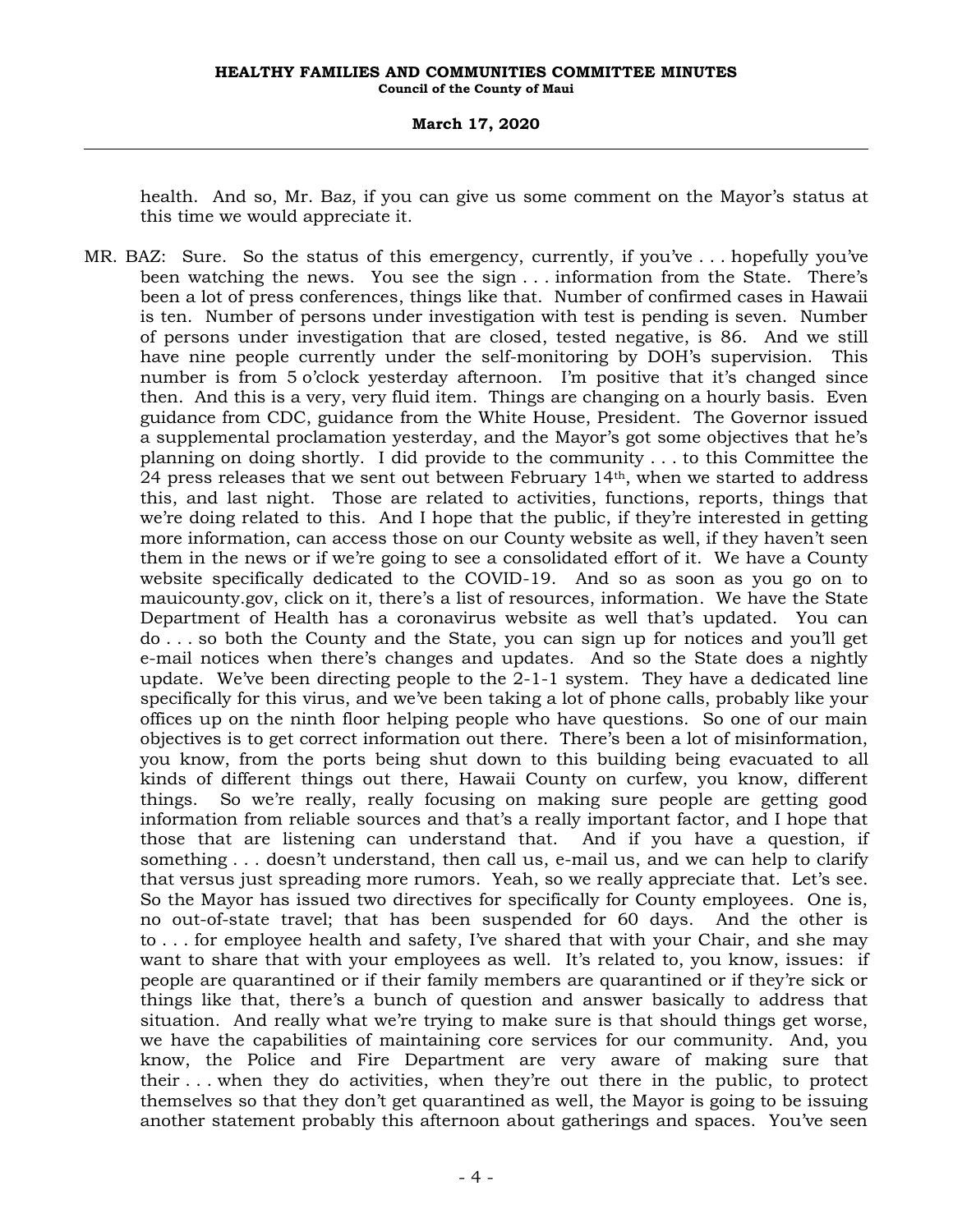health. And so, Mr. Baz, if you can give us some comment on the Mayor's status at this time we would appreciate it.

MR. BAZ: Sure. So the status of this emergency, currently, if you've . . . hopefully you've been watching the news. You see the sign . . . information from the State. There's been a lot of press conferences, things like that. Number of confirmed cases in Hawaii is ten. Number of persons under investigation with test is pending is seven. Number of persons under investigation that are closed, tested negative, is 86. And we still have nine people currently under the self-monitoring by DOH's supervision. This number is from 5 o'clock yesterday afternoon. I'm positive that it's changed since then. And this is a very, very fluid item. Things are changing on a hourly basis. Even guidance from CDC, guidance from the White House, President. The Governor issued a supplemental proclamation yesterday, and the Mayor's got some objectives that he's planning on doing shortly. I did provide to the community . . . to this Committee the 24 press releases that we sent out between February 14th, when we started to address this, and last night. Those are related to activities, functions, reports, things that we're doing related to this. And I hope that the public, if they're interested in getting more information, can access those on our County website as well, if they haven't seen them in the news or if we're going to see a consolidated effort of it. We have a County website specifically dedicated to the COVID-19. And so as soon as you go on to mauicounty.gov, click on it, there's a list of resources, information. We have the State Department of Health has a coronavirus website as well that's updated. You can do . . . so both the County and the State, you can sign up for notices and you'll get e-mail notices when there's changes and updates. And so the State does a nightly update. We've been directing people to the 2-1-1 system. They have a dedicated line specifically for this virus, and we've been taking a lot of phone calls, probably like your offices up on the ninth floor helping people who have questions. So one of our main objectives is to get correct information out there. There's been a lot of misinformation, you know, from the ports being shut down to this building being evacuated to all kinds of different things out there, Hawaii County on curfew, you know, different things. So we're really, really focusing on making sure people are getting good information from reliable sources and that's a really important factor, and I hope that those that are listening can understand that. And if you have a question, if something . . . doesn't understand, then call us, e-mail us, and we can help to clarify that versus just spreading more rumors. Yeah, so we really appreciate that. Let's see. So the Mayor has issued two directives for specifically for County employees. One is, no out-of-state travel; that has been suspended for 60 days. And the other is to . . . for employee health and safety, I've shared that with your Chair, and she may want to share that with your employees as well. It's related to, you know, issues: if people are quarantined or if their family members are quarantined or if they're sick or things like that, there's a bunch of question and answer basically to address that situation. And really what we're trying to make sure is that should things get worse, we have the capabilities of maintaining core services for our community. And, you know, the Police and Fire Department are very aware of making sure that their . . . when they do activities, when they're out there in the public, to protect themselves so that they don't get quarantined as well, the Mayor is going to be issuing another statement probably this afternoon about gatherings and spaces. You've seen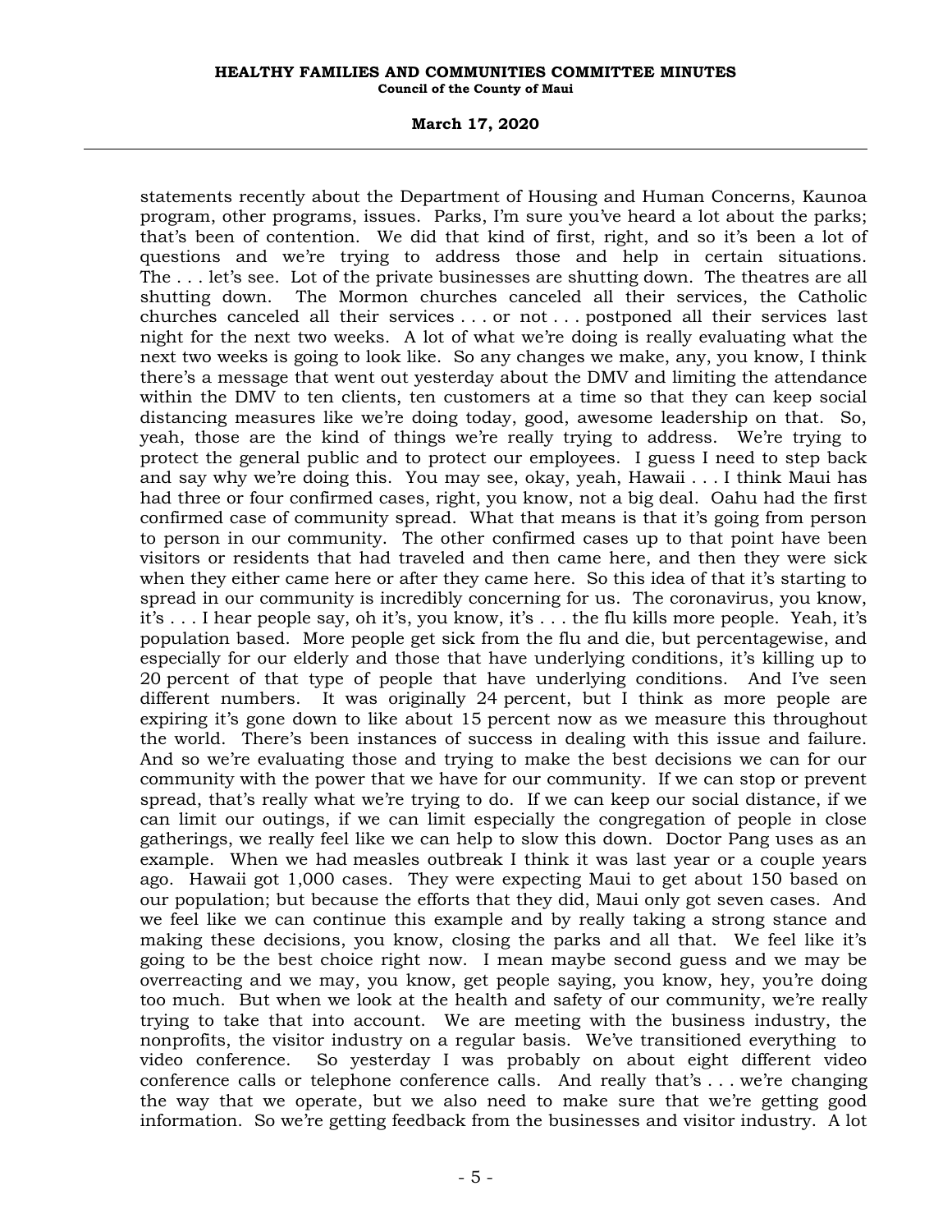statements recently about the Department of Housing and Human Concerns, Kaunoa program, other programs, issues. Parks, I'm sure you've heard a lot about the parks; that's been of contention. We did that kind of first, right, and so it's been a lot of questions and we're trying to address those and help in certain situations. The . . . let's see. Lot of the private businesses are shutting down. The theatres are all shutting down. The Mormon churches canceled all their services, the Catholic churches canceled all their services . . . or not . . . postponed all their services last night for the next two weeks. A lot of what we're doing is really evaluating what the next two weeks is going to look like. So any changes we make, any, you know, I think there's a message that went out yesterday about the DMV and limiting the attendance within the DMV to ten clients, ten customers at a time so that they can keep social distancing measures like we're doing today, good, awesome leadership on that. So, yeah, those are the kind of things we're really trying to address. We're trying to protect the general public and to protect our employees. I guess I need to step back and say why we're doing this. You may see, okay, yeah, Hawaii . . . I think Maui has had three or four confirmed cases, right, you know, not a big deal. Oahu had the first confirmed case of community spread. What that means is that it's going from person to person in our community. The other confirmed cases up to that point have been visitors or residents that had traveled and then came here, and then they were sick when they either came here or after they came here. So this idea of that it's starting to spread in our community is incredibly concerning for us. The coronavirus, you know, it's . . . I hear people say, oh it's, you know, it's . . . the flu kills more people. Yeah, it's population based. More people get sick from the flu and die, but percentagewise, and especially for our elderly and those that have underlying conditions, it's killing up to 20 percent of that type of people that have underlying conditions. And I've seen different numbers. It was originally 24 percent, but I think as more people are expiring it's gone down to like about 15 percent now as we measure this throughout the world. There's been instances of success in dealing with this issue and failure. And so we're evaluating those and trying to make the best decisions we can for our community with the power that we have for our community. If we can stop or prevent spread, that's really what we're trying to do. If we can keep our social distance, if we can limit our outings, if we can limit especially the congregation of people in close gatherings, we really feel like we can help to slow this down. Doctor Pang uses as an example. When we had measles outbreak I think it was last year or a couple years ago. Hawaii got 1,000 cases. They were expecting Maui to get about 150 based on our population; but because the efforts that they did, Maui only got seven cases. And we feel like we can continue this example and by really taking a strong stance and making these decisions, you know, closing the parks and all that. We feel like it's going to be the best choice right now. I mean maybe second guess and we may be overreacting and we may, you know, get people saying, you know, hey, you're doing too much. But when we look at the health and safety of our community, we're really trying to take that into account. We are meeting with the business industry, the nonprofits, the visitor industry on a regular basis. We've transitioned everything to video conference. So yesterday I was probably on about eight different video conference calls or telephone conference calls. And really that's . . . we're changing the way that we operate, but we also need to make sure that we're getting good information. So we're getting feedback from the businesses and visitor industry. A lot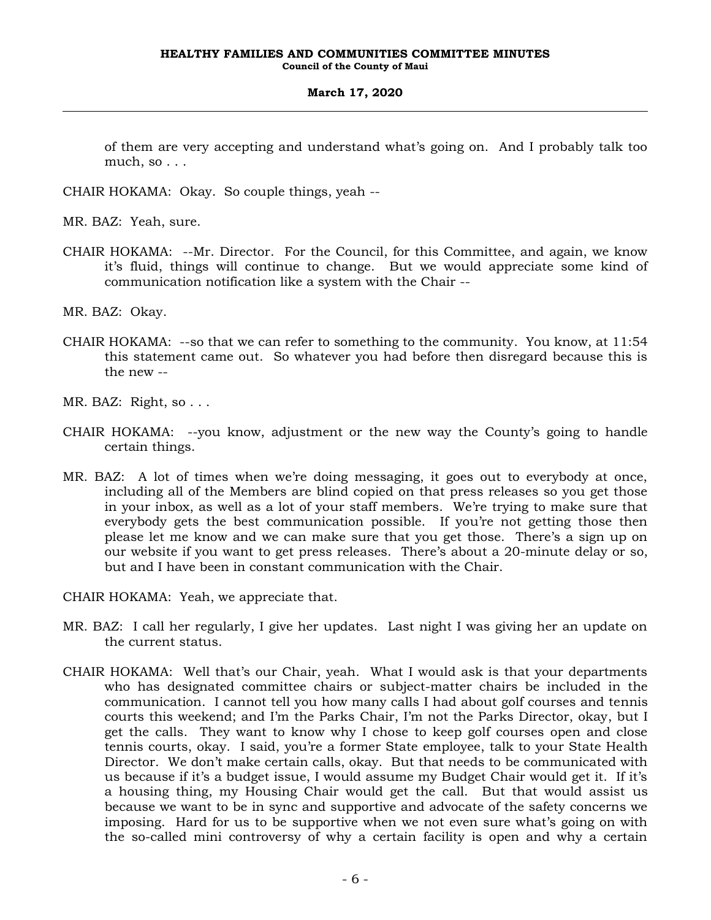of them are very accepting and understand what's going on. And I probably talk too much, so . . .

CHAIR HOKAMA: Okay. So couple things, yeah --

MR. BAZ: Yeah, sure.

CHAIR HOKAMA: --Mr. Director. For the Council, for this Committee, and again, we know it's fluid, things will continue to change. But we would appreciate some kind of communication notification like a system with the Chair --

MR. BAZ: Okay.

CHAIR HOKAMA: --so that we can refer to something to the community. You know, at 11:54 this statement came out. So whatever you had before then disregard because this is the new --

MR. BAZ: Right, so . . .

CHAIR HOKAMA: --you know, adjustment or the new way the County's going to handle certain things.

MR. BAZ: A lot of times when we're doing messaging, it goes out to everybody at once, including all of the Members are blind copied on that press releases so you get those in your inbox, as well as a lot of your staff members. We're trying to make sure that everybody gets the best communication possible. If you're not getting those then please let me know and we can make sure that you get those. There's a sign up on our website if you want to get press releases. There's about a 20-minute delay or so, but and I have been in constant communication with the Chair.

CHAIR HOKAMA: Yeah, we appreciate that.

MR. BAZ: I call her regularly, I give her updates. Last night I was giving her an update on the current status.

CHAIR HOKAMA: Well that's our Chair, yeah. What I would ask is that your departments who has designated committee chairs or subject-matter chairs be included in the communication. I cannot tell you how many calls I had about golf courses and tennis courts this weekend; and I'm the Parks Chair, I'm not the Parks Director, okay, but I get the calls. They want to know why I chose to keep golf courses open and close tennis courts, okay. I said, you're a former State employee, talk to your State Health Director. We don't make certain calls, okay. But that needs to be communicated with us because if it's a budget issue, I would assume my Budget Chair would get it. If it's a housing thing, my Housing Chair would get the call. But that would assist us because we want to be in sync and supportive and advocate of the safety concerns we imposing. Hard for us to be supportive when we not even sure what's going on with the so-called mini controversy of why a certain facility is open and why a certain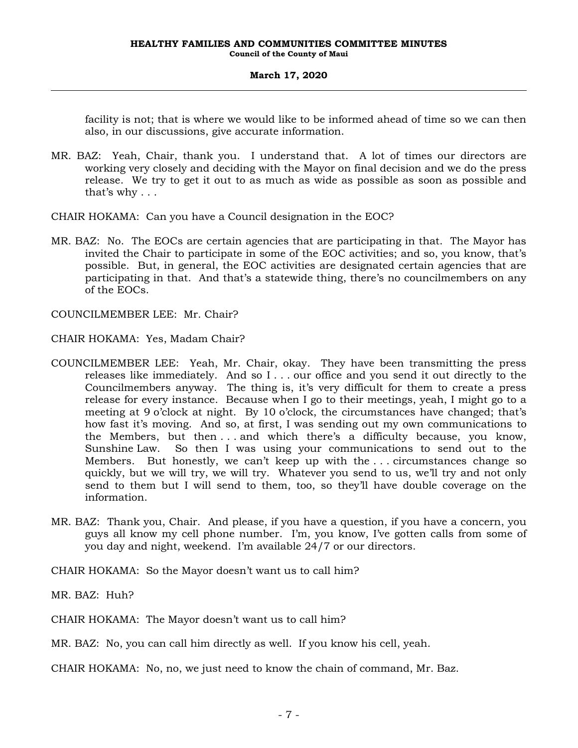facility is not; that is where we would like to be informed ahead of time so we can then also, in our discussions, give accurate information.

MR. BAZ: Yeah, Chair, thank you. I understand that. A lot of times our directors are working very closely and deciding with the Mayor on final decision and we do the press release. We try to get it out to as much as wide as possible as soon as possible and that's why . . .

CHAIR HOKAMA: Can you have a Council designation in the EOC?

MR. BAZ: No. The EOCs are certain agencies that are participating in that. The Mayor has invited the Chair to participate in some of the EOC activities; and so, you know, that's possible. But, in general, the EOC activities are designated certain agencies that are participating in that. And that's a statewide thing, there's no councilmembers on any of the EOCs.

COUNCILMEMBER LEE: Mr. Chair?

CHAIR HOKAMA: Yes, Madam Chair?

COUNCILMEMBER LEE: Yeah, Mr. Chair, okay. They have been transmitting the press releases like immediately. And so I . . . our office and you send it out directly to the Councilmembers anyway. The thing is, it's very difficult for them to create a press release for every instance. Because when I go to their meetings, yeah, I might go to a meeting at 9 o'clock at night. By 10 o'clock, the circumstances have changed; that's how fast it's moving. And so, at first, I was sending out my own communications to the Members, but then . . . and which there's a difficulty because, you know, Sunshine Law. So then I was using your communications to send out to the Members. But honestly, we can't keep up with the . . . circumstances change so quickly, but we will try, we will try. Whatever you send to us, we'll try and not only send to them but I will send to them, too, so they'll have double coverage on the information.

MR. BAZ: Thank you, Chair. And please, if you have a question, if you have a concern, you guys all know my cell phone number. I'm, you know, I've gotten calls from some of you day and night, weekend. I'm available 24/7 or our directors.

CHAIR HOKAMA: So the Mayor doesn't want us to call him?

MR. BAZ: Huh?

CHAIR HOKAMA: The Mayor doesn't want us to call him?

MR. BAZ: No, you can call him directly as well. If you know his cell, yeah.

CHAIR HOKAMA: No, no, we just need to know the chain of command, Mr. Baz.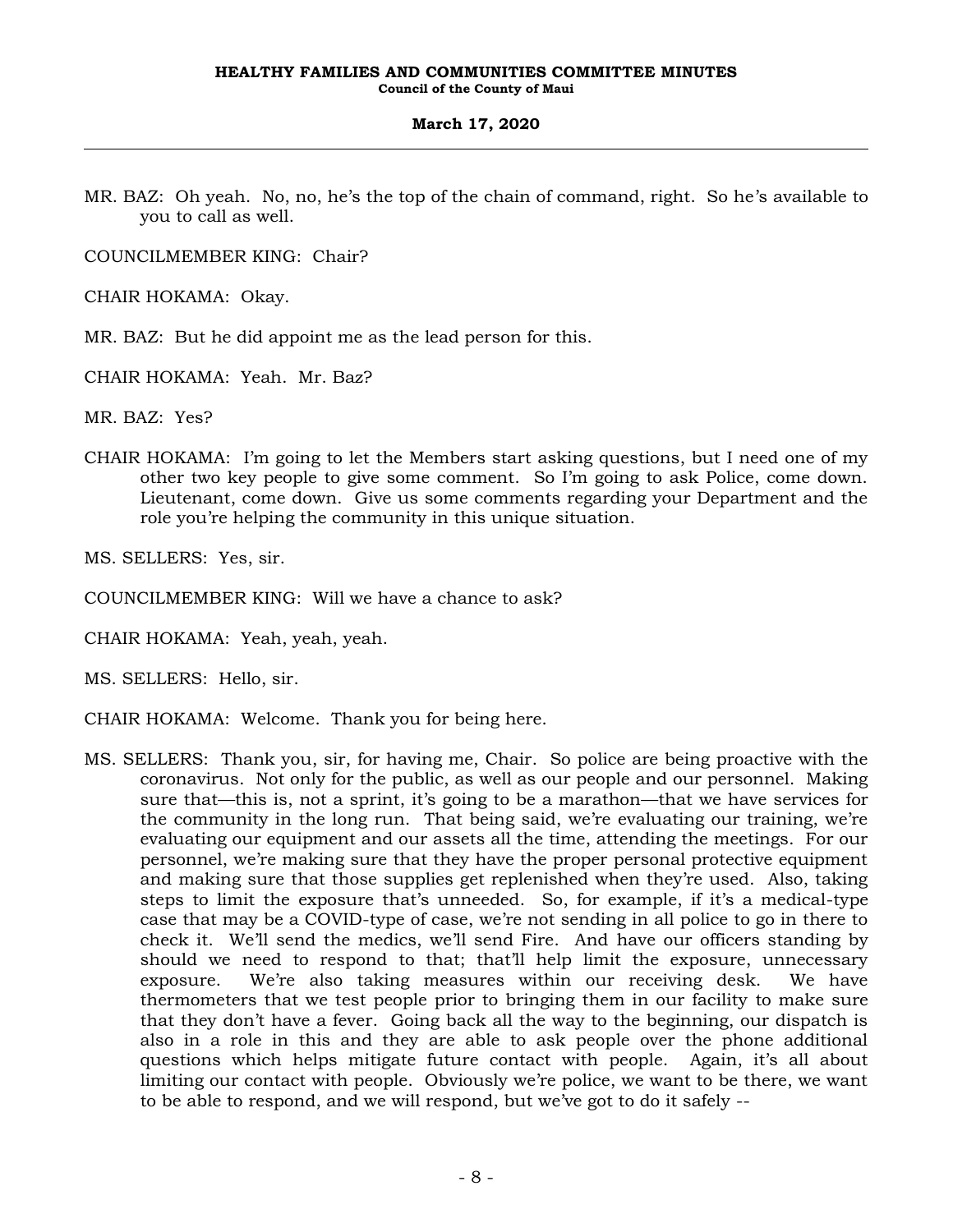MR. BAZ: Oh yeah. No, no, he's the top of the chain of command, right. So he's available to you to call as well.

COUNCILMEMBER KING: Chair?

CHAIR HOKAMA: Okay.

MR. BAZ: But he did appoint me as the lead person for this.

CHAIR HOKAMA: Yeah. Mr. Baz?

MR. BAZ: Yes?

CHAIR HOKAMA: I'm going to let the Members start asking questions, but I need one of my other two key people to give some comment. So I'm going to ask Police, come down. Lieutenant, come down. Give us some comments regarding your Department and the role you're helping the community in this unique situation.

MS. SELLERS: Yes, sir.

COUNCILMEMBER KING: Will we have a chance to ask?

CHAIR HOKAMA: Yeah, yeah, yeah.

MS. SELLERS: Hello, sir.

CHAIR HOKAMA: Welcome. Thank you for being here.

MS. SELLERS: Thank you, sir, for having me, Chair. So police are being proactive with the coronavirus. Not only for the public, as well as our people and our personnel. Making sure that—this is, not a sprint, it's going to be a marathon—that we have services for the community in the long run. That being said, we're evaluating our training, we're evaluating our equipment and our assets all the time, attending the meetings. For our personnel, we're making sure that they have the proper personal protective equipment and making sure that those supplies get replenished when they're used. Also, taking steps to limit the exposure that's unneeded. So, for example, if it's a medical-type case that may be a COVID-type of case, we're not sending in all police to go in there to check it. We'll send the medics, we'll send Fire. And have our officers standing by should we need to respond to that; that'll help limit the exposure, unnecessary exposure. We're also taking measures within our receiving desk. We have thermometers that we test people prior to bringing them in our facility to make sure that they don't have a fever. Going back all the way to the beginning, our dispatch is also in a role in this and they are able to ask people over the phone additional questions which helps mitigate future contact with people. Again, it's all about limiting our contact with people. Obviously we're police, we want to be there, we want to be able to respond, and we will respond, but we've got to do it safely --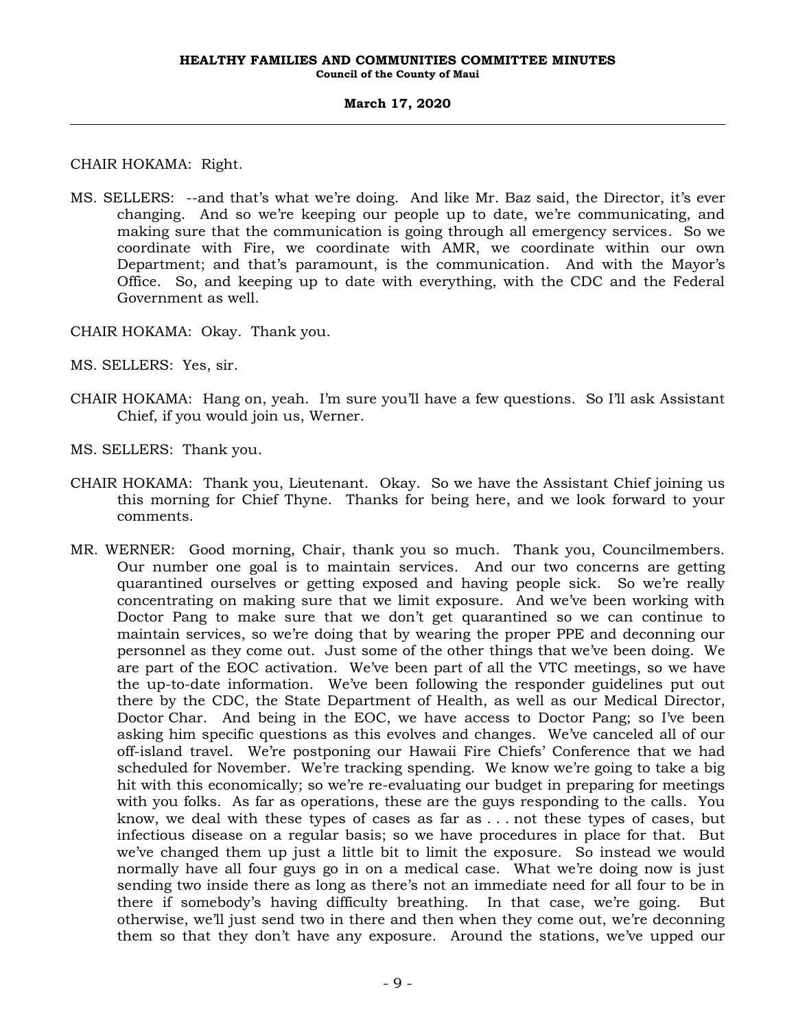CHAIR HOKAMA: Right.

MS. SELLERS: --and that's what we're doing. And like Mr. Baz said, the Director, it's ever changing. And so we're keeping our people up to date, we're communicating, and making sure that the communication is going through all emergency services. So we coordinate with Fire, we coordinate with AMR, we coordinate within our own Department; and that's paramount, is the communication. And with the Mayor's Office. So, and keeping up to date with everything, with the CDC and the Federal Government as well.

CHAIR HOKAMA: Okay. Thank you.

MS. SELLERS: Yes, sir.

CHAIR HOKAMA: Hang on, yeah. I'm sure you'll have a few questions. So I'll ask Assistant Chief, if you would join us, Werner.

MS. SELLERS: Thank you.

CHAIR HOKAMA: Thank you, Lieutenant. Okay. So we have the Assistant Chief joining us this morning for Chief Thyne. Thanks for being here, and we look forward to your comments.

MR. WERNER: Good morning, Chair, thank you so much. Thank you, Councilmembers. Our number one goal is to maintain services. And our two concerns are getting quarantined ourselves or getting exposed and having people sick. So we're really concentrating on making sure that we limit exposure. And we've been working with Doctor Pang to make sure that we don't get quarantined so we can continue to maintain services, so we're doing that by wearing the proper PPE and deconning our personnel as they come out. Just some of the other things that we've been doing. We are part of the EOC activation. We've been part of all the VTC meetings, so we have the up-to-date information. We've been following the responder guidelines put out there by the CDC, the State Department of Health, as well as our Medical Director, Doctor Char. And being in the EOC, we have access to Doctor Pang; so I've been asking him specific questions as this evolves and changes. We've canceled all of our off-island travel. We're postponing our Hawaii Fire Chiefs' Conference that we had scheduled for November. We're tracking spending. We know we're going to take a big hit with this economically; so we're re-evaluating our budget in preparing for meetings with you folks. As far as operations, these are the guys responding to the calls. You know, we deal with these types of cases as far as . . . not these types of cases, but infectious disease on a regular basis; so we have procedures in place for that. But we've changed them up just a little bit to limit the exposure. So instead we would normally have all four guys go in on a medical case. What we're doing now is just sending two inside there as long as there's not an immediate need for all four to be in there if somebody's having difficulty breathing. In that case, we're going. But otherwise, we'll just send two in there and then when they come out, we're deconning them so that they don't have any exposure. Around the stations, we've upped our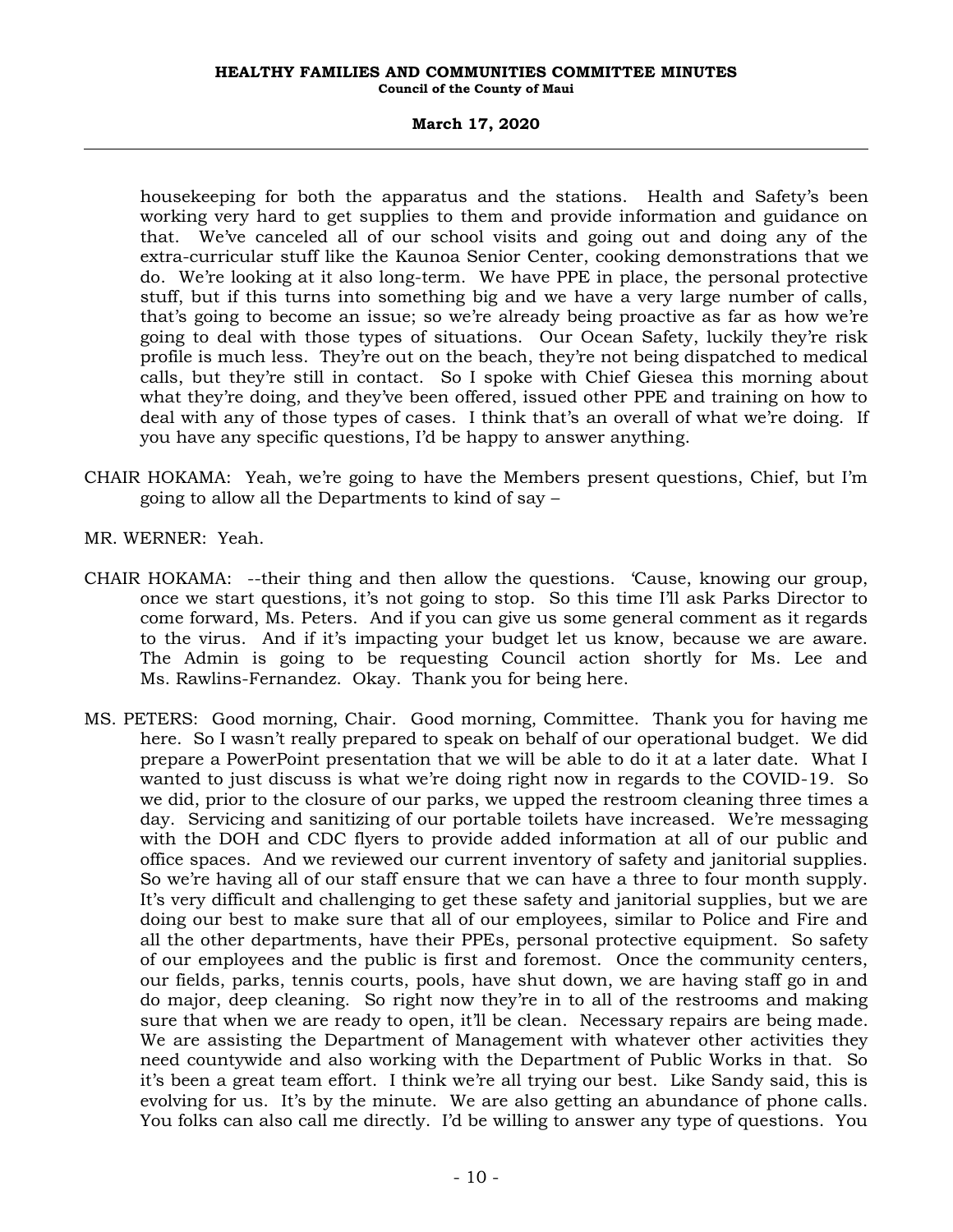housekeeping for both the apparatus and the stations. Health and Safety's been working very hard to get supplies to them and provide information and guidance on that. We've canceled all of our school visits and going out and doing any of the extra-curricular stuff like the Kaunoa Senior Center, cooking demonstrations that we do. We're looking at it also long-term. We have PPE in place, the personal protective stuff, but if this turns into something big and we have a very large number of calls, that's going to become an issue; so we're already being proactive as far as how we're going to deal with those types of situations. Our Ocean Safety, luckily they're risk profile is much less. They're out on the beach, they're not being dispatched to medical calls, but they're still in contact. So I spoke with Chief Giesea this morning about what they're doing, and they've been offered, issued other PPE and training on how to deal with any of those types of cases. I think that's an overall of what we're doing. If you have any specific questions, I'd be happy to answer anything.

CHAIR HOKAMA: Yeah, we're going to have the Members present questions, Chief, but I'm going to allow all the Departments to kind of say –

MR. WERNER: Yeah.

CHAIR HOKAMA: --their thing and then allow the questions. 'Cause, knowing our group, once we start questions, it's not going to stop. So this time I'll ask Parks Director to come forward, Ms. Peters. And if you can give us some general comment as it regards to the virus. And if it's impacting your budget let us know, because we are aware. The Admin is going to be requesting Council action shortly for Ms. Lee and Ms. Rawlins-Fernandez. Okay. Thank you for being here.

MS. PETERS: Good morning, Chair. Good morning, Committee. Thank you for having me here. So I wasn't really prepared to speak on behalf of our operational budget. We did prepare a PowerPoint presentation that we will be able to do it at a later date. What I wanted to just discuss is what we're doing right now in regards to the COVID-19. So we did, prior to the closure of our parks, we upped the restroom cleaning three times a day. Servicing and sanitizing of our portable toilets have increased. We're messaging with the DOH and CDC flyers to provide added information at all of our public and office spaces. And we reviewed our current inventory of safety and janitorial supplies. So we're having all of our staff ensure that we can have a three to four month supply. It's very difficult and challenging to get these safety and janitorial supplies, but we are doing our best to make sure that all of our employees, similar to Police and Fire and all the other departments, have their PPEs, personal protective equipment. So safety of our employees and the public is first and foremost. Once the community centers, our fields, parks, tennis courts, pools, have shut down, we are having staff go in and do major, deep cleaning. So right now they're in to all of the restrooms and making sure that when we are ready to open, it'll be clean. Necessary repairs are being made. We are assisting the Department of Management with whatever other activities they need countywide and also working with the Department of Public Works in that. So it's been a great team effort. I think we're all trying our best. Like Sandy said, this is evolving for us. It's by the minute. We are also getting an abundance of phone calls. You folks can also call me directly. I'd be willing to answer any type of questions. You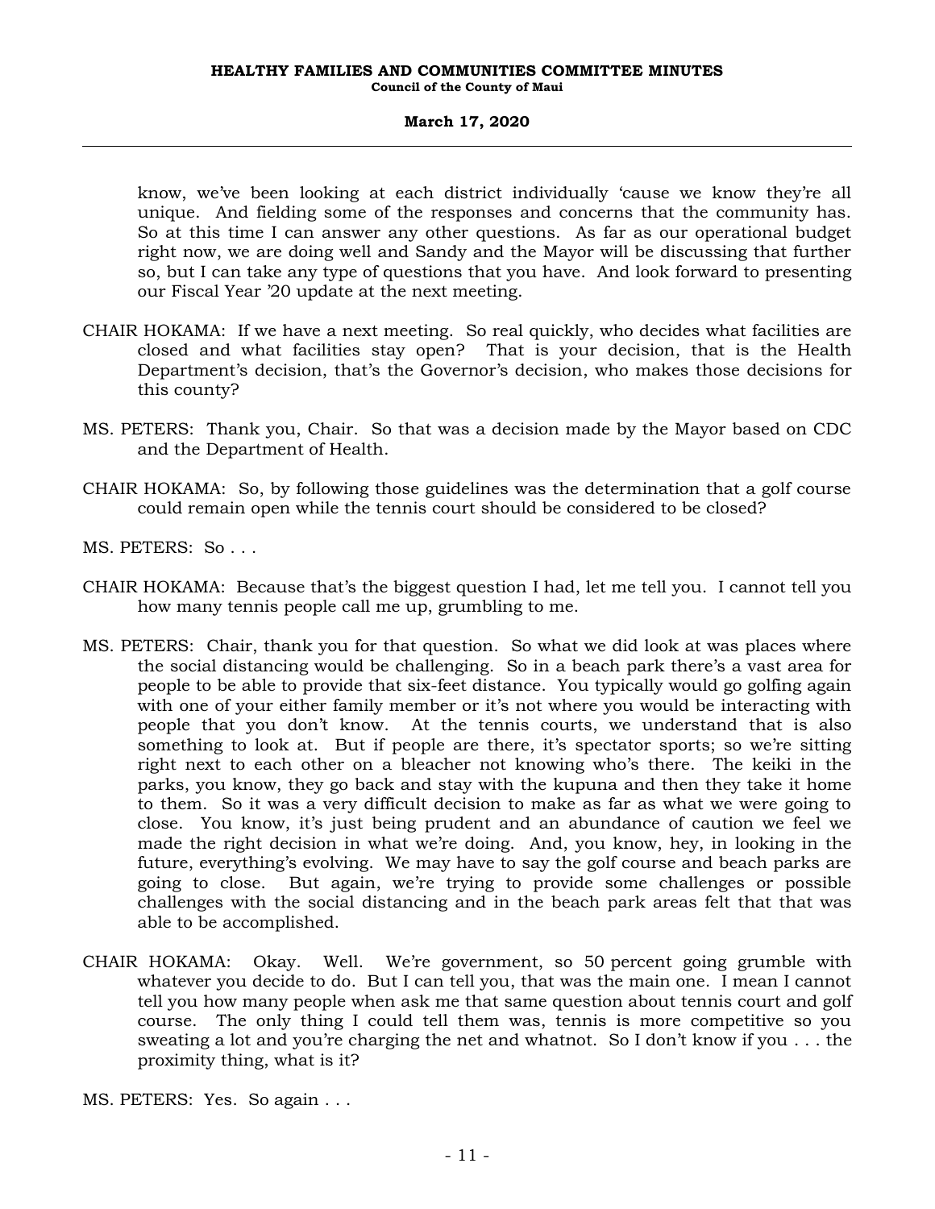know, we've been looking at each district individually 'cause we know they're all unique. And fielding some of the responses and concerns that the community has. So at this time I can answer any other questions. As far as our operational budget right now, we are doing well and Sandy and the Mayor will be discussing that further so, but I can take any type of questions that you have. And look forward to presenting our Fiscal Year '20 update at the next meeting.

CHAIR HOKAMA: If we have a next meeting. So real quickly, who decides what facilities are closed and what facilities stay open? That is your decision, that is the Health Department's decision, that's the Governor's decision, who makes those decisions for this county?

MS. PETERS: Thank you, Chair. So that was a decision made by the Mayor based on CDC and the Department of Health.

CHAIR HOKAMA: So, by following those guidelines was the determination that a golf course could remain open while the tennis court should be considered to be closed?

MS. PETERS: So . . .

CHAIR HOKAMA: Because that's the biggest question I had, let me tell you. I cannot tell you how many tennis people call me up, grumbling to me.

MS. PETERS: Chair, thank you for that question. So what we did look at was places where the social distancing would be challenging. So in a beach park there's a vast area for people to be able to provide that six-feet distance. You typically would go golfing again with one of your either family member or it's not where you would be interacting with people that you don't know. At the tennis courts, we understand that is also something to look at. But if people are there, it's spectator sports; so we're sitting right next to each other on a bleacher not knowing who's there. The keiki in the parks, you know, they go back and stay with the kupuna and then they take it home to them. So it was a very difficult decision to make as far as what we were going to close. You know, it's just being prudent and an abundance of caution we feel we made the right decision in what we're doing. And, you know, hey, in looking in the future, everything's evolving. We may have to say the golf course and beach parks are going to close. But again, we're trying to provide some challenges or possible challenges with the social distancing and in the beach park areas felt that that was able to be accomplished.

CHAIR HOKAMA: Okay. Well. We're government, so 50 percent going grumble with whatever you decide to do. But I can tell you, that was the main one. I mean I cannot tell you how many people when ask me that same question about tennis court and golf course. The only thing I could tell them was, tennis is more competitive so you sweating a lot and you're charging the net and whatnot. So I don't know if you . . . the proximity thing, what is it?

MS. PETERS: Yes. So again . . .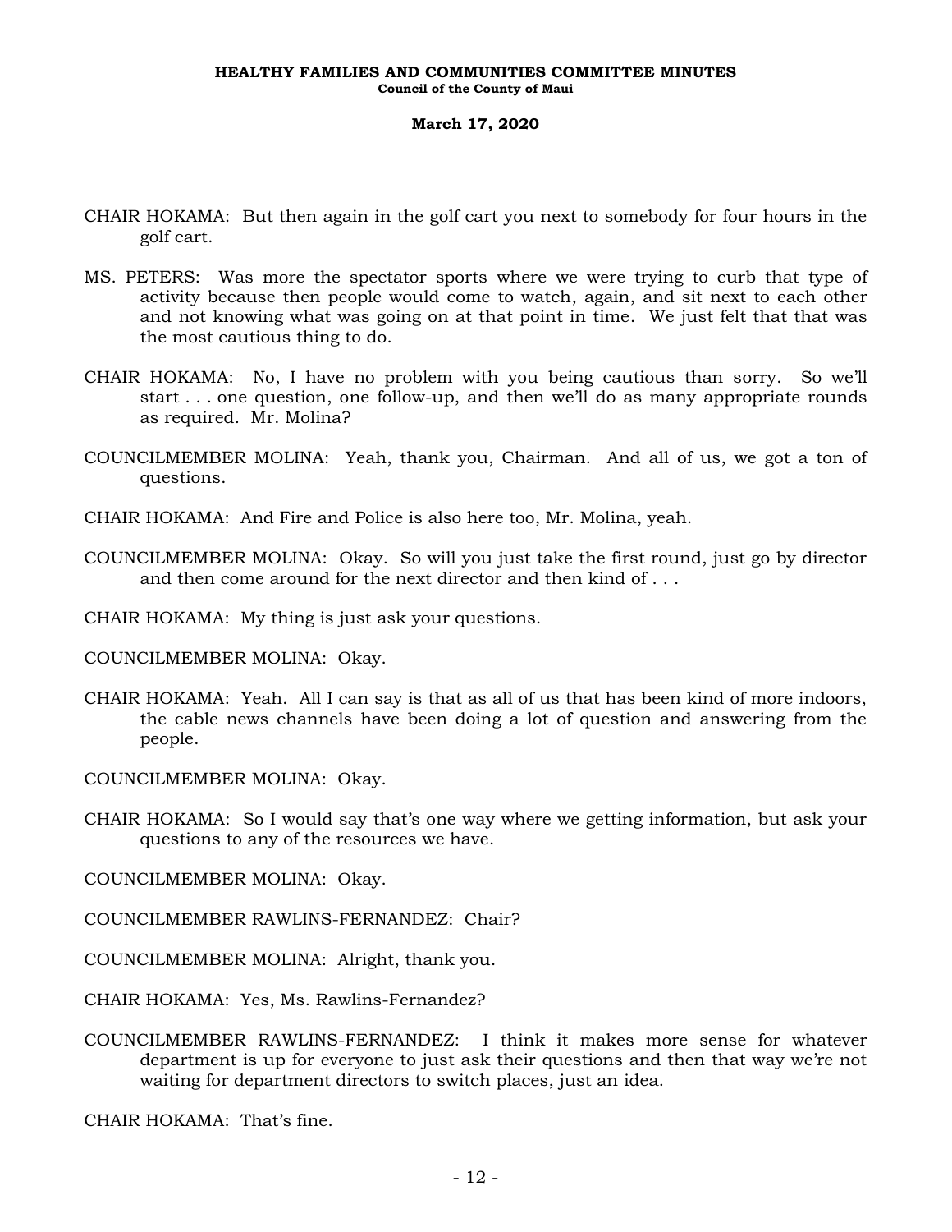CHAIR HOKAMA: But then again in the golf cart you next to somebody for four hours in the golf cart.

MS. PETERS: Was more the spectator sports where we were trying to curb that type of activity because then people would come to watch, again, and sit next to each other and not knowing what was going on at that point in time. We just felt that that was the most cautious thing to do.

CHAIR HOKAMA: No, I have no problem with you being cautious than sorry. So we'll start . . . one question, one follow-up, and then we'll do as many appropriate rounds as required. Mr. Molina?

COUNCILMEMBER MOLINA: Yeah, thank you, Chairman. And all of us, we got a ton of questions.

CHAIR HOKAMA: And Fire and Police is also here too, Mr. Molina, yeah.

COUNCILMEMBER MOLINA: Okay. So will you just take the first round, just go by director and then come around for the next director and then kind of . . .

CHAIR HOKAMA: My thing is just ask your questions.

COUNCILMEMBER MOLINA: Okay.

CHAIR HOKAMA: Yeah. All I can say is that as all of us that has been kind of more indoors, the cable news channels have been doing a lot of question and answering from the people.

COUNCILMEMBER MOLINA: Okay.

CHAIR HOKAMA: So I would say that's one way where we getting information, but ask your questions to any of the resources we have.

COUNCILMEMBER MOLINA: Okay.

COUNCILMEMBER RAWLINS-FERNANDEZ: Chair?

COUNCILMEMBER MOLINA: Alright, thank you.

CHAIR HOKAMA: Yes, Ms. Rawlins-Fernandez?

COUNCILMEMBER RAWLINS-FERNANDEZ: I think it makes more sense for whatever department is up for everyone to just ask their questions and then that way we're not waiting for department directors to switch places, just an idea.

CHAIR HOKAMA: That's fine.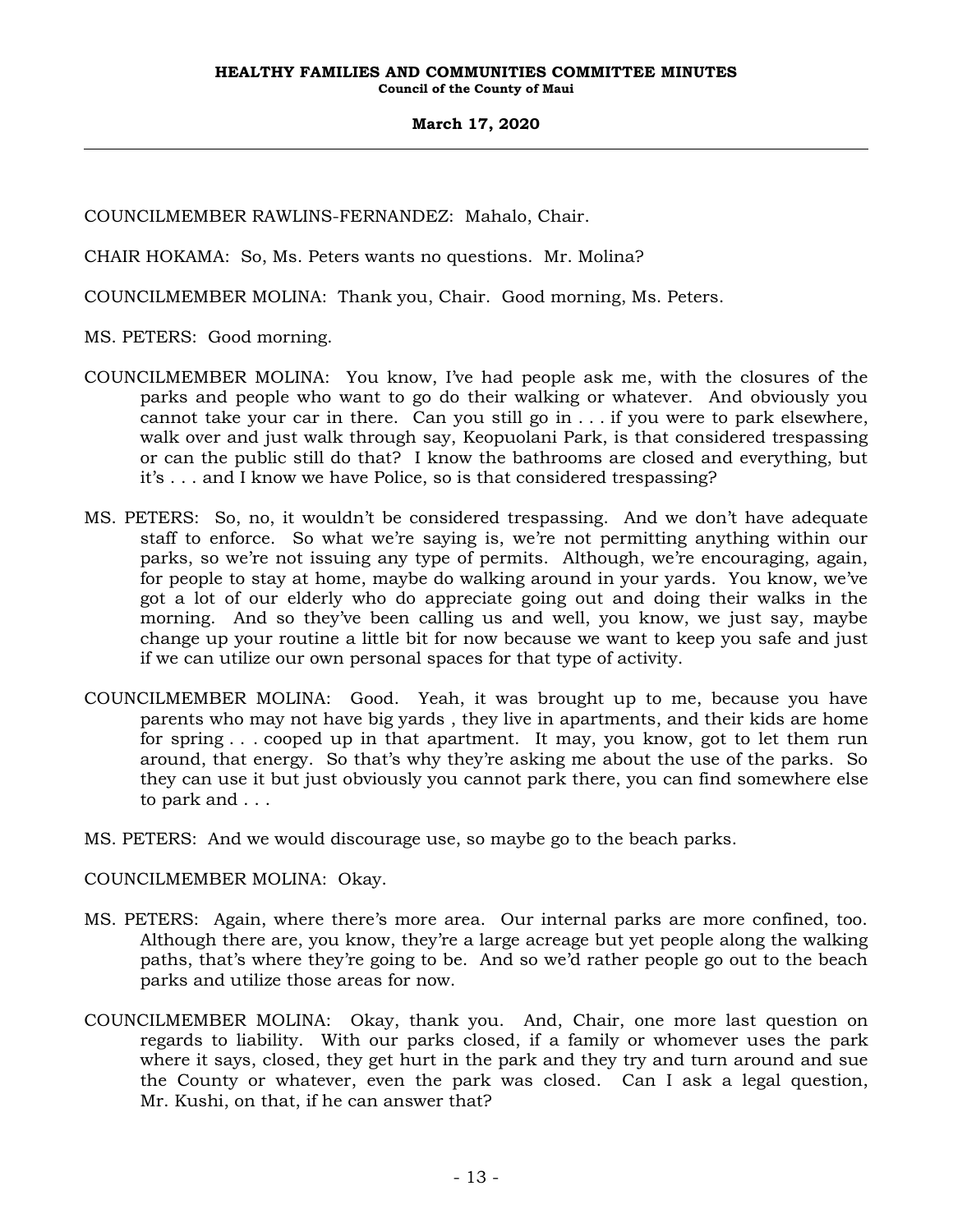COUNCILMEMBER RAWLINS-FERNANDEZ: Mahalo, Chair.

CHAIR HOKAMA: So, Ms. Peters wants no questions. Mr. Molina?

COUNCILMEMBER MOLINA: Thank you, Chair. Good morning, Ms. Peters.

MS. PETERS: Good morning.

COUNCILMEMBER MOLINA: You know, I've had people ask me, with the closures of the parks and people who want to go do their walking or whatever. And obviously you cannot take your car in there. Can you still go in . . . if you were to park elsewhere, walk over and just walk through say, Keopuolani Park, is that considered trespassing or can the public still do that? I know the bathrooms are closed and everything, but it's . . . and I know we have Police, so is that considered trespassing?

MS. PETERS: So, no, it wouldn't be considered trespassing. And we don't have adequate staff to enforce. So what we're saying is, we're not permitting anything within our parks, so we're not issuing any type of permits. Although, we're encouraging, again, for people to stay at home, maybe do walking around in your yards. You know, we've got a lot of our elderly who do appreciate going out and doing their walks in the morning. And so they've been calling us and well, you know, we just say, maybe change up your routine a little bit for now because we want to keep you safe and just if we can utilize our own personal spaces for that type of activity.

COUNCILMEMBER MOLINA: Good. Yeah, it was brought up to me, because you have parents who may not have big yards , they live in apartments, and their kids are home for spring . . . cooped up in that apartment. It may, you know, got to let them run around, that energy. So that's why they're asking me about the use of the parks. So they can use it but just obviously you cannot park there, you can find somewhere else to park and . . .

MS. PETERS: And we would discourage use, so maybe go to the beach parks.

COUNCILMEMBER MOLINA: Okay.

MS. PETERS: Again, where there's more area. Our internal parks are more confined, too. Although there are, you know, they're a large acreage but yet people along the walking paths, that's where they're going to be. And so we'd rather people go out to the beach parks and utilize those areas for now.

COUNCILMEMBER MOLINA: Okay, thank you. And, Chair, one more last question on regards to liability. With our parks closed, if a family or whomever uses the park where it says, closed, they get hurt in the park and they try and turn around and sue the County or whatever, even the park was closed. Can I ask a legal question, Mr. Kushi, on that, if he can answer that?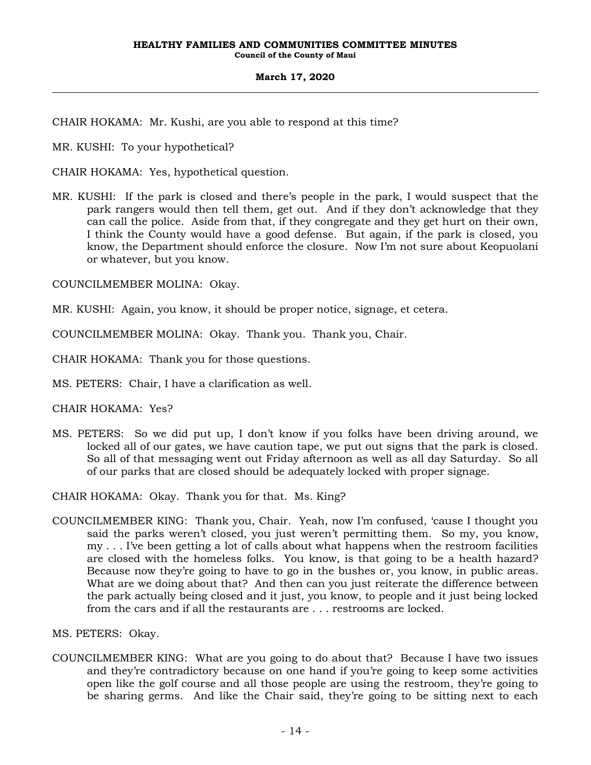CHAIR HOKAMA: Mr. Kushi, are you able to respond at this time?

MR. KUSHI: To your hypothetical?

CHAIR HOKAMA: Yes, hypothetical question.

MR. KUSHI: If the park is closed and there's people in the park, I would suspect that the park rangers would then tell them, get out. And if they don't acknowledge that they can call the police. Aside from that, if they congregate and they get hurt on their own, I think the County would have a good defense. But again, if the park is closed, you know, the Department should enforce the closure. Now I'm not sure about Keopuolani or whatever, but you know.

COUNCILMEMBER MOLINA: Okay.

MR. KUSHI: Again, you know, it should be proper notice, signage, et cetera.

COUNCILMEMBER MOLINA: Okay. Thank you. Thank you, Chair.

CHAIR HOKAMA: Thank you for those questions.

MS. PETERS: Chair, I have a clarification as well.

CHAIR HOKAMA: Yes?

MS. PETERS: So we did put up, I don't know if you folks have been driving around, we locked all of our gates, we have caution tape, we put out signs that the park is closed. So all of that messaging went out Friday afternoon as well as all day Saturday. So all of our parks that are closed should be adequately locked with proper signage.

CHAIR HOKAMA: Okay. Thank you for that. Ms. King?

COUNCILMEMBER KING: Thank you, Chair. Yeah, now I'm confused, 'cause I thought you said the parks weren't closed, you just weren't permitting them. So my, you know, my . . . I've been getting a lot of calls about what happens when the restroom facilities are closed with the homeless folks. You know, is that going to be a health hazard? Because now they're going to have to go in the bushes or, you know, in public areas. What are we doing about that? And then can you just reiterate the difference between the park actually being closed and it just, you know, to people and it just being locked from the cars and if all the restaurants are . . . restrooms are locked.

MS. PETERS: Okay.

COUNCILMEMBER KING: What are you going to do about that? Because I have two issues and they're contradictory because on one hand if you're going to keep some activities open like the golf course and all those people are using the restroom, they're going to be sharing germs. And like the Chair said, they're going to be sitting next to each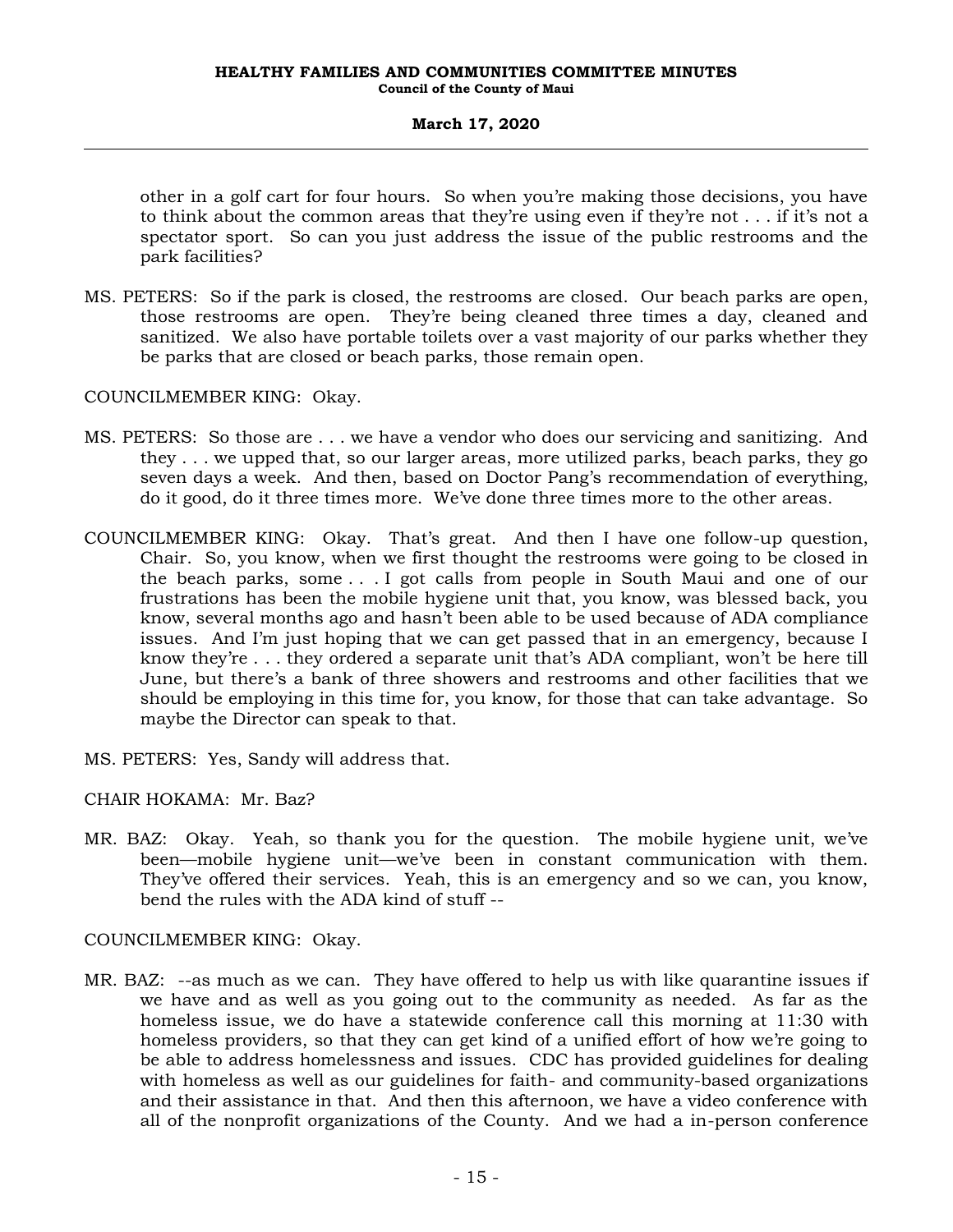other in a golf cart for four hours. So when you're making those decisions, you have to think about the common areas that they're using even if they're not . . . if it's not a spectator sport. So can you just address the issue of the public restrooms and the park facilities?

MS. PETERS: So if the park is closed, the restrooms are closed. Our beach parks are open, those restrooms are open. They're being cleaned three times a day, cleaned and sanitized. We also have portable toilets over a vast majority of our parks whether they be parks that are closed or beach parks, those remain open.

COUNCILMEMBER KING: Okay.

MS. PETERS: So those are . . . we have a vendor who does our servicing and sanitizing. And they . . . we upped that, so our larger areas, more utilized parks, beach parks, they go seven days a week. And then, based on Doctor Pang's recommendation of everything, do it good, do it three times more. We've done three times more to the other areas.

COUNCILMEMBER KING: Okay. That's great. And then I have one follow-up question, Chair. So, you know, when we first thought the restrooms were going to be closed in the beach parks, some . . . I got calls from people in South Maui and one of our frustrations has been the mobile hygiene unit that, you know, was blessed back, you know, several months ago and hasn't been able to be used because of ADA compliance issues. And I'm just hoping that we can get passed that in an emergency, because I know they're . . . they ordered a separate unit that's ADA compliant, won't be here till June, but there's a bank of three showers and restrooms and other facilities that we should be employing in this time for, you know, for those that can take advantage. So maybe the Director can speak to that.

MS. PETERS: Yes, Sandy will address that.

CHAIR HOKAMA: Mr. Baz?

MR. BAZ: Okay. Yeah, so thank you for the question. The mobile hygiene unit, we've been—mobile hygiene unit—we've been in constant communication with them. They've offered their services. Yeah, this is an emergency and so we can, you know, bend the rules with the ADA kind of stuff --

COUNCILMEMBER KING: Okay.

MR. BAZ: --as much as we can. They have offered to help us with like quarantine issues if we have and as well as you going out to the community as needed. As far as the homeless issue, we do have a statewide conference call this morning at 11:30 with homeless providers, so that they can get kind of a unified effort of how we're going to be able to address homelessness and issues. CDC has provided guidelines for dealing with homeless as well as our guidelines for faith- and community-based organizations and their assistance in that. And then this afternoon, we have a video conference with all of the nonprofit organizations of the County. And we had a in-person conference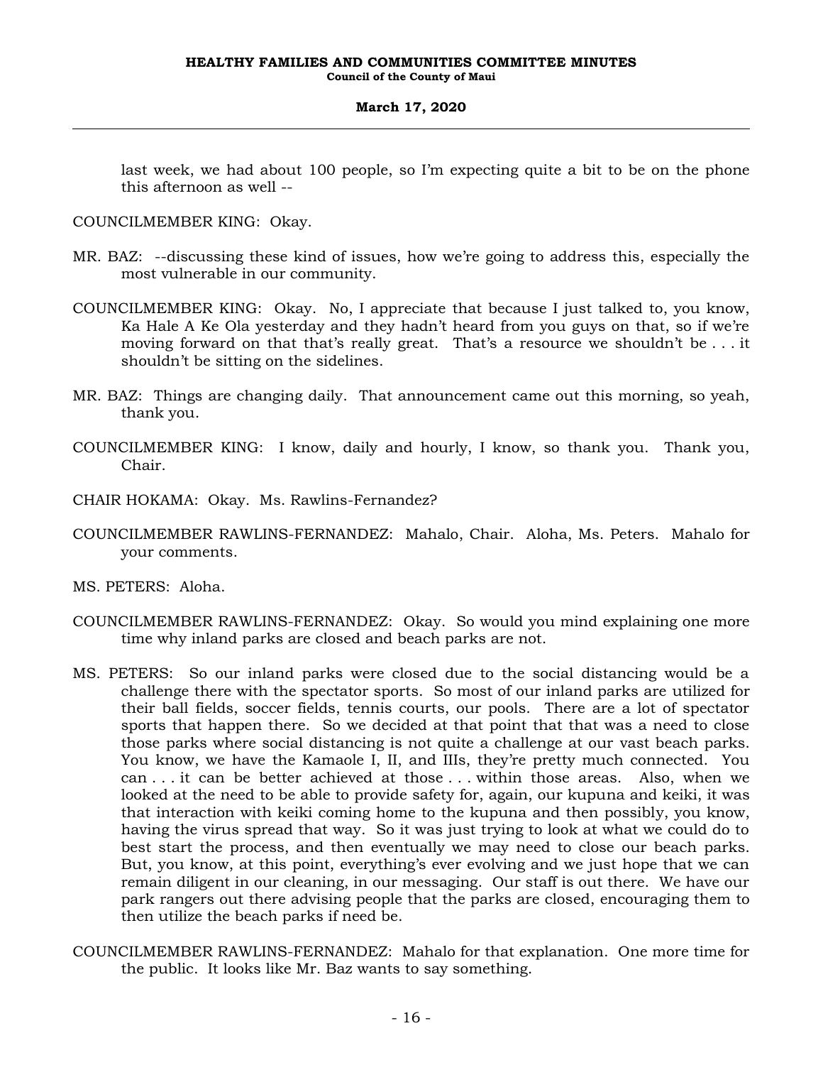last week, we had about 100 people, so I'm expecting quite a bit to be on the phone this afternoon as well --

COUNCILMEMBER KING: Okay.

MR. BAZ: --discussing these kind of issues, how we're going to address this, especially the most vulnerable in our community.

COUNCILMEMBER KING: Okay. No, I appreciate that because I just talked to, you know, Ka Hale A Ke Ola yesterday and they hadn't heard from you guys on that, so if we're moving forward on that that's really great. That's a resource we shouldn't be . . . it shouldn't be sitting on the sidelines.

MR. BAZ: Things are changing daily. That announcement came out this morning, so yeah, thank you.

COUNCILMEMBER KING: I know, daily and hourly, I know, so thank you. Thank you, Chair.

CHAIR HOKAMA: Okay. Ms. Rawlins-Fernandez?

COUNCILMEMBER RAWLINS-FERNANDEZ: Mahalo, Chair. Aloha, Ms. Peters. Mahalo for your comments.

MS. PETERS: Aloha.

COUNCILMEMBER RAWLINS-FERNANDEZ: Okay. So would you mind explaining one more time why inland parks are closed and beach parks are not.

MS. PETERS: So our inland parks were closed due to the social distancing would be a challenge there with the spectator sports. So most of our inland parks are utilized for their ball fields, soccer fields, tennis courts, our pools. There are a lot of spectator sports that happen there. So we decided at that point that that was a need to close those parks where social distancing is not quite a challenge at our vast beach parks. You know, we have the Kamaole I, II, and IIIs, they're pretty much connected. You can . . . it can be better achieved at those . . . within those areas. Also, when we looked at the need to be able to provide safety for, again, our kupuna and keiki, it was that interaction with keiki coming home to the kupuna and then possibly, you know, having the virus spread that way. So it was just trying to look at what we could do to best start the process, and then eventually we may need to close our beach parks. But, you know, at this point, everything's ever evolving and we just hope that we can remain diligent in our cleaning, in our messaging. Our staff is out there. We have our park rangers out there advising people that the parks are closed, encouraging them to then utilize the beach parks if need be.

COUNCILMEMBER RAWLINS-FERNANDEZ: Mahalo for that explanation. One more time for the public. It looks like Mr. Baz wants to say something.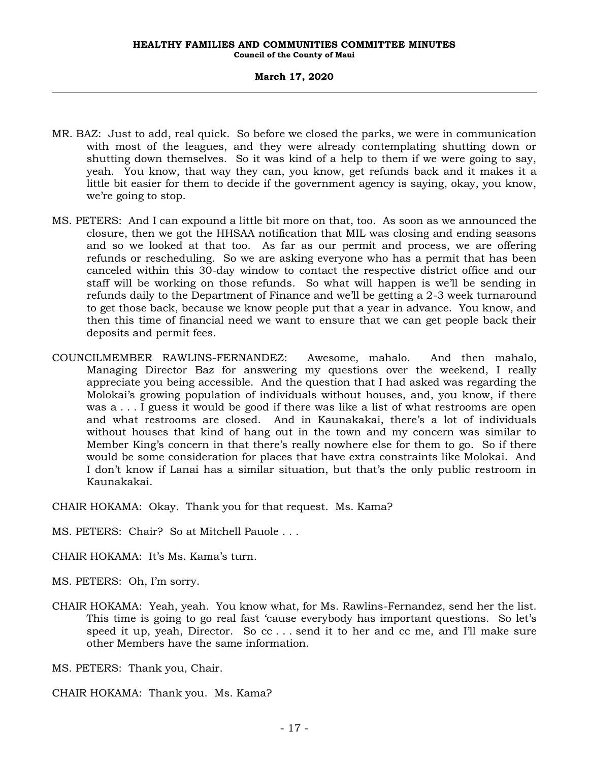MR. BAZ: Just to add, real quick. So before we closed the parks, we were in communication with most of the leagues, and they were already contemplating shutting down or shutting down themselves. So it was kind of a help to them if we were going to say, yeah. You know, that way they can, you know, get refunds back and it makes it a little bit easier for them to decide if the government agency is saying, okay, you know, we're going to stop.

MS. PETERS: And I can expound a little bit more on that, too. As soon as we announced the closure, then we got the HHSAA notification that MIL was closing and ending seasons and so we looked at that too. As far as our permit and process, we are offering refunds or rescheduling. So we are asking everyone who has a permit that has been canceled within this 30-day window to contact the respective district office and our staff will be working on those refunds. So what will happen is we'll be sending in refunds daily to the Department of Finance and we'll be getting a 2-3 week turnaround to get those back, because we know people put that a year in advance. You know, and then this time of financial need we want to ensure that we can get people back their deposits and permit fees.

COUNCILMEMBER RAWLINS-FERNANDEZ: Awesome, mahalo. And then mahalo, Managing Director Baz for answering my questions over the weekend, I really appreciate you being accessible. And the question that I had asked was regarding the Molokai's growing population of individuals without houses, and, you know, if there was a . . . I guess it would be good if there was like a list of what restrooms are open and what restrooms are closed. And in Kaunakakai, there's a lot of individuals without houses that kind of hang out in the town and my concern was similar to Member King's concern in that there's really nowhere else for them to go. So if there would be some consideration for places that have extra constraints like Molokai. And I don't know if Lanai has a similar situation, but that's the only public restroom in Kaunakakai.

CHAIR HOKAMA: Okay. Thank you for that request. Ms. Kama?

MS. PETERS: Chair? So at Mitchell Pauole . . .

CHAIR HOKAMA: It's Ms. Kama's turn.

MS. PETERS: Oh, I'm sorry.

CHAIR HOKAMA: Yeah, yeah. You know what, for Ms. Rawlins-Fernandez, send her the list. This time is going to go real fast 'cause everybody has important questions. So let's speed it up, yeah, Director. So cc . . . send it to her and cc me, and I'll make sure other Members have the same information.

MS. PETERS: Thank you, Chair.

CHAIR HOKAMA: Thank you. Ms. Kama?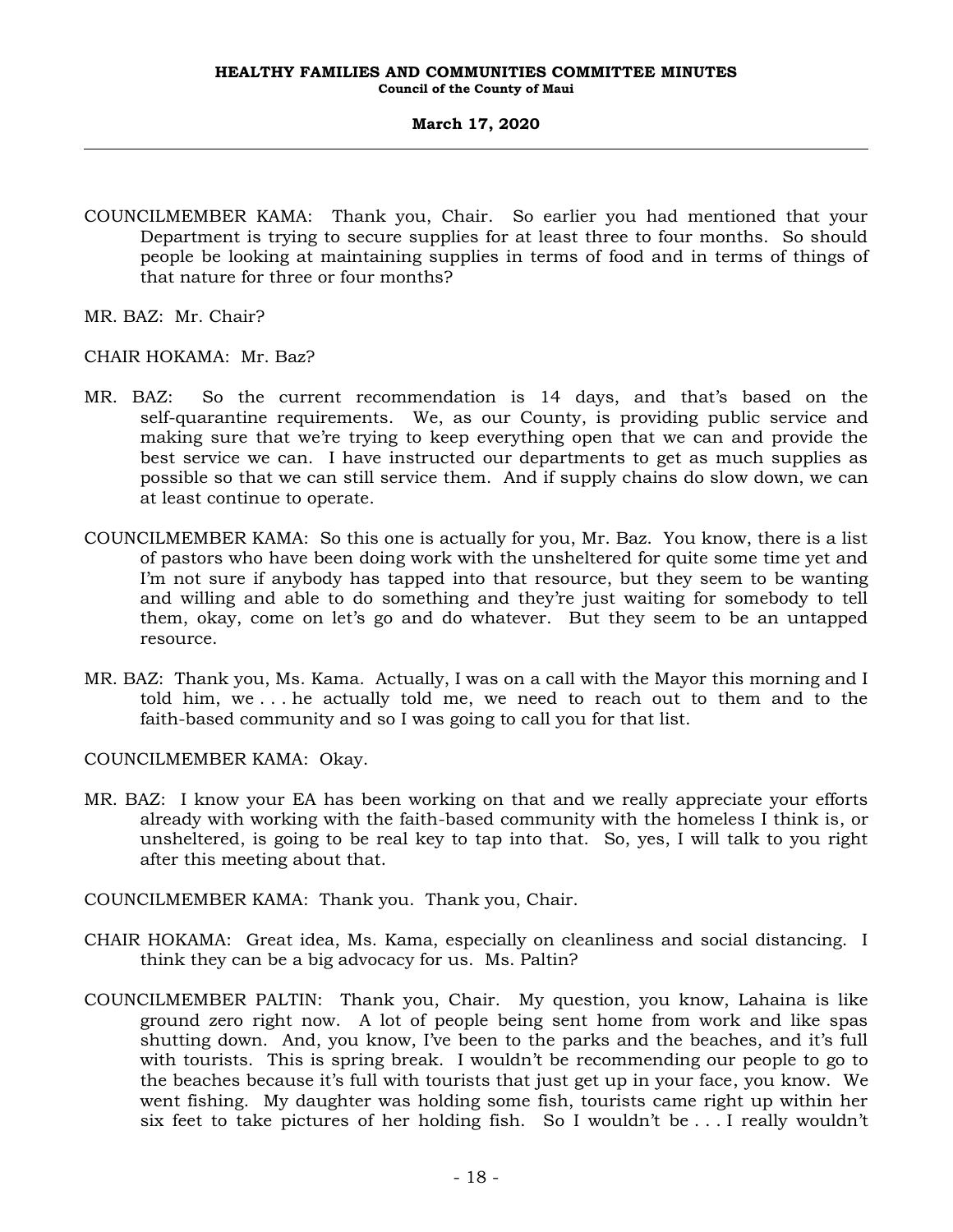COUNCILMEMBER KAMA: Thank you, Chair. So earlier you had mentioned that your Department is trying to secure supplies for at least three to four months. So should people be looking at maintaining supplies in terms of food and in terms of things of that nature for three or four months?

MR. BAZ: Mr. Chair?

CHAIR HOKAMA: Mr. Baz?

MR. BAZ: So the current recommendation is 14 days, and that's based on the self-quarantine requirements. We, as our County, is providing public service and making sure that we're trying to keep everything open that we can and provide the best service we can. I have instructed our departments to get as much supplies as possible so that we can still service them. And if supply chains do slow down, we can at least continue to operate.

COUNCILMEMBER KAMA: So this one is actually for you, Mr. Baz. You know, there is a list of pastors who have been doing work with the unsheltered for quite some time yet and I'm not sure if anybody has tapped into that resource, but they seem to be wanting and willing and able to do something and they're just waiting for somebody to tell them, okay, come on let's go and do whatever. But they seem to be an untapped resource.

MR. BAZ: Thank you, Ms. Kama. Actually, I was on a call with the Mayor this morning and I told him, we . . . he actually told me, we need to reach out to them and to the faith-based community and so I was going to call you for that list.

COUNCILMEMBER KAMA: Okay.

MR. BAZ: I know your EA has been working on that and we really appreciate your efforts already with working with the faith-based community with the homeless I think is, or unsheltered, is going to be real key to tap into that. So, yes, I will talk to you right after this meeting about that.

COUNCILMEMBER KAMA: Thank you. Thank you, Chair.

CHAIR HOKAMA: Great idea, Ms. Kama, especially on cleanliness and social distancing. I think they can be a big advocacy for us. Ms. Paltin?

COUNCILMEMBER PALTIN: Thank you, Chair. My question, you know, Lahaina is like ground zero right now. A lot of people being sent home from work and like spas shutting down. And, you know, I've been to the parks and the beaches, and it's full with tourists. This is spring break. I wouldn't be recommending our people to go to the beaches because it's full with tourists that just get up in your face, you know. We went fishing. My daughter was holding some fish, tourists came right up within her six feet to take pictures of her holding fish. So I wouldn't be . . . I really wouldn't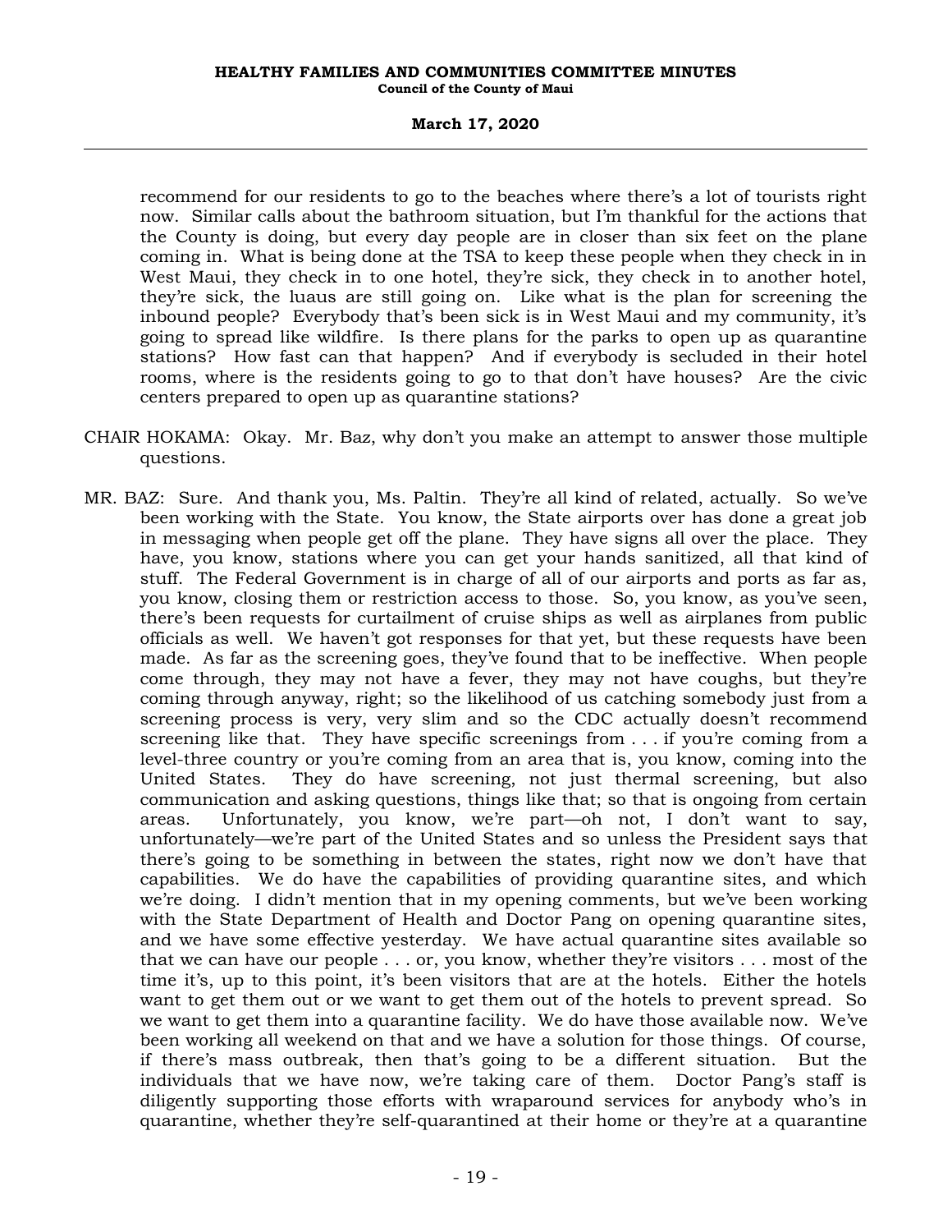recommend for our residents to go to the beaches where there's a lot of tourists right now. Similar calls about the bathroom situation, but I'm thankful for the actions that the County is doing, but every day people are in closer than six feet on the plane coming in. What is being done at the TSA to keep these people when they check in in West Maui, they check in to one hotel, they're sick, they check in to another hotel, they're sick, the luaus are still going on. Like what is the plan for screening the inbound people? Everybody that's been sick is in West Maui and my community, it's going to spread like wildfire. Is there plans for the parks to open up as quarantine stations? How fast can that happen? And if everybody is secluded in their hotel rooms, where is the residents going to go to that don't have houses? Are the civic centers prepared to open up as quarantine stations?

CHAIR HOKAMA: Okay. Mr. Baz, why don't you make an attempt to answer those multiple questions.

MR. BAZ: Sure. And thank you, Ms. Paltin. They're all kind of related, actually. So we've been working with the State. You know, the State airports over has done a great job in messaging when people get off the plane. They have signs all over the place. They have, you know, stations where you can get your hands sanitized, all that kind of stuff. The Federal Government is in charge of all of our airports and ports as far as, you know, closing them or restriction access to those. So, you know, as you've seen, there's been requests for curtailment of cruise ships as well as airplanes from public officials as well. We haven't got responses for that yet, but these requests have been made. As far as the screening goes, they've found that to be ineffective. When people come through, they may not have a fever, they may not have coughs, but they're coming through anyway, right; so the likelihood of us catching somebody just from a screening process is very, very slim and so the CDC actually doesn't recommend screening like that. They have specific screenings from . . . if you're coming from a level-three country or you're coming from an area that is, you know, coming into the United States. They do have screening, not just thermal screening, but also communication and asking questions, things like that; so that is ongoing from certain areas. Unfortunately, you know, we're part—oh not, I don't want to say, unfortunately—we're part of the United States and so unless the President says that there's going to be something in between the states, right now we don't have that capabilities. We do have the capabilities of providing quarantine sites, and which we're doing. I didn't mention that in my opening comments, but we've been working with the State Department of Health and Doctor Pang on opening quarantine sites, and we have some effective yesterday. We have actual quarantine sites available so that we can have our people . . . or, you know, whether they're visitors . . . most of the time it's, up to this point, it's been visitors that are at the hotels. Either the hotels want to get them out or we want to get them out of the hotels to prevent spread. So we want to get them into a quarantine facility. We do have those available now. We've been working all weekend on that and we have a solution for those things. Of course, if there's mass outbreak, then that's going to be a different situation. But the individuals that we have now, we're taking care of them. Doctor Pang's staff is diligently supporting those efforts with wraparound services for anybody who's in quarantine, whether they're self-quarantined at their home or they're at a quarantine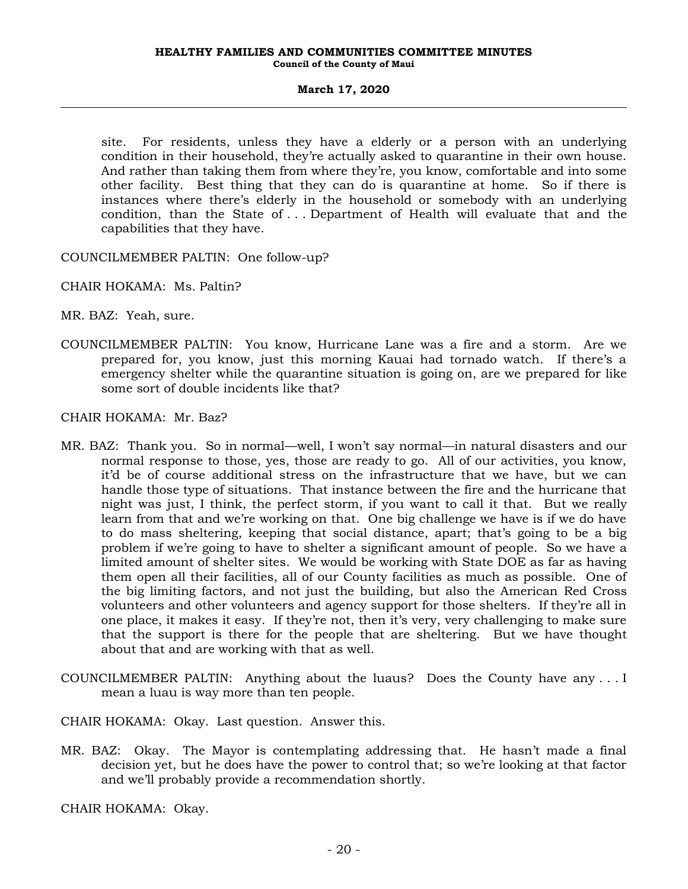site. For residents, unless they have a elderly or a person with an underlying condition in their household, they're actually asked to quarantine in their own house. And rather than taking them from where they're, you know, comfortable and into some other facility. Best thing that they can do is quarantine at home. So if there is instances where there's elderly in the household or somebody with an underlying condition, than the State of . . . Department of Health will evaluate that and the capabilities that they have.

COUNCILMEMBER PALTIN: One follow-up?

CHAIR HOKAMA: Ms. Paltin?

MR. BAZ: Yeah, sure.

COUNCILMEMBER PALTIN: You know, Hurricane Lane was a fire and a storm. Are we prepared for, you know, just this morning Kauai had tornado watch. If there's a emergency shelter while the quarantine situation is going on, are we prepared for like some sort of double incidents like that?

CHAIR HOKAMA: Mr. Baz?

MR. BAZ: Thank you. So in normal—well, I won't say normal—in natural disasters and our normal response to those, yes, those are ready to go. All of our activities, you know, it'd be of course additional stress on the infrastructure that we have, but we can handle those type of situations. That instance between the fire and the hurricane that night was just, I think, the perfect storm, if you want to call it that. But we really learn from that and we're working on that. One big challenge we have is if we do have to do mass sheltering, keeping that social distance, apart; that's going to be a big problem if we're going to have to shelter a significant amount of people. So we have a limited amount of shelter sites. We would be working with State DOE as far as having them open all their facilities, all of our County facilities as much as possible. One of the big limiting factors, and not just the building, but also the American Red Cross volunteers and other volunteers and agency support for those shelters. If they're all in one place, it makes it easy. If they're not, then it's very, very challenging to make sure that the support is there for the people that are sheltering. But we have thought about that and are working with that as well.

COUNCILMEMBER PALTIN: Anything about the luaus? Does the County have any . . . I mean a luau is way more than ten people.

CHAIR HOKAMA: Okay. Last question. Answer this.

MR. BAZ: Okay. The Mayor is contemplating addressing that. He hasn't made a final decision yet, but he does have the power to control that; so we're looking at that factor and we'll probably provide a recommendation shortly.

CHAIR HOKAMA: Okay.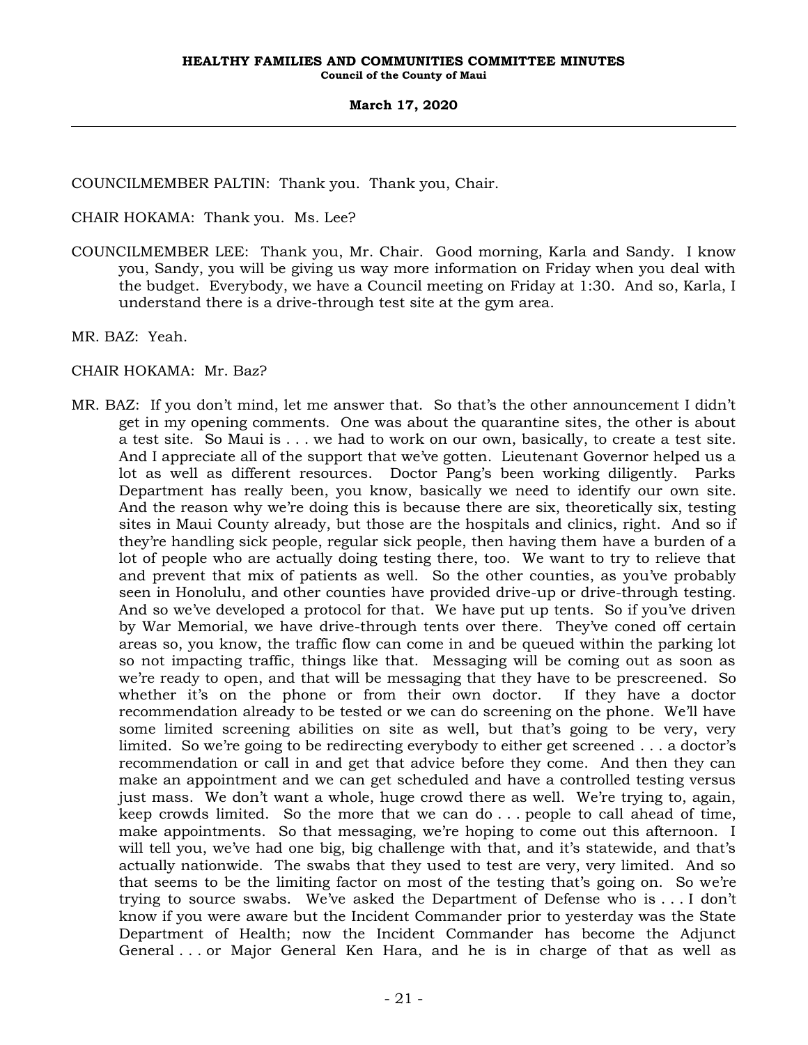COUNCILMEMBER PALTIN: Thank you. Thank you, Chair.

CHAIR HOKAMA: Thank you. Ms. Lee?

COUNCILMEMBER LEE: Thank you, Mr. Chair. Good morning, Karla and Sandy. I know you, Sandy, you will be giving us way more information on Friday when you deal with the budget. Everybody, we have a Council meeting on Friday at 1:30. And so, Karla, I understand there is a drive-through test site at the gym area.

MR. BAZ: Yeah.

CHAIR HOKAMA: Mr. Baz?

MR. BAZ: If you don't mind, let me answer that. So that's the other announcement I didn't get in my opening comments. One was about the quarantine sites, the other is about a test site. So Maui is . . . we had to work on our own, basically, to create a test site. And I appreciate all of the support that we've gotten. Lieutenant Governor helped us a lot as well as different resources. Doctor Pang's been working diligently. Parks Department has really been, you know, basically we need to identify our own site. And the reason why we're doing this is because there are six, theoretically six, testing sites in Maui County already, but those are the hospitals and clinics, right. And so if they're handling sick people, regular sick people, then having them have a burden of a lot of people who are actually doing testing there, too. We want to try to relieve that and prevent that mix of patients as well. So the other counties, as you've probably seen in Honolulu, and other counties have provided drive-up or drive-through testing. And so we've developed a protocol for that. We have put up tents. So if you've driven by War Memorial, we have drive-through tents over there. They've coned off certain areas so, you know, the traffic flow can come in and be queued within the parking lot so not impacting traffic, things like that. Messaging will be coming out as soon as we're ready to open, and that will be messaging that they have to be prescreened. So whether it's on the phone or from their own doctor. If they have a doctor recommendation already to be tested or we can do screening on the phone. We'll have some limited screening abilities on site as well, but that's going to be very, very limited. So we're going to be redirecting everybody to either get screened . . . a doctor's recommendation or call in and get that advice before they come. And then they can make an appointment and we can get scheduled and have a controlled testing versus just mass. We don't want a whole, huge crowd there as well. We're trying to, again, keep crowds limited. So the more that we can do . . . people to call ahead of time, make appointments. So that messaging, we're hoping to come out this afternoon. I will tell you, we've had one big, big challenge with that, and it's statewide, and that's actually nationwide. The swabs that they used to test are very, very limited. And so that seems to be the limiting factor on most of the testing that's going on. So we're trying to source swabs. We've asked the Department of Defense who is . . . I don't know if you were aware but the Incident Commander prior to yesterday was the State Department of Health; now the Incident Commander has become the Adjunct General . . . or Major General Ken Hara, and he is in charge of that as well as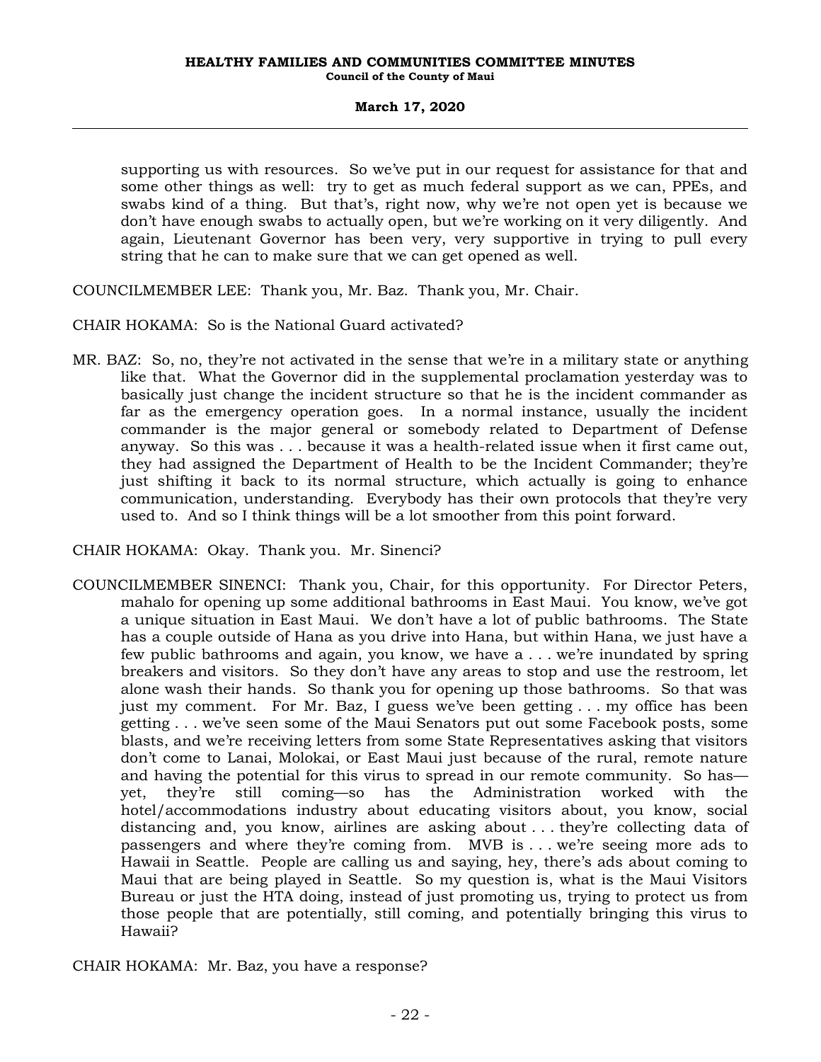supporting us with resources. So we've put in our request for assistance for that and some other things as well: try to get as much federal support as we can, PPEs, and swabs kind of a thing. But that's, right now, why we're not open yet is because we don't have enough swabs to actually open, but we're working on it very diligently. And again, Lieutenant Governor has been very, very supportive in trying to pull every string that he can to make sure that we can get opened as well.

COUNCILMEMBER LEE: Thank you, Mr. Baz. Thank you, Mr. Chair.

CHAIR HOKAMA: So is the National Guard activated?

MR. BAZ: So, no, they're not activated in the sense that we're in a military state or anything like that. What the Governor did in the supplemental proclamation yesterday was to basically just change the incident structure so that he is the incident commander as far as the emergency operation goes. In a normal instance, usually the incident commander is the major general or somebody related to Department of Defense anyway. So this was . . . because it was a health-related issue when it first came out, they had assigned the Department of Health to be the Incident Commander; they're just shifting it back to its normal structure, which actually is going to enhance communication, understanding. Everybody has their own protocols that they're very used to. And so I think things will be a lot smoother from this point forward.

CHAIR HOKAMA: Okay. Thank you. Mr. Sinenci?

COUNCILMEMBER SINENCI: Thank you, Chair, for this opportunity. For Director Peters, mahalo for opening up some additional bathrooms in East Maui. You know, we've got a unique situation in East Maui. We don't have a lot of public bathrooms. The State has a couple outside of Hana as you drive into Hana, but within Hana, we just have a few public bathrooms and again, you know, we have a . . . we're inundated by spring breakers and visitors. So they don't have any areas to stop and use the restroom, let alone wash their hands. So thank you for opening up those bathrooms. So that was just my comment. For Mr. Baz, I guess we've been getting . . . my office has been getting . . . we've seen some of the Maui Senators put out some Facebook posts, some blasts, and we're receiving letters from some State Representatives asking that visitors don't come to Lanai, Molokai, or East Maui just because of the rural, remote nature and having the potential for this virus to spread in our remote community. So has—yet, they're still coming—so has the Administration worked with the hotel/accommodations industry about educating visitors about, you know, social distancing and, you know, airlines are asking about . . . they're collecting data of passengers and where they're coming from. MVB is . . . we're seeing more ads to Hawaii in Seattle. People are calling us and saying, hey, there's ads about coming to Maui that are being played in Seattle. So my question is, what is the Maui Visitors Bureau or just the HTA doing, instead of just promoting us, trying to protect us from those people that are potentially, still coming, and potentially bringing this virus to Hawaii?

CHAIR HOKAMA: Mr. Baz, you have a response?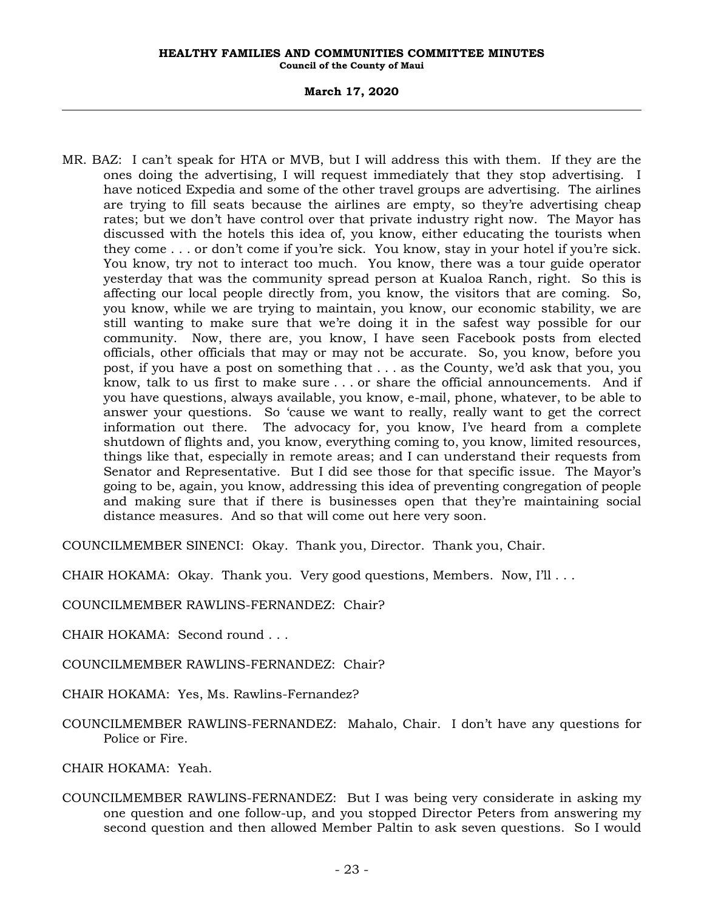MR. BAZ: I can't speak for HTA or MVB, but I will address this with them. If they are the ones doing the advertising, I will request immediately that they stop advertising. I have noticed Expedia and some of the other travel groups are advertising. The airlines are trying to fill seats because the airlines are empty, so they're advertising cheap rates; but we don't have control over that private industry right now. The Mayor has discussed with the hotels this idea of, you know, either educating the tourists when they come . . . or don't come if you're sick. You know, stay in your hotel if you're sick. You know, try not to interact too much. You know, there was a tour guide operator yesterday that was the community spread person at Kualoa Ranch, right. So this is affecting our local people directly from, you know, the visitors that are coming. So, you know, while we are trying to maintain, you know, our economic stability, we are still wanting to make sure that we're doing it in the safest way possible for our community. Now, there are, you know, I have seen Facebook posts from elected officials, other officials that may or may not be accurate. So, you know, before you post, if you have a post on something that . . . as the County, we'd ask that you, you know, talk to us first to make sure . . . or share the official announcements. And if you have questions, always available, you know, e-mail, phone, whatever, to be able to answer your questions. So 'cause we want to really, really want to get the correct information out there. The advocacy for, you know, I've heard from a complete shutdown of flights and, you know, everything coming to, you know, limited resources, things like that, especially in remote areas; and I can understand their requests from Senator and Representative. But I did see those for that specific issue. The Mayor's going to be, again, you know, addressing this idea of preventing congregation of people and making sure that if there is businesses open that they're maintaining social distance measures. And so that will come out here very soon.

COUNCILMEMBER SINENCI: Okay. Thank you, Director. Thank you, Chair.

CHAIR HOKAMA: Okay. Thank you. Very good questions, Members. Now, I'll . . .

COUNCILMEMBER RAWLINS-FERNANDEZ: Chair?

CHAIR HOKAMA: Second round . . .

COUNCILMEMBER RAWLINS-FERNANDEZ: Chair?

CHAIR HOKAMA: Yes, Ms. Rawlins-Fernandez?

COUNCILMEMBER RAWLINS-FERNANDEZ: Mahalo, Chair. I don't have any questions for Police or Fire.

CHAIR HOKAMA: Yeah.

COUNCILMEMBER RAWLINS-FERNANDEZ: But I was being very considerate in asking my one question and one follow-up, and you stopped Director Peters from answering my second question and then allowed Member Paltin to ask seven questions. So I would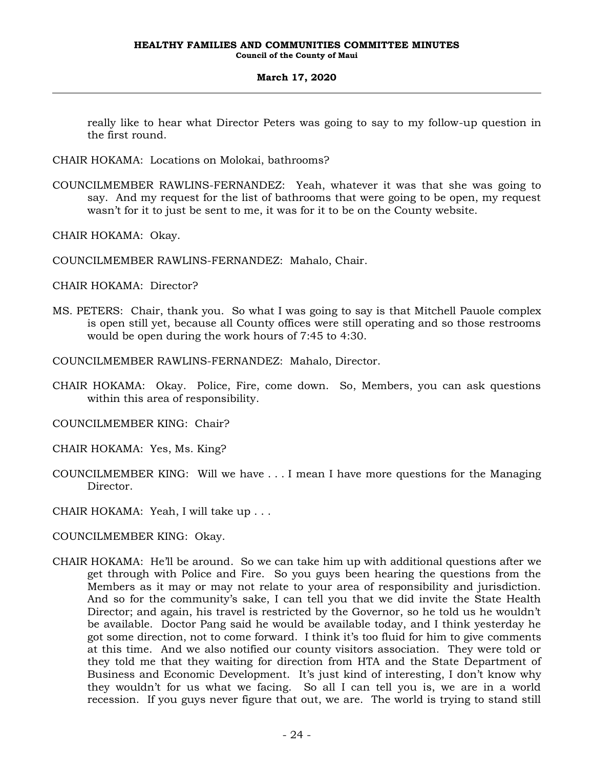really like to hear what Director Peters was going to say to my follow-up question in the first round.

CHAIR HOKAMA: Locations on Molokai, bathrooms?

COUNCILMEMBER RAWLINS-FERNANDEZ: Yeah, whatever it was that she was going to say. And my request for the list of bathrooms that were going to be open, my request wasn't for it to just be sent to me, it was for it to be on the County website.

CHAIR HOKAMA: Okay.

COUNCILMEMBER RAWLINS-FERNANDEZ: Mahalo, Chair.

CHAIR HOKAMA: Director?

MS. PETERS: Chair, thank you. So what I was going to say is that Mitchell Pauole complex is open still yet, because all County offices were still operating and so those restrooms would be open during the work hours of 7:45 to 4:30.

COUNCILMEMBER RAWLINS-FERNANDEZ: Mahalo, Director.

CHAIR HOKAMA: Okay. Police, Fire, come down. So, Members, you can ask questions within this area of responsibility.

COUNCILMEMBER KING: Chair?

CHAIR HOKAMA: Yes, Ms. King?

COUNCILMEMBER KING: Will we have . . . I mean I have more questions for the Managing Director.

CHAIR HOKAMA: Yeah, I will take up . . .

COUNCILMEMBER KING: Okay.

CHAIR HOKAMA: He'll be around. So we can take him up with additional questions after we get through with Police and Fire. So you guys been hearing the questions from the Members as it may or may not relate to your area of responsibility and jurisdiction. And so for the community's sake, I can tell you that we did invite the State Health Director; and again, his travel is restricted by the Governor, so he told us he wouldn't be available. Doctor Pang said he would be available today, and I think yesterday he got some direction, not to come forward. I think it's too fluid for him to give comments at this time. And we also notified our county visitors association. They were told or they told me that they waiting for direction from HTA and the State Department of Business and Economic Development. It's just kind of interesting, I don't know why they wouldn't for us what we facing. So all I can tell you is, we are in a world recession. If you guys never figure that out, we are. The world is trying to stand still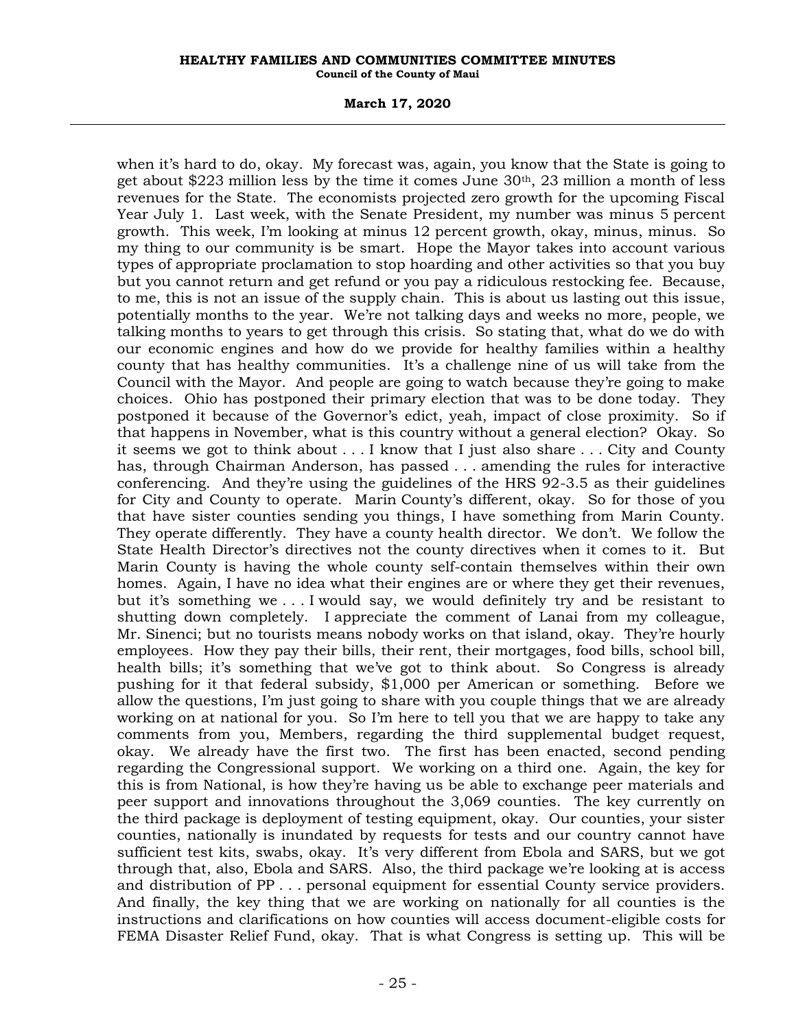when it's hard to do, okay. My forecast was, again, you know that the State is going to get about $223 million less by the time it comes June 30th, 23 million a month of less revenues for the State. The economists projected zero growth for the upcoming Fiscal Year July 1. Last week, with the Senate President, my number was minus 5 percent growth. This week, I'm looking at minus 12 percent growth, okay, minus, minus. So my thing to our community is be smart. Hope the Mayor takes into account various types of appropriate proclamation to stop hoarding and other activities so that you buy but you cannot return and get refund or you pay a ridiculous restocking fee. Because, to me, this is not an issue of the supply chain. This is about us lasting out this issue, potentially months to the year. We're not talking days and weeks no more, people, we talking months to years to get through this crisis. So stating that, what do we do with our economic engines and how do we provide for healthy families within a healthy county that has healthy communities. It's a challenge nine of us will take from the Council with the Mayor. And people are going to watch because they're going to make choices. Ohio has postponed their primary election that was to be done today. They postponed it because of the Governor's edict, yeah, impact of close proximity. So if that happens in November, what is this country without a general election? Okay. So it seems we got to think about . . . I know that I just also share . . . City and County has, through Chairman Anderson, has passed . . . amending the rules for interactive conferencing. And they're using the guidelines of the HRS 92-3.5 as their guidelines for City and County to operate. Marin County's different, okay. So for those of you that have sister counties sending you things, I have something from Marin County. They operate differently. They have a county health director. We don't. We follow the State Health Director's directives not the county directives when it comes to it. But Marin County is having the whole county self-contain themselves within their own homes. Again, I have no idea what their engines are or where they get their revenues, but it's something we . . . I would say, we would definitely try and be resistant to shutting down completely. I appreciate the comment of Lanai from my colleague, Mr. Sinenci; but no tourists means nobody works on that island, okay. They're hourly employees. How they pay their bills, their rent, their mortgages, food bills, school bill, health bills; it's something that we've got to think about. So Congress is already pushing for it that federal subsidy, $1,000 per American or something. Before we allow the questions, I'm just going to share with you couple things that we are already working on at national for you. So I'm here to tell you that we are happy to take any comments from you, Members, regarding the third supplemental budget request, okay. We already have the first two. The first has been enacted, second pending regarding the Congressional support. We working on a third one. Again, the key for this is from National, is how they're having us be able to exchange peer materials and peer support and innovations throughout the 3,069 counties. The key currently on the third package is deployment of testing equipment, okay. Our counties, your sister counties, nationally is inundated by requests for tests and our country cannot have sufficient test kits, swabs, okay. It's very different from Ebola and SARS, but we got through that, also, Ebola and SARS. Also, the third package we're looking at is access and distribution of PP . . . personal equipment for essential County service providers. And finally, the key thing that we are working on nationally for all counties is the instructions and clarifications on how counties will access document-eligible costs for FEMA Disaster Relief Fund, okay. That is what Congress is setting up. This will be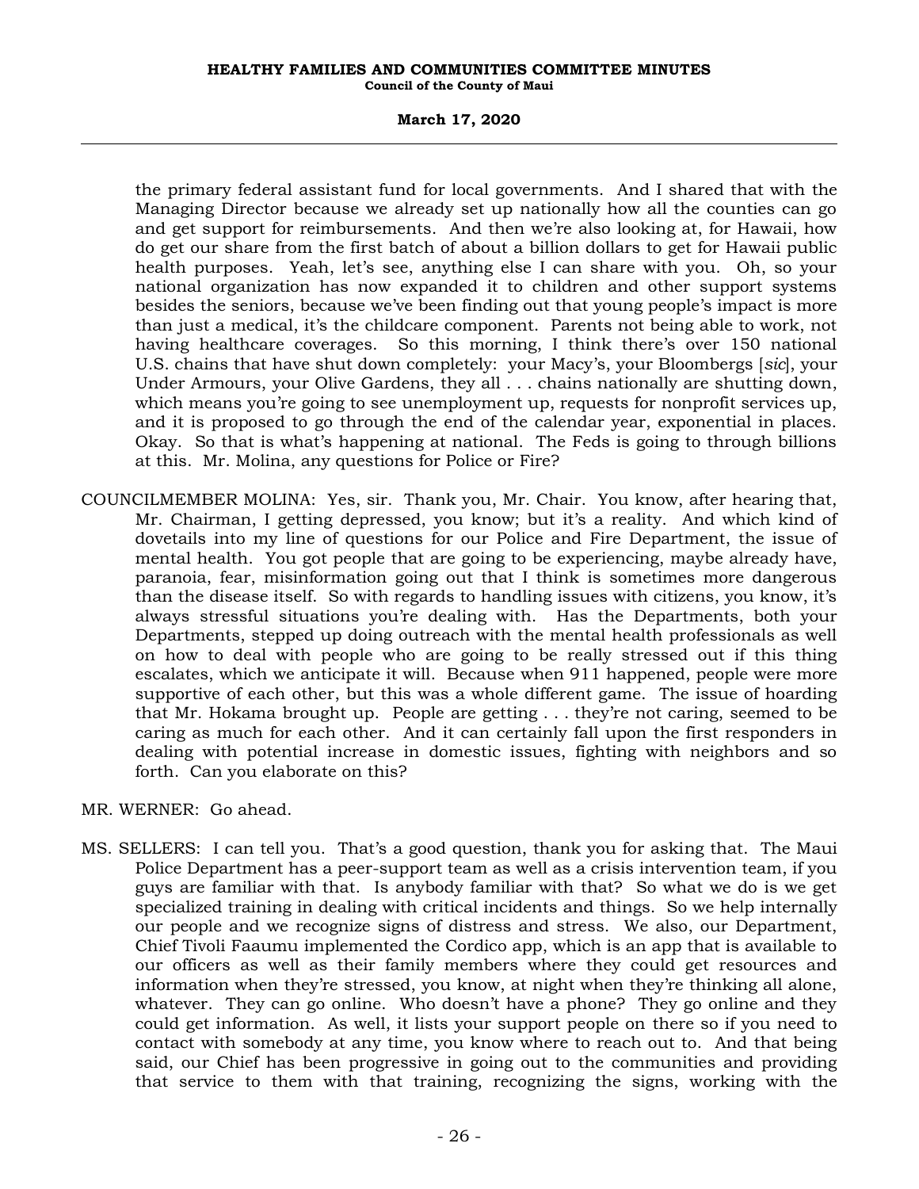the primary federal assistant fund for local governments. And I shared that with the Managing Director because we already set up nationally how all the counties can go and get support for reimbursements. And then we're also looking at, for Hawaii, how do get our share from the first batch of about a billion dollars to get for Hawaii public health purposes. Yeah, let's see, anything else I can share with you. Oh, so your national organization has now expanded it to children and other support systems besides the seniors, because we've been finding out that young people's impact is more than just a medical, it's the childcare component. Parents not being able to work, not having healthcare coverages. So this morning, I think there's over 150 national U.S. chains that have shut down completely: your Macy's, your Bloombergs [*sic*], your Under Armours, your Olive Gardens, they all . . . chains nationally are shutting down, which means you're going to see unemployment up, requests for nonprofit services up, and it is proposed to go through the end of the calendar year, exponential in places. Okay. So that is what's happening at national. The Feds is going to through billions at this. Mr. Molina, any questions for Police or Fire?

COUNCILMEMBER MOLINA: Yes, sir. Thank you, Mr. Chair. You know, after hearing that, Mr. Chairman, I getting depressed, you know; but it's a reality. And which kind of dovetails into my line of questions for our Police and Fire Department, the issue of mental health. You got people that are going to be experiencing, maybe already have, paranoia, fear, misinformation going out that I think is sometimes more dangerous than the disease itself. So with regards to handling issues with citizens, you know, it's always stressful situations you're dealing with. Has the Departments, both your Departments, stepped up doing outreach with the mental health professionals as well on how to deal with people who are going to be really stressed out if this thing escalates, which we anticipate it will. Because when 911 happened, people were more supportive of each other, but this was a whole different game. The issue of hoarding that Mr. Hokama brought up. People are getting . . . they're not caring, seemed to be caring as much for each other. And it can certainly fall upon the first responders in dealing with potential increase in domestic issues, fighting with neighbors and so forth. Can you elaborate on this?

MR. WERNER: Go ahead.

MS. SELLERS: I can tell you. That's a good question, thank you for asking that. The Maui Police Department has a peer-support team as well as a crisis intervention team, if you guys are familiar with that. Is anybody familiar with that? So what we do is we get specialized training in dealing with critical incidents and things. So we help internally our people and we recognize signs of distress and stress. We also, our Department, Chief Tivoli Faaumu implemented the Cordico app, which is an app that is available to our officers as well as their family members where they could get resources and information when they're stressed, you know, at night when they're thinking all alone, whatever. They can go online. Who doesn't have a phone? They go online and they could get information. As well, it lists your support people on there so if you need to contact with somebody at any time, you know where to reach out to. And that being said, our Chief has been progressive in going out to the communities and providing that service to them with that training, recognizing the signs, working with the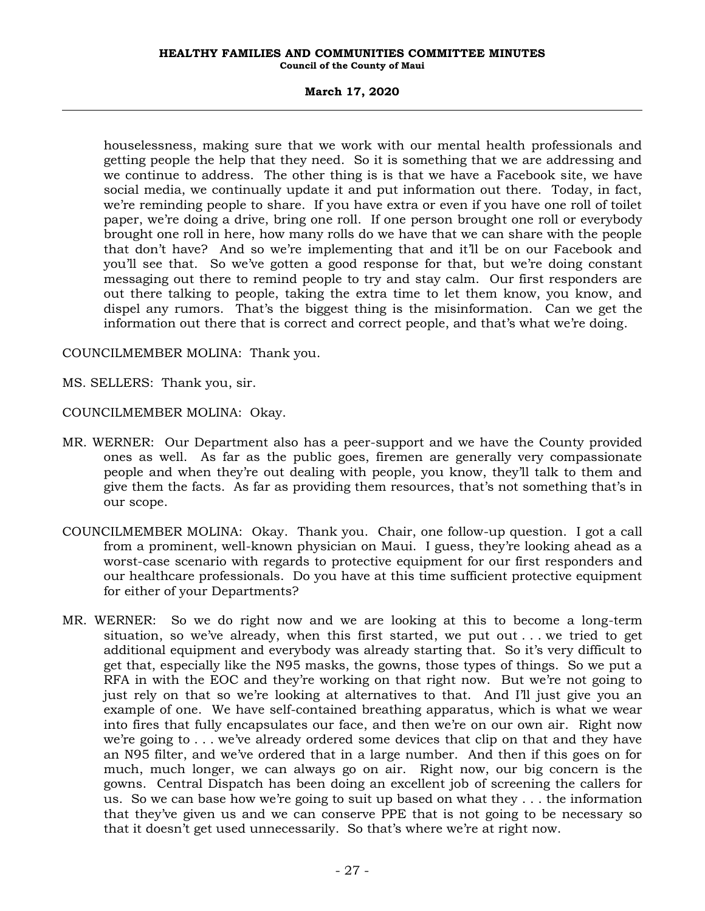houselessness, making sure that we work with our mental health professionals and getting people the help that they need. So it is something that we are addressing and we continue to address. The other thing is is that we have a Facebook site, we have social media, we continually update it and put information out there. Today, in fact, we're reminding people to share. If you have extra or even if you have one roll of toilet paper, we're doing a drive, bring one roll. If one person brought one roll or everybody brought one roll in here, how many rolls do we have that we can share with the people that don't have? And so we're implementing that and it'll be on our Facebook and you'll see that. So we've gotten a good response for that, but we're doing constant messaging out there to remind people to try and stay calm. Our first responders are out there talking to people, taking the extra time to let them know, you know, and dispel any rumors. That's the biggest thing is the misinformation. Can we get the information out there that is correct and correct people, and that's what we're doing.

COUNCILMEMBER MOLINA: Thank you.

MS. SELLERS: Thank you, sir.

COUNCILMEMBER MOLINA: Okay.

MR. WERNER: Our Department also has a peer-support and we have the County provided ones as well. As far as the public goes, firemen are generally very compassionate people and when they're out dealing with people, you know, they'll talk to them and give them the facts. As far as providing them resources, that's not something that's in our scope.

COUNCILMEMBER MOLINA: Okay. Thank you. Chair, one follow-up question. I got a call from a prominent, well-known physician on Maui. I guess, they're looking ahead as a worst-case scenario with regards to protective equipment for our first responders and our healthcare professionals. Do you have at this time sufficient protective equipment for either of your Departments?

MR. WERNER: So we do right now and we are looking at this to become a long-term situation, so we've already, when this first started, we put out . . . we tried to get additional equipment and everybody was already starting that. So it's very difficult to get that, especially like the N95 masks, the gowns, those types of things. So we put a RFA in with the EOC and they're working on that right now. But we're not going to just rely on that so we're looking at alternatives to that. And I'll just give you an example of one. We have self-contained breathing apparatus, which is what we wear into fires that fully encapsulates our face, and then we're on our own air. Right now we're going to . . . we've already ordered some devices that clip on that and they have an N95 filter, and we've ordered that in a large number. And then if this goes on for much, much longer, we can always go on air. Right now, our big concern is the gowns. Central Dispatch has been doing an excellent job of screening the callers for us. So we can base how we're going to suit up based on what they . . . the information that they've given us and we can conserve PPE that is not going to be necessary so that it doesn't get used unnecessarily. So that's where we're at right now.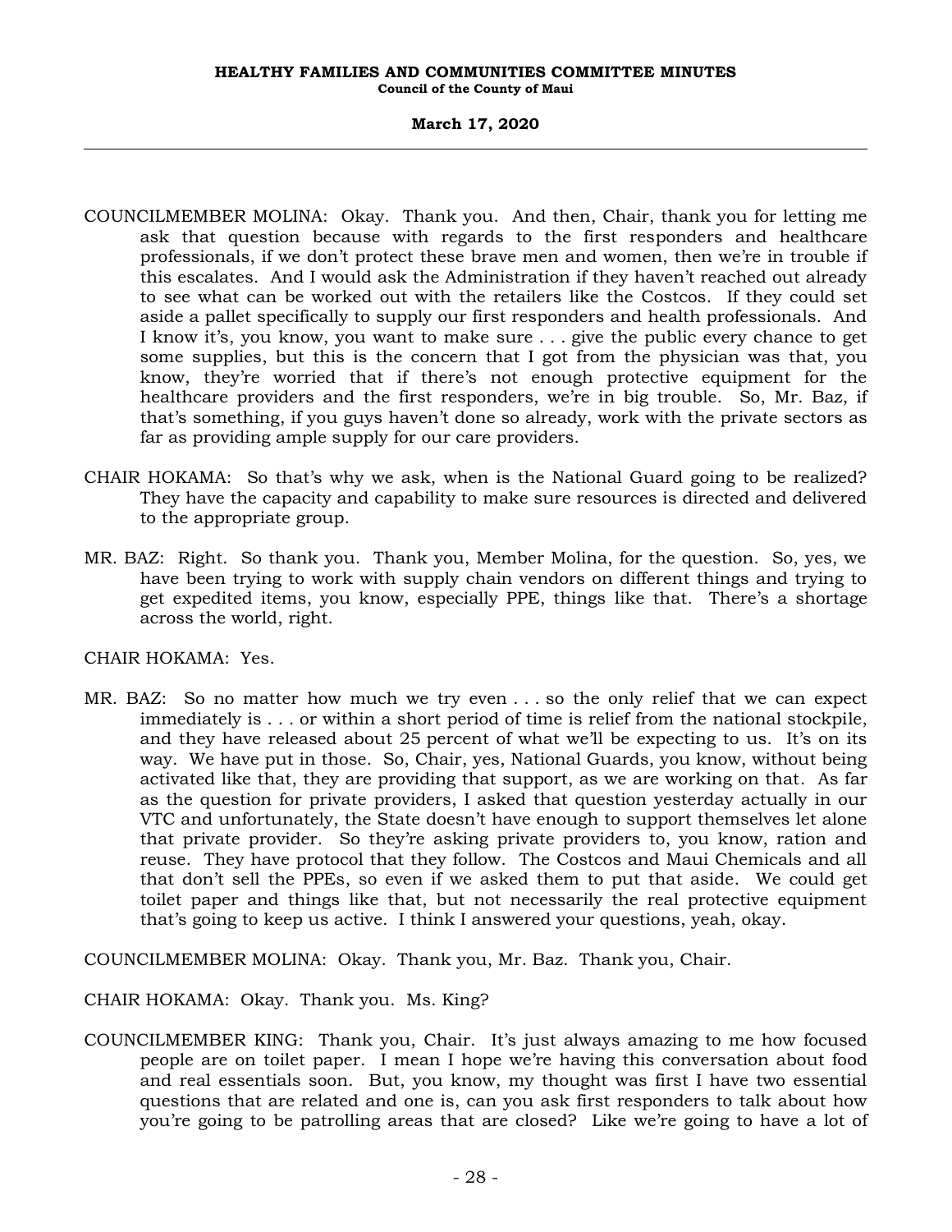COUNCILMEMBER MOLINA: Okay. Thank you. And then, Chair, thank you for letting me ask that question because with regards to the first responders and healthcare professionals, if we don't protect these brave men and women, then we're in trouble if this escalates. And I would ask the Administration if they haven't reached out already to see what can be worked out with the retailers like the Costcos. If they could set aside a pallet specifically to supply our first responders and health professionals. And I know it's, you know, you want to make sure . . . give the public every chance to get some supplies, but this is the concern that I got from the physician was that, you know, they're worried that if there's not enough protective equipment for the healthcare providers and the first responders, we're in big trouble. So, Mr. Baz, if that's something, if you guys haven't done so already, work with the private sectors as far as providing ample supply for our care providers.

CHAIR HOKAMA: So that's why we ask, when is the National Guard going to be realized? They have the capacity and capability to make sure resources is directed and delivered to the appropriate group.

MR. BAZ: Right. So thank you. Thank you, Member Molina, for the question. So, yes, we have been trying to work with supply chain vendors on different things and trying to get expedited items, you know, especially PPE, things like that. There's a shortage across the world, right.

CHAIR HOKAMA: Yes.

MR. BAZ: So no matter how much we try even . . . so the only relief that we can expect immediately is . . . or within a short period of time is relief from the national stockpile, and they have released about 25 percent of what we'll be expecting to us. It's on its way. We have put in those. So, Chair, yes, National Guards, you know, without being activated like that, they are providing that support, as we are working on that. As far as the question for private providers, I asked that question yesterday actually in our VTC and unfortunately, the State doesn't have enough to support themselves let alone that private provider. So they're asking private providers to, you know, ration and reuse. They have protocol that they follow. The Costcos and Maui Chemicals and all that don't sell the PPEs, so even if we asked them to put that aside. We could get toilet paper and things like that, but not necessarily the real protective equipment that's going to keep us active. I think I answered your questions, yeah, okay.

COUNCILMEMBER MOLINA: Okay. Thank you, Mr. Baz. Thank you, Chair.

CHAIR HOKAMA: Okay. Thank you. Ms. King?

COUNCILMEMBER KING: Thank you, Chair. It's just always amazing to me how focused people are on toilet paper. I mean I hope we're having this conversation about food and real essentials soon. But, you know, my thought was first I have two essential questions that are related and one is, can you ask first responders to talk about how you're going to be patrolling areas that are closed? Like we're going to have a lot of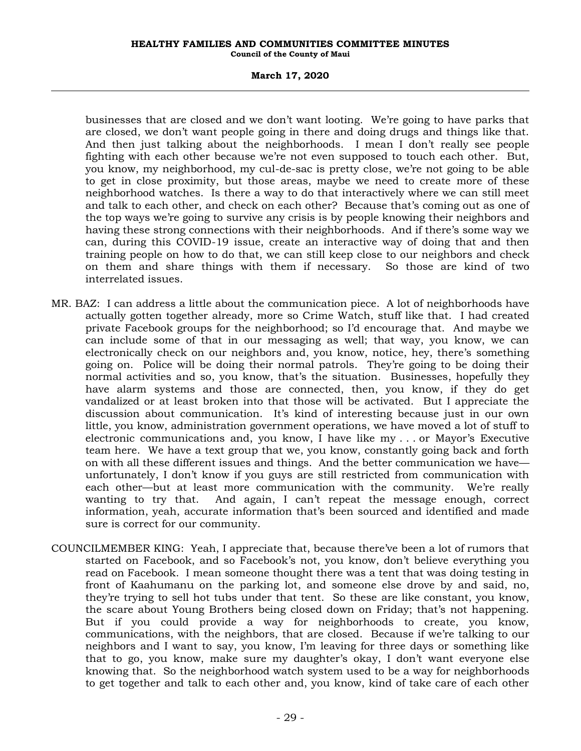businesses that are closed and we don't want looting. We're going to have parks that are closed, we don't want people going in there and doing drugs and things like that. And then just talking about the neighborhoods. I mean I don't really see people fighting with each other because we're not even supposed to touch each other. But, you know, my neighborhood, my cul-de-sac is pretty close, we're not going to be able to get in close proximity, but those areas, maybe we need to create more of these neighborhood watches. Is there a way to do that interactively where we can still meet and talk to each other, and check on each other? Because that's coming out as one of the top ways we're going to survive any crisis is by people knowing their neighbors and having these strong connections with their neighborhoods. And if there's some way we can, during this COVID-19 issue, create an interactive way of doing that and then training people on how to do that, we can still keep close to our neighbors and check on them and share things with them if necessary. So those are kind of two interrelated issues.

MR. BAZ: I can address a little about the communication piece. A lot of neighborhoods have actually gotten together already, more so Crime Watch, stuff like that. I had created private Facebook groups for the neighborhood; so I'd encourage that. And maybe we can include some of that in our messaging as well; that way, you know, we can electronically check on our neighbors and, you know, notice, hey, there's something going on. Police will be doing their normal patrols. They're going to be doing their normal activities and so, you know, that's the situation. Businesses, hopefully they have alarm systems and those are connected, then, you know, if they do get vandalized or at least broken into that those will be activated. But I appreciate the discussion about communication. It's kind of interesting because just in our own little, you know, administration government operations, we have moved a lot of stuff to electronic communications and, you know, I have like my . . . or Mayor's Executive team here. We have a text group that we, you know, constantly going back and forth on with all these different issues and things. And the better communication we have—unfortunately, I don't know if you guys are still restricted from communication with each other—but at least more communication with the community. We're really wanting to try that. And again, I can't repeat the message enough, correct information, yeah, accurate information that's been sourced and identified and made sure is correct for our community.

COUNCILMEMBER KING: Yeah, I appreciate that, because there've been a lot of rumors that started on Facebook, and so Facebook's not, you know, don't believe everything you read on Facebook. I mean someone thought there was a tent that was doing testing in front of Kaahumanu on the parking lot, and someone else drove by and said, no, they're trying to sell hot tubs under that tent. So these are like constant, you know, the scare about Young Brothers being closed down on Friday; that's not happening. But if you could provide a way for neighborhoods to create, you know, communications, with the neighbors, that are closed. Because if we're talking to our neighbors and I want to say, you know, I'm leaving for three days or something like that to go, you know, make sure my daughter's okay, I don't want everyone else knowing that. So the neighborhood watch system used to be a way for neighborhoods to get together and talk to each other and, you know, kind of take care of each other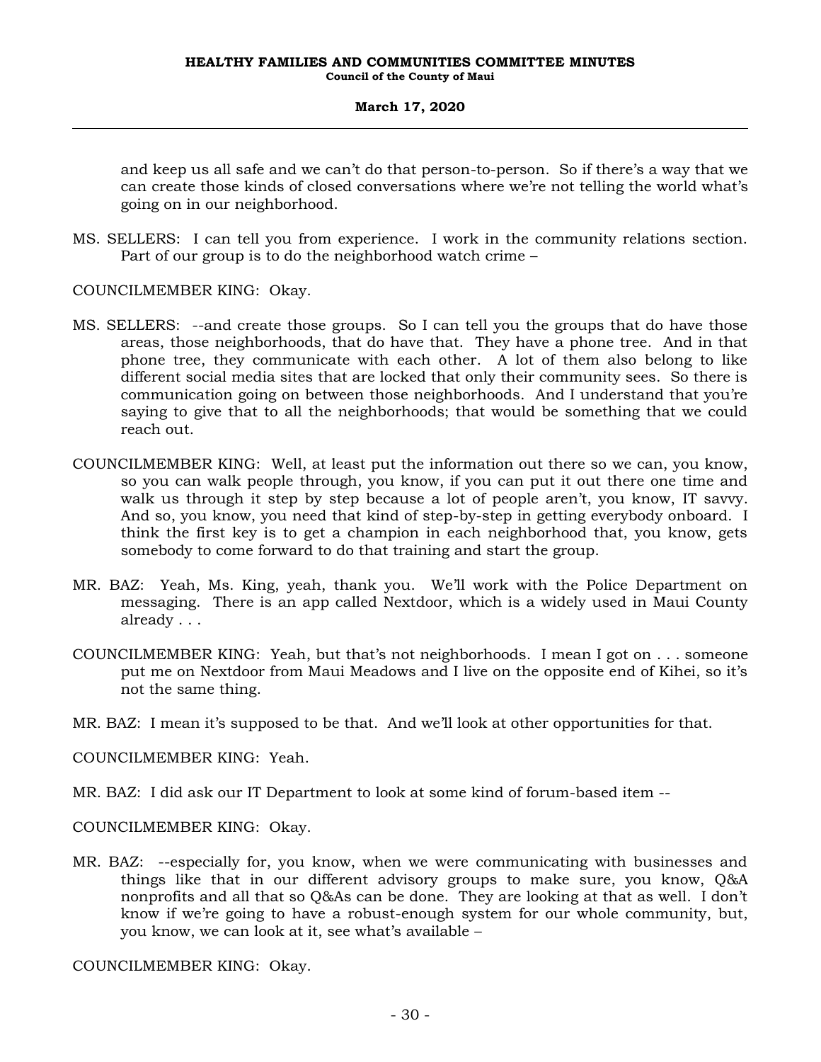and keep us all safe and we can't do that person-to-person. So if there's a way that we can create those kinds of closed conversations where we're not telling the world what's going on in our neighborhood.

MS. SELLERS: I can tell you from experience. I work in the community relations section. Part of our group is to do the neighborhood watch crime –

COUNCILMEMBER KING: Okay.

MS. SELLERS: --and create those groups. So I can tell you the groups that do have those areas, those neighborhoods, that do have that. They have a phone tree. And in that phone tree, they communicate with each other. A lot of them also belong to like different social media sites that are locked that only their community sees. So there is communication going on between those neighborhoods. And I understand that you're saying to give that to all the neighborhoods; that would be something that we could reach out.

COUNCILMEMBER KING: Well, at least put the information out there so we can, you know, so you can walk people through, you know, if you can put it out there one time and walk us through it step by step because a lot of people aren't, you know, IT savvy. And so, you know, you need that kind of step-by-step in getting everybody onboard. I think the first key is to get a champion in each neighborhood that, you know, gets somebody to come forward to do that training and start the group.

MR. BAZ: Yeah, Ms. King, yeah, thank you. We'll work with the Police Department on messaging. There is an app called Nextdoor, which is a widely used in Maui County already . . .

COUNCILMEMBER KING: Yeah, but that's not neighborhoods. I mean I got on . . . someone put me on Nextdoor from Maui Meadows and I live on the opposite end of Kihei, so it's not the same thing.

MR. BAZ: I mean it's supposed to be that. And we'll look at other opportunities for that.

COUNCILMEMBER KING: Yeah.

MR. BAZ: I did ask our IT Department to look at some kind of forum-based item --

COUNCILMEMBER KING: Okay.

MR. BAZ: --especially for, you know, when we were communicating with businesses and things like that in our different advisory groups to make sure, you know, Q&A nonprofits and all that so Q&As can be done. They are looking at that as well. I don't know if we're going to have a robust-enough system for our whole community, but, you know, we can look at it, see what's available –

COUNCILMEMBER KING: Okay.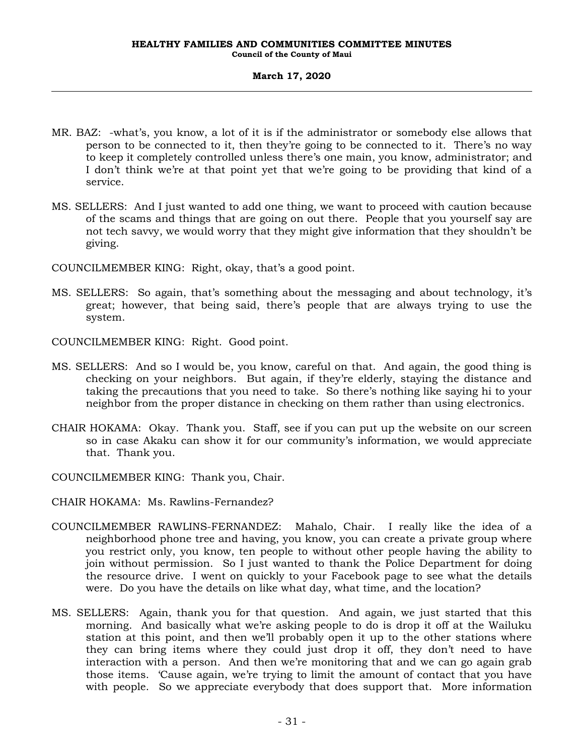MR. BAZ: -what's, you know, a lot of it is if the administrator or somebody else allows that person to be connected to it, then they're going to be connected to it. There's no way to keep it completely controlled unless there's one main, you know, administrator; and I don't think we're at that point yet that we're going to be providing that kind of a service.

MS. SELLERS: And I just wanted to add one thing, we want to proceed with caution because of the scams and things that are going on out there. People that you yourself say are not tech savvy, we would worry that they might give information that they shouldn't be giving.

COUNCILMEMBER KING: Right, okay, that's a good point.

MS. SELLERS: So again, that's something about the messaging and about technology, it's great; however, that being said, there's people that are always trying to use the system.

COUNCILMEMBER KING: Right. Good point.

MS. SELLERS: And so I would be, you know, careful on that. And again, the good thing is checking on your neighbors. But again, if they're elderly, staying the distance and taking the precautions that you need to take. So there's nothing like saying hi to your neighbor from the proper distance in checking on them rather than using electronics.

CHAIR HOKAMA: Okay. Thank you. Staff, see if you can put up the website on our screen so in case Akaku can show it for our community's information, we would appreciate that. Thank you.

COUNCILMEMBER KING: Thank you, Chair.

CHAIR HOKAMA: Ms. Rawlins-Fernandez?

COUNCILMEMBER RAWLINS-FERNANDEZ: Mahalo, Chair. I really like the idea of a neighborhood phone tree and having, you know, you can create a private group where you restrict only, you know, ten people to without other people having the ability to join without permission. So I just wanted to thank the Police Department for doing the resource drive. I went on quickly to your Facebook page to see what the details were. Do you have the details on like what day, what time, and the location?

MS. SELLERS: Again, thank you for that question. And again, we just started that this morning. And basically what we're asking people to do is drop it off at the Wailuku station at this point, and then we'll probably open it up to the other stations where they can bring items where they could just drop it off, they don't need to have interaction with a person. And then we're monitoring that and we can go again grab those items. 'Cause again, we're trying to limit the amount of contact that you have with people. So we appreciate everybody that does support that. More information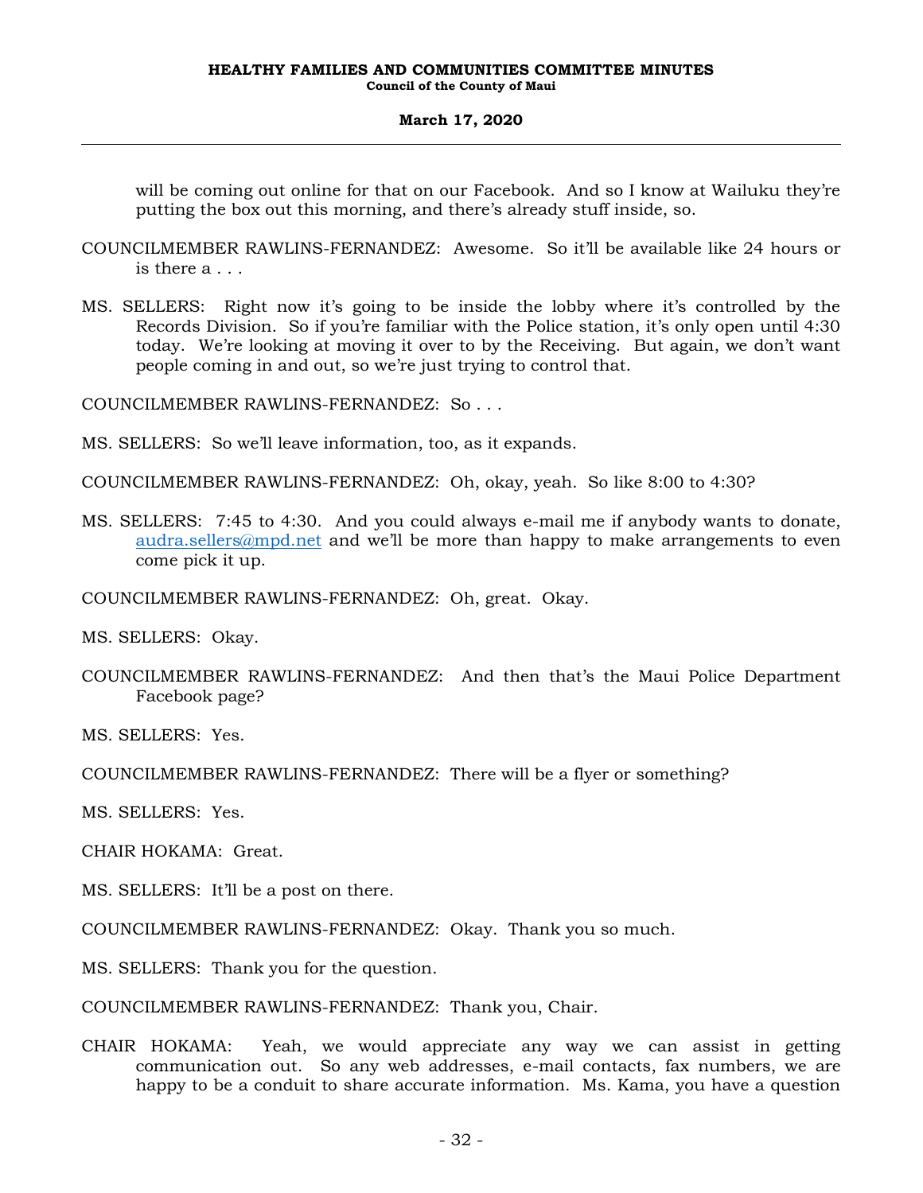will be coming out online for that on our Facebook. And so I know at Wailuku they're putting the box out this morning, and there's already stuff inside, so.

COUNCILMEMBER RAWLINS-FERNANDEZ: Awesome. So it'll be available like 24 hours or is there a . . .

MS. SELLERS: Right now it's going to be inside the lobby where it's controlled by the Records Division. So if you're familiar with the Police station, it's only open until 4:30 today. We're looking at moving it over to by the Receiving. But again, we don't want people coming in and out, so we're just trying to control that.

COUNCILMEMBER RAWLINS-FERNANDEZ: So . . .

MS. SELLERS: So we'll leave information, too, as it expands.

COUNCILMEMBER RAWLINS-FERNANDEZ: Oh, okay, yeah. So like 8:00 to 4:30?

MS. SELLERS: 7:45 to 4:30. And you could always e-mail me if anybody wants to donate, audra.sellers@mpd.net and we'll be more than happy to make arrangements to even come pick it up.

COUNCILMEMBER RAWLINS-FERNANDEZ: Oh, great. Okay.

MS. SELLERS: Okay.

COUNCILMEMBER RAWLINS-FERNANDEZ: And then that's the Maui Police Department Facebook page?

MS. SELLERS: Yes.

COUNCILMEMBER RAWLINS-FERNANDEZ: There will be a flyer or something?

MS. SELLERS: Yes.

CHAIR HOKAMA: Great.

MS. SELLERS: It'll be a post on there.

COUNCILMEMBER RAWLINS-FERNANDEZ: Okay. Thank you so much.

MS. SELLERS: Thank you for the question.

COUNCILMEMBER RAWLINS-FERNANDEZ: Thank you, Chair.

CHAIR HOKAMA: Yeah, we would appreciate any way we can assist in getting communication out. So any web addresses, e-mail contacts, fax numbers, we are happy to be a conduit to share accurate information. Ms. Kama, you have a question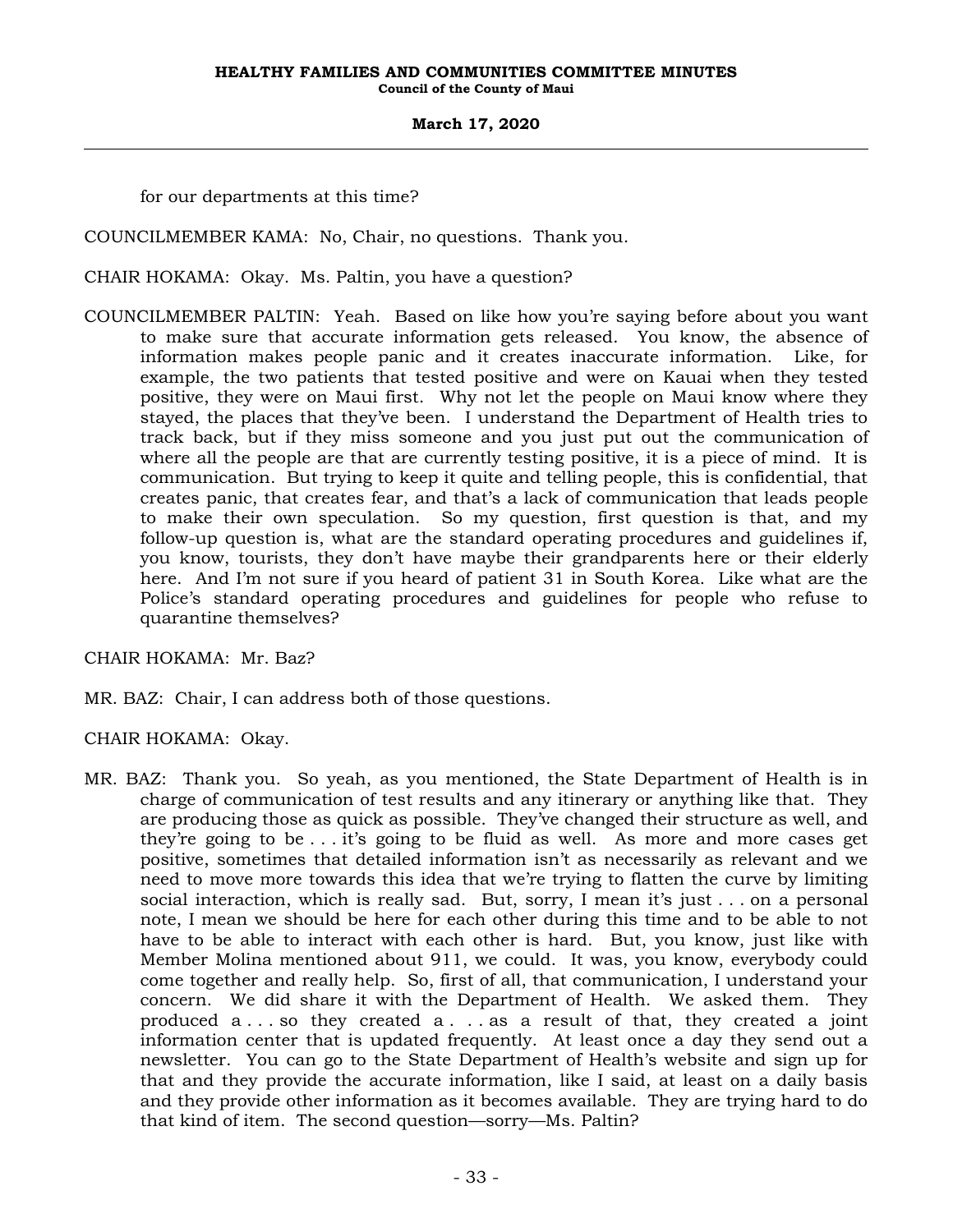for our departments at this time?

COUNCILMEMBER KAMA: No, Chair, no questions. Thank you.

CHAIR HOKAMA: Okay. Ms. Paltin, you have a question?

COUNCILMEMBER PALTIN: Yeah. Based on like how you're saying before about you want to make sure that accurate information gets released. You know, the absence of information makes people panic and it creates inaccurate information. Like, for example, the two patients that tested positive and were on Kauai when they tested positive, they were on Maui first. Why not let the people on Maui know where they stayed, the places that they've been. I understand the Department of Health tries to track back, but if they miss someone and you just put out the communication of where all the people are that are currently testing positive, it is a piece of mind. It is communication. But trying to keep it quite and telling people, this is confidential, that creates panic, that creates fear, and that's a lack of communication that leads people to make their own speculation. So my question, first question is that, and my follow-up question is, what are the standard operating procedures and guidelines if, you know, tourists, they don't have maybe their grandparents here or their elderly here. And I'm not sure if you heard of patient 31 in South Korea. Like what are the Police's standard operating procedures and guidelines for people who refuse to quarantine themselves?

CHAIR HOKAMA: Mr. Baz?

MR. BAZ: Chair, I can address both of those questions.

CHAIR HOKAMA: Okay.

MR. BAZ: Thank you. So yeah, as you mentioned, the State Department of Health is in charge of communication of test results and any itinerary or anything like that. They are producing those as quick as possible. They've changed their structure as well, and they're going to be . . . it's going to be fluid as well. As more and more cases get positive, sometimes that detailed information isn't as necessarily as relevant and we need to move more towards this idea that we're trying to flatten the curve by limiting social interaction, which is really sad. But, sorry, I mean it's just . . . on a personal note, I mean we should be here for each other during this time and to be able to not have to be able to interact with each other is hard. But, you know, just like with Member Molina mentioned about 911, we could. It was, you know, everybody could come together and really help. So, first of all, that communication, I understand your concern. We did share it with the Department of Health. We asked them. They produced a . . . so they created a . . . as a result of that, they created a joint information center that is updated frequently. At least once a day they send out a newsletter. You can go to the State Department of Health's website and sign up for that and they provide the accurate information, like I said, at least on a daily basis and they provide other information as it becomes available. They are trying hard to do that kind of item. The second question—sorry—Ms. Paltin?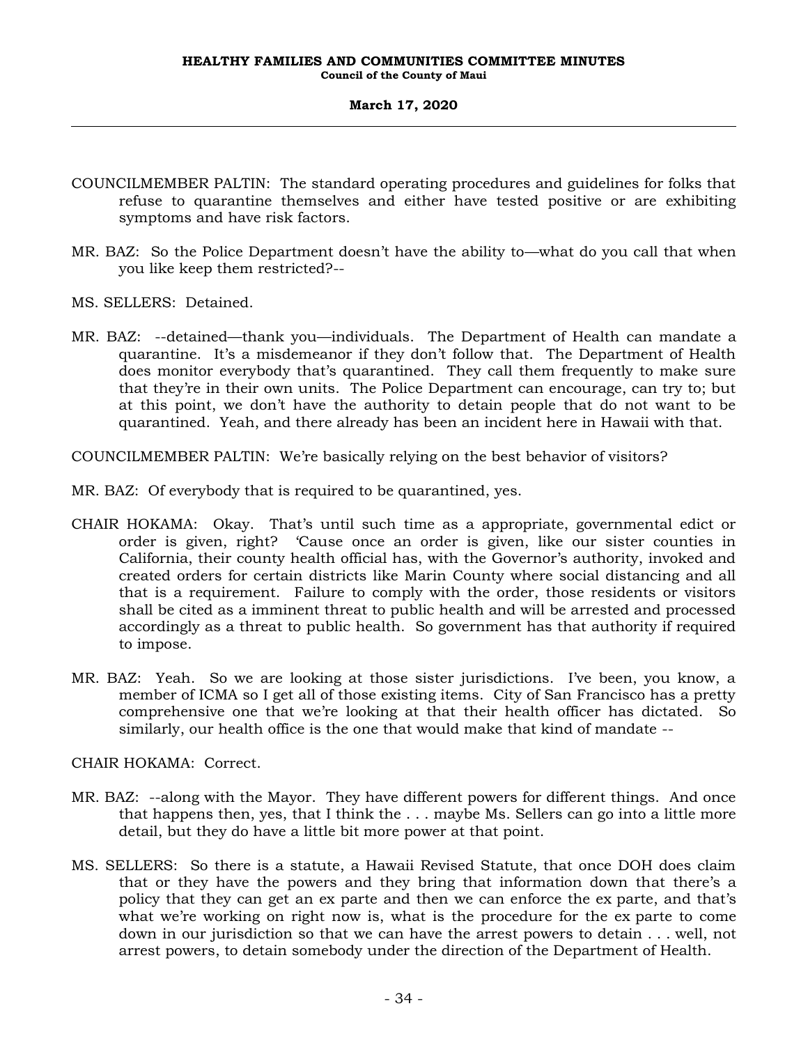COUNCILMEMBER PALTIN: The standard operating procedures and guidelines for folks that refuse to quarantine themselves and either have tested positive or are exhibiting symptoms and have risk factors.

MR. BAZ: So the Police Department doesn't have the ability to—what do you call that when you like keep them restricted?--

MS. SELLERS: Detained.

MR. BAZ: --detained—thank you—individuals. The Department of Health can mandate a quarantine. It's a misdemeanor if they don't follow that. The Department of Health does monitor everybody that's quarantined. They call them frequently to make sure that they're in their own units. The Police Department can encourage, can try to; but at this point, we don't have the authority to detain people that do not want to be quarantined. Yeah, and there already has been an incident here in Hawaii with that.

COUNCILMEMBER PALTIN: We're basically relying on the best behavior of visitors?

MR. BAZ: Of everybody that is required to be quarantined, yes.

CHAIR HOKAMA: Okay. That's until such time as a appropriate, governmental edict or order is given, right? 'Cause once an order is given, like our sister counties in California, their county health official has, with the Governor's authority, invoked and created orders for certain districts like Marin County where social distancing and all that is a requirement. Failure to comply with the order, those residents or visitors shall be cited as a imminent threat to public health and will be arrested and processed accordingly as a threat to public health. So government has that authority if required to impose.

MR. BAZ: Yeah. So we are looking at those sister jurisdictions. I've been, you know, a member of ICMA so I get all of those existing items. City of San Francisco has a pretty comprehensive one that we're looking at that their health officer has dictated. So similarly, our health office is the one that would make that kind of mandate --

CHAIR HOKAMA: Correct.

MR. BAZ: --along with the Mayor. They have different powers for different things. And once that happens then, yes, that I think the . . . maybe Ms. Sellers can go into a little more detail, but they do have a little bit more power at that point.

MS. SELLERS: So there is a statute, a Hawaii Revised Statute, that once DOH does claim that or they have the powers and they bring that information down that there's a policy that they can get an ex parte and then we can enforce the ex parte, and that's what we're working on right now is, what is the procedure for the ex parte to come down in our jurisdiction so that we can have the arrest powers to detain . . . well, not arrest powers, to detain somebody under the direction of the Department of Health.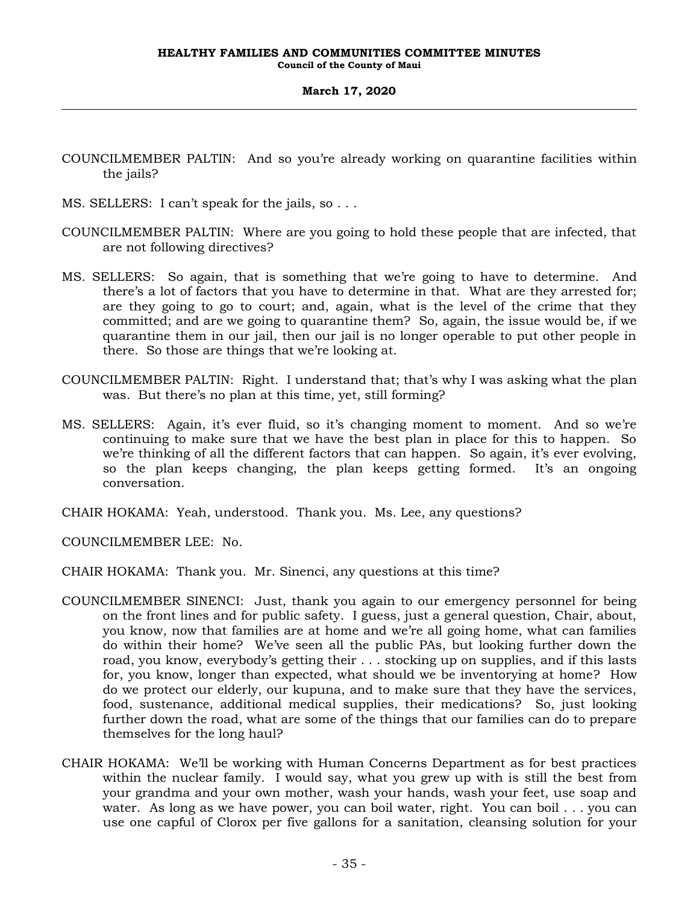COUNCILMEMBER PALTIN: And so you're already working on quarantine facilities within the jails?

MS. SELLERS: I can't speak for the jails, so . . .

COUNCILMEMBER PALTIN: Where are you going to hold these people that are infected, that are not following directives?

MS. SELLERS: So again, that is something that we're going to have to determine. And there's a lot of factors that you have to determine in that. What are they arrested for; are they going to go to court; and, again, what is the level of the crime that they committed; and are we going to quarantine them? So, again, the issue would be, if we quarantine them in our jail, then our jail is no longer operable to put other people in there. So those are things that we're looking at.

COUNCILMEMBER PALTIN: Right. I understand that; that's why I was asking what the plan was. But there's no plan at this time, yet, still forming?

MS. SELLERS: Again, it's ever fluid, so it's changing moment to moment. And so we're continuing to make sure that we have the best plan in place for this to happen. So we're thinking of all the different factors that can happen. So again, it's ever evolving, so the plan keeps changing, the plan keeps getting formed. It's an ongoing conversation.

CHAIR HOKAMA: Yeah, understood. Thank you. Ms. Lee, any questions?

COUNCILMEMBER LEE: No.

CHAIR HOKAMA: Thank you. Mr. Sinenci, any questions at this time?

COUNCILMEMBER SINENCI: Just, thank you again to our emergency personnel for being on the front lines and for public safety. I guess, just a general question, Chair, about, you know, now that families are at home and we're all going home, what can families do within their home? We've seen all the public PAs, but looking further down the road, you know, everybody's getting their . . . stocking up on supplies, and if this lasts for, you know, longer than expected, what should we be inventorying at home? How do we protect our elderly, our kupuna, and to make sure that they have the services, food, sustenance, additional medical supplies, their medications? So, just looking further down the road, what are some of the things that our families can do to prepare themselves for the long haul?

CHAIR HOKAMA: We'll be working with Human Concerns Department as for best practices within the nuclear family. I would say, what you grew up with is still the best from your grandma and your own mother, wash your hands, wash your feet, use soap and water. As long as we have power, you can boil water, right. You can boil . . . you can use one capful of Clorox per five gallons for a sanitation, cleansing solution for your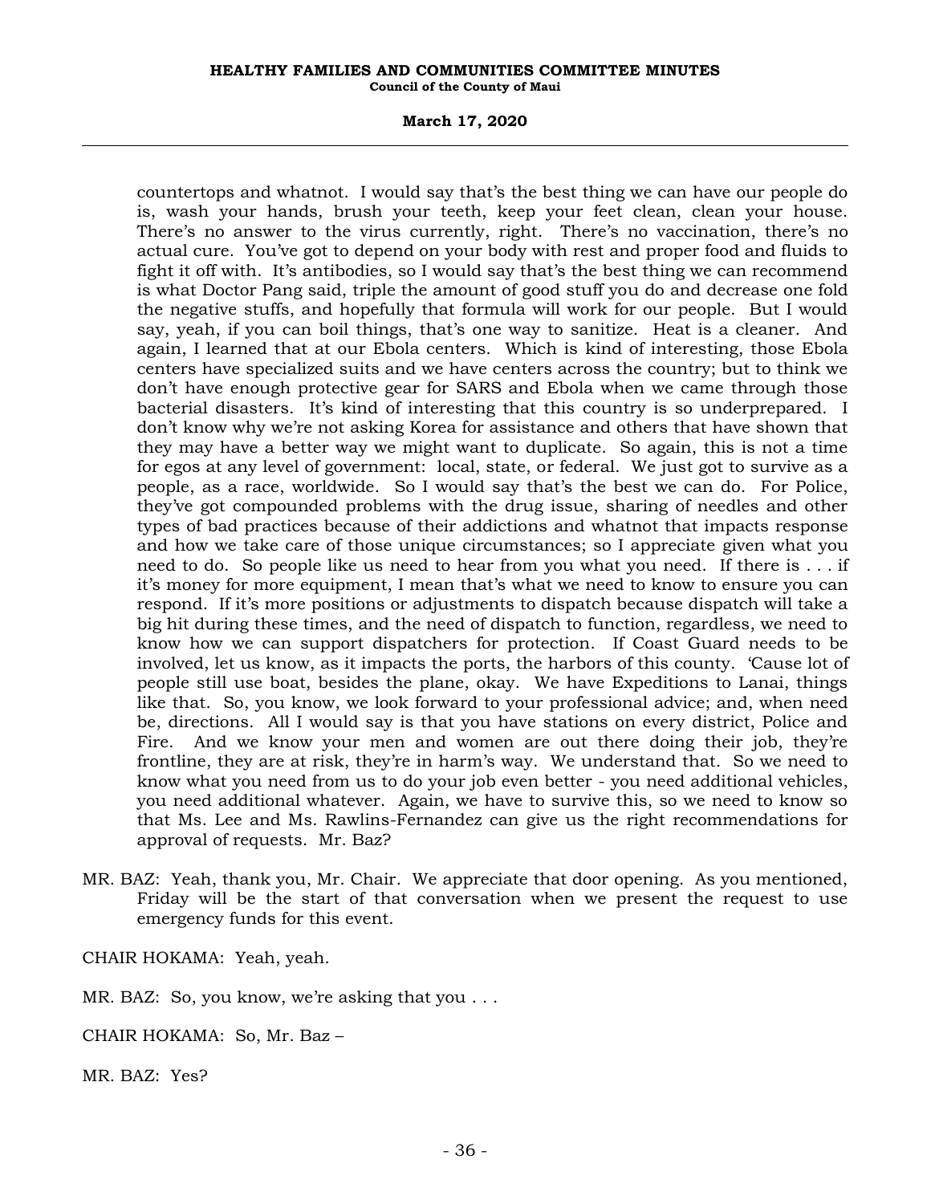countertops and whatnot. I would say that's the best thing we can have our people do is, wash your hands, brush your teeth, keep your feet clean, clean your house. There's no answer to the virus currently, right. There's no vaccination, there's no actual cure. You've got to depend on your body with rest and proper food and fluids to fight it off with. It's antibodies, so I would say that's the best thing we can recommend is what Doctor Pang said, triple the amount of good stuff you do and decrease one fold the negative stuffs, and hopefully that formula will work for our people. But I would say, yeah, if you can boil things, that's one way to sanitize. Heat is a cleaner. And again, I learned that at our Ebola centers. Which is kind of interesting, those Ebola centers have specialized suits and we have centers across the country; but to think we don't have enough protective gear for SARS and Ebola when we came through those bacterial disasters. It's kind of interesting that this country is so underprepared. I don't know why we're not asking Korea for assistance and others that have shown that they may have a better way we might want to duplicate. So again, this is not a time for egos at any level of government: local, state, or federal. We just got to survive as a people, as a race, worldwide. So I would say that's the best we can do. For Police, they've got compounded problems with the drug issue, sharing of needles and other types of bad practices because of their addictions and whatnot that impacts response and how we take care of those unique circumstances; so I appreciate given what you need to do. So people like us need to hear from you what you need. If there is . . . if it's money for more equipment, I mean that's what we need to know to ensure you can respond. If it's more positions or adjustments to dispatch because dispatch will take a big hit during these times, and the need of dispatch to function, regardless, we need to know how we can support dispatchers for protection. If Coast Guard needs to be involved, let us know, as it impacts the ports, the harbors of this county. 'Cause lot of people still use boat, besides the plane, okay. We have Expeditions to Lanai, things like that. So, you know, we look forward to your professional advice; and, when need be, directions. All I would say is that you have stations on every district, Police and Fire. And we know your men and women are out there doing their job, they're frontline, they are at risk, they're in harm's way. We understand that. So we need to know what you need from us to do your job even better - you need additional vehicles, you need additional whatever. Again, we have to survive this, so we need to know so that Ms. Lee and Ms. Rawlins-Fernandez can give us the right recommendations for approval of requests. Mr. Baz?

MR. BAZ: Yeah, thank you, Mr. Chair. We appreciate that door opening. As you mentioned, Friday will be the start of that conversation when we present the request to use emergency funds for this event.

CHAIR HOKAMA: Yeah, yeah.

MR. BAZ: So, you know, we're asking that you . . .

CHAIR HOKAMA: So, Mr. Baz –

MR. BAZ: Yes?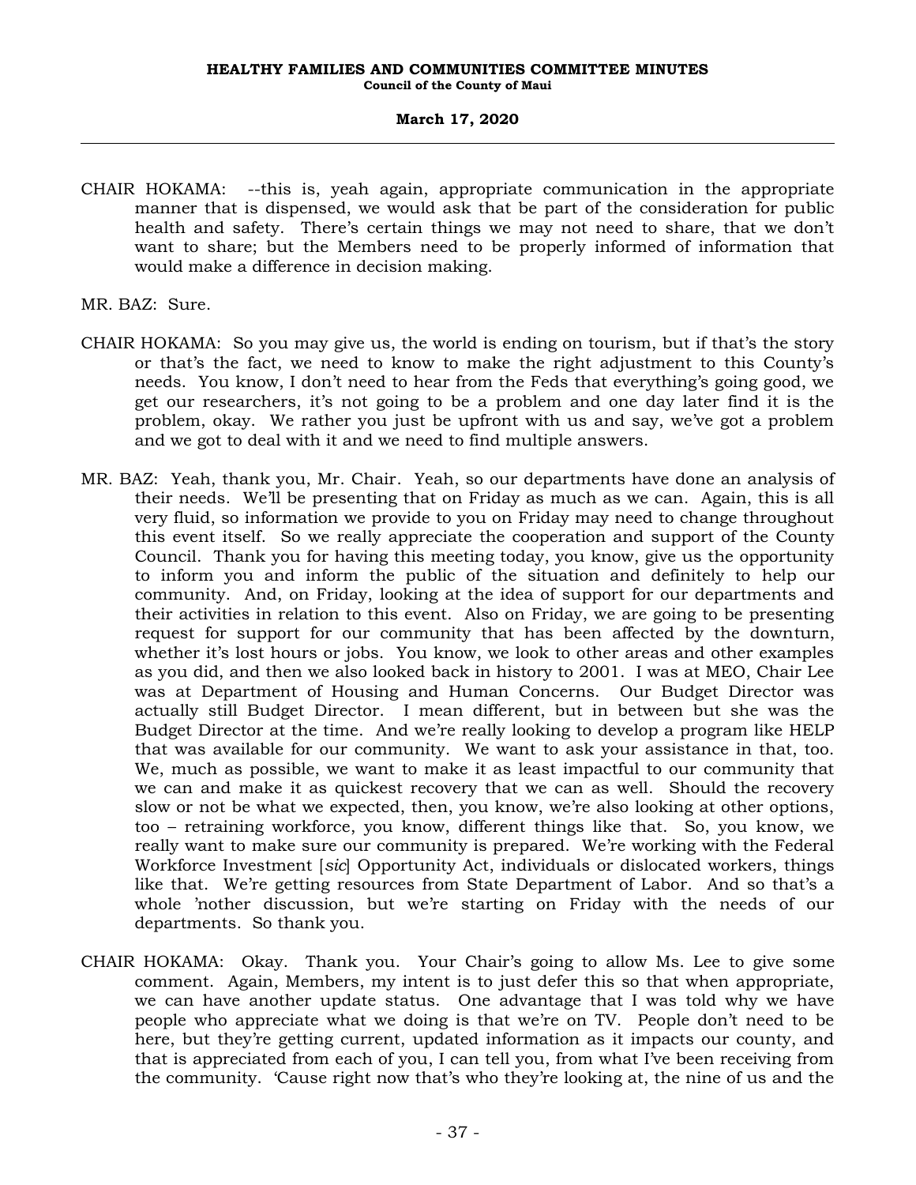CHAIR HOKAMA: --this is, yeah again, appropriate communication in the appropriate manner that is dispensed, we would ask that be part of the consideration for public health and safety. There's certain things we may not need to share, that we don't want to share; but the Members need to be properly informed of information that would make a difference in decision making.

MR. BAZ: Sure.

CHAIR HOKAMA: So you may give us, the world is ending on tourism, but if that's the story or that's the fact, we need to know to make the right adjustment to this County's needs. You know, I don't need to hear from the Feds that everything's going good, we get our researchers, it's not going to be a problem and one day later find it is the problem, okay. We rather you just be upfront with us and say, we've got a problem and we got to deal with it and we need to find multiple answers.

MR. BAZ: Yeah, thank you, Mr. Chair. Yeah, so our departments have done an analysis of their needs. We'll be presenting that on Friday as much as we can. Again, this is all very fluid, so information we provide to you on Friday may need to change throughout this event itself. So we really appreciate the cooperation and support of the County Council. Thank you for having this meeting today, you know, give us the opportunity to inform you and inform the public of the situation and definitely to help our community. And, on Friday, looking at the idea of support for our departments and their activities in relation to this event. Also on Friday, we are going to be presenting request for support for our community that has been affected by the downturn, whether it's lost hours or jobs. You know, we look to other areas and other examples as you did, and then we also looked back in history to 2001. I was at MEO, Chair Lee was at Department of Housing and Human Concerns. Our Budget Director was actually still Budget Director. I mean different, but in between but she was the Budget Director at the time. And we're really looking to develop a program like HELP that was available for our community. We want to ask your assistance in that, too. We, much as possible, we want to make it as least impactful to our community that we can and make it as quickest recovery that we can as well. Should the recovery slow or not be what we expected, then, you know, we're also looking at other options, too – retraining workforce, you know, different things like that. So, you know, we really want to make sure our community is prepared. We're working with the Federal Workforce Investment [*sic*] Opportunity Act, individuals or dislocated workers, things like that. We're getting resources from State Department of Labor. And so that's a whole 'nother discussion, but we're starting on Friday with the needs of our departments. So thank you.

CHAIR HOKAMA: Okay. Thank you. Your Chair's going to allow Ms. Lee to give some comment. Again, Members, my intent is to just defer this so that when appropriate, we can have another update status. One advantage that I was told why we have people who appreciate what we doing is that we're on TV. People don't need to be here, but they're getting current, updated information as it impacts our county, and that is appreciated from each of you, I can tell you, from what I've been receiving from the community. 'Cause right now that's who they're looking at, the nine of us and the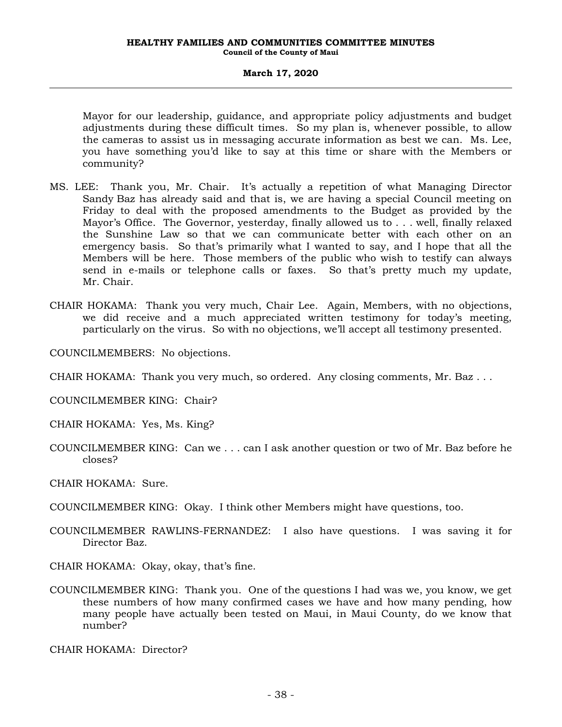Mayor for our leadership, guidance, and appropriate policy adjustments and budget adjustments during these difficult times. So my plan is, whenever possible, to allow the cameras to assist us in messaging accurate information as best we can. Ms. Lee, you have something you'd like to say at this time or share with the Members or community?

MS. LEE: Thank you, Mr. Chair. It's actually a repetition of what Managing Director Sandy Baz has already said and that is, we are having a special Council meeting on Friday to deal with the proposed amendments to the Budget as provided by the Mayor's Office. The Governor, yesterday, finally allowed us to . . . well, finally relaxed the Sunshine Law so that we can communicate better with each other on an emergency basis. So that's primarily what I wanted to say, and I hope that all the Members will be here. Those members of the public who wish to testify can always send in e-mails or telephone calls or faxes. So that's pretty much my update, Mr. Chair.

CHAIR HOKAMA: Thank you very much, Chair Lee. Again, Members, with no objections, we did receive and a much appreciated written testimony for today's meeting, particularly on the virus. So with no objections, we'll accept all testimony presented.

COUNCILMEMBERS: No objections.

CHAIR HOKAMA: Thank you very much, so ordered. Any closing comments, Mr. Baz . . .

COUNCILMEMBER KING: Chair?

CHAIR HOKAMA: Yes, Ms. King?

COUNCILMEMBER KING: Can we . . . can I ask another question or two of Mr. Baz before he closes?

CHAIR HOKAMA: Sure.

COUNCILMEMBER KING: Okay. I think other Members might have questions, too.

COUNCILMEMBER RAWLINS-FERNANDEZ: I also have questions. I was saving it for Director Baz.

CHAIR HOKAMA: Okay, okay, that's fine.

COUNCILMEMBER KING: Thank you. One of the questions I had was we, you know, we get these numbers of how many confirmed cases we have and how many pending, how many people have actually been tested on Maui, in Maui County, do we know that number?

CHAIR HOKAMA: Director?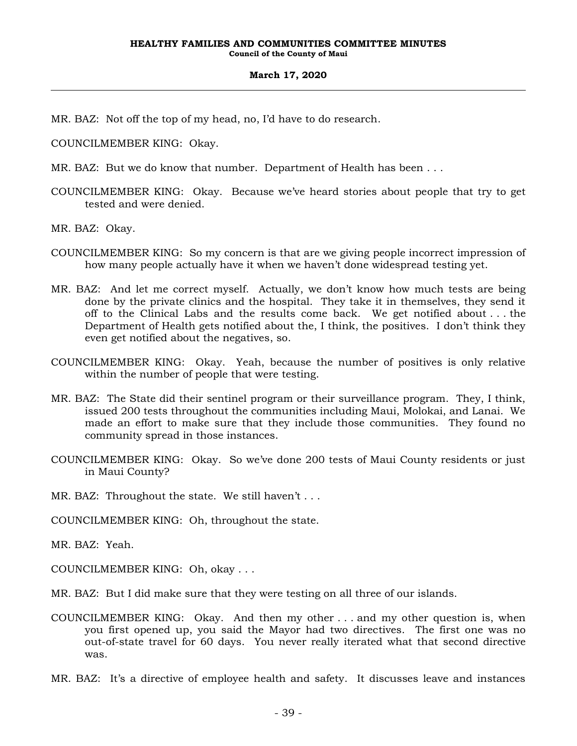MR. BAZ: Not off the top of my head, no, I'd have to do research.

COUNCILMEMBER KING: Okay.

MR. BAZ: But we do know that number. Department of Health has been . . .

COUNCILMEMBER KING: Okay. Because we've heard stories about people that try to get tested and were denied.

MR. BAZ: Okay.

COUNCILMEMBER KING: So my concern is that are we giving people incorrect impression of how many people actually have it when we haven't done widespread testing yet.

MR. BAZ: And let me correct myself. Actually, we don't know how much tests are being done by the private clinics and the hospital. They take it in themselves, they send it off to the Clinical Labs and the results come back. We get notified about . . . the Department of Health gets notified about the, I think, the positives. I don't think they even get notified about the negatives, so.

COUNCILMEMBER KING: Okay. Yeah, because the number of positives is only relative within the number of people that were testing.

MR. BAZ: The State did their sentinel program or their surveillance program. They, I think, issued 200 tests throughout the communities including Maui, Molokai, and Lanai. We made an effort to make sure that they include those communities. They found no community spread in those instances.

COUNCILMEMBER KING: Okay. So we've done 200 tests of Maui County residents or just in Maui County?

MR. BAZ: Throughout the state. We still haven't . . .

COUNCILMEMBER KING: Oh, throughout the state.

MR. BAZ: Yeah.

COUNCILMEMBER KING: Oh, okay . . .

MR. BAZ: But I did make sure that they were testing on all three of our islands.

COUNCILMEMBER KING: Okay. And then my other . . . and my other question is, when you first opened up, you said the Mayor had two directives. The first one was no out-of-state travel for 60 days. You never really iterated what that second directive was.

MR. BAZ: It's a directive of employee health and safety. It discusses leave and instances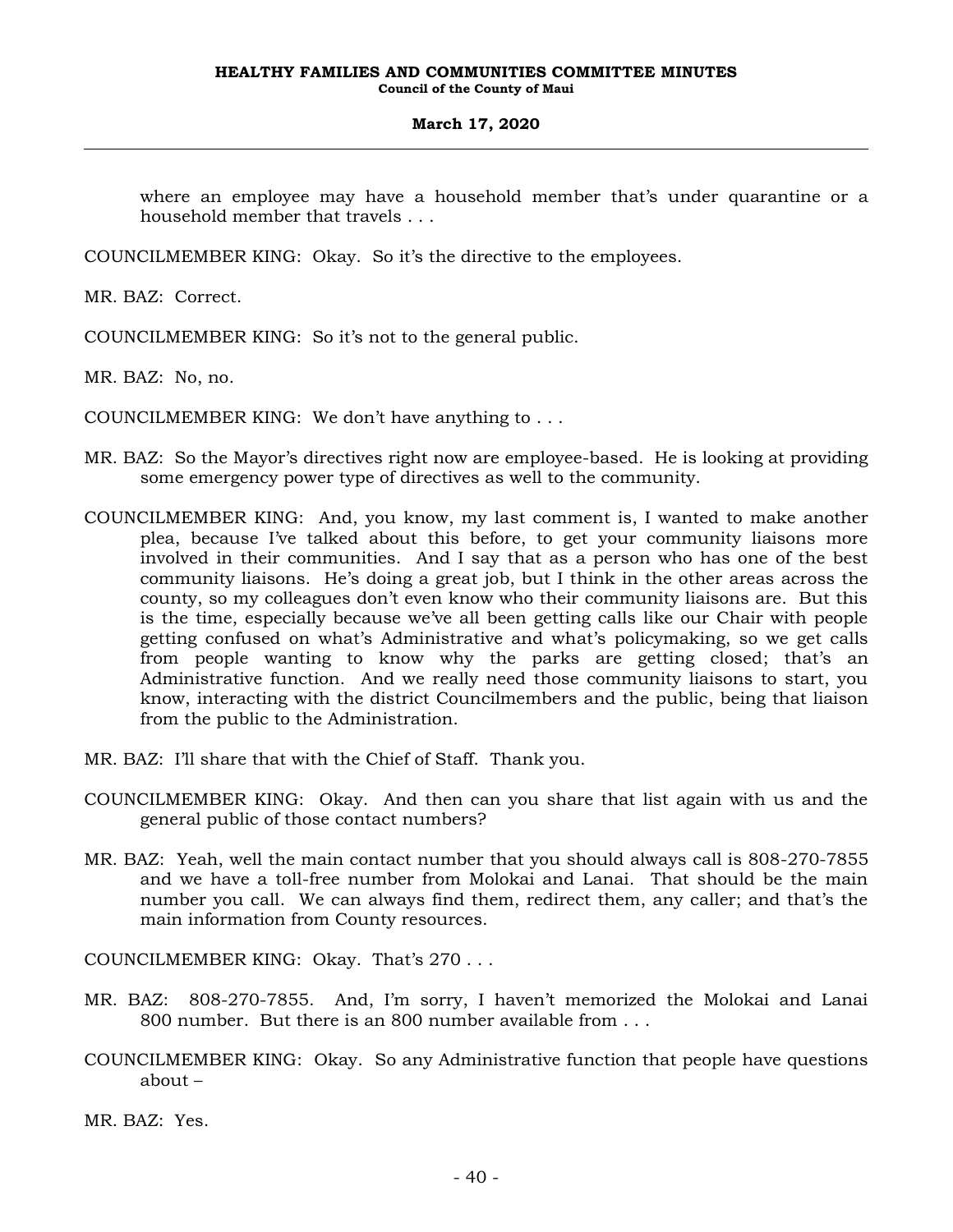where an employee may have a household member that's under quarantine or a household member that travels . . .

COUNCILMEMBER KING: Okay. So it's the directive to the employees.

MR. BAZ: Correct.

COUNCILMEMBER KING: So it's not to the general public.

MR. BAZ: No, no.

COUNCILMEMBER KING: We don't have anything to . . .

MR. BAZ: So the Mayor's directives right now are employee-based. He is looking at providing some emergency power type of directives as well to the community.

COUNCILMEMBER KING: And, you know, my last comment is, I wanted to make another plea, because I've talked about this before, to get your community liaisons more involved in their communities. And I say that as a person who has one of the best community liaisons. He's doing a great job, but I think in the other areas across the county, so my colleagues don't even know who their community liaisons are. But this is the time, especially because we've all been getting calls like our Chair with people getting confused on what's Administrative and what's policymaking, so we get calls from people wanting to know why the parks are getting closed; that's an Administrative function. And we really need those community liaisons to start, you know, interacting with the district Councilmembers and the public, being that liaison from the public to the Administration.

MR. BAZ: I'll share that with the Chief of Staff. Thank you.

COUNCILMEMBER KING: Okay. And then can you share that list again with us and the general public of those contact numbers?

MR. BAZ: Yeah, well the main contact number that you should always call is 808-270-7855 and we have a toll-free number from Molokai and Lanai. That should be the main number you call. We can always find them, redirect them, any caller; and that's the main information from County resources.

COUNCILMEMBER KING: Okay. That's 270 . . .

MR. BAZ: 808-270-7855. And, I'm sorry, I haven't memorized the Molokai and Lanai 800 number. But there is an 800 number available from . . .

COUNCILMEMBER KING: Okay. So any Administrative function that people have questions about –

MR. BAZ: Yes.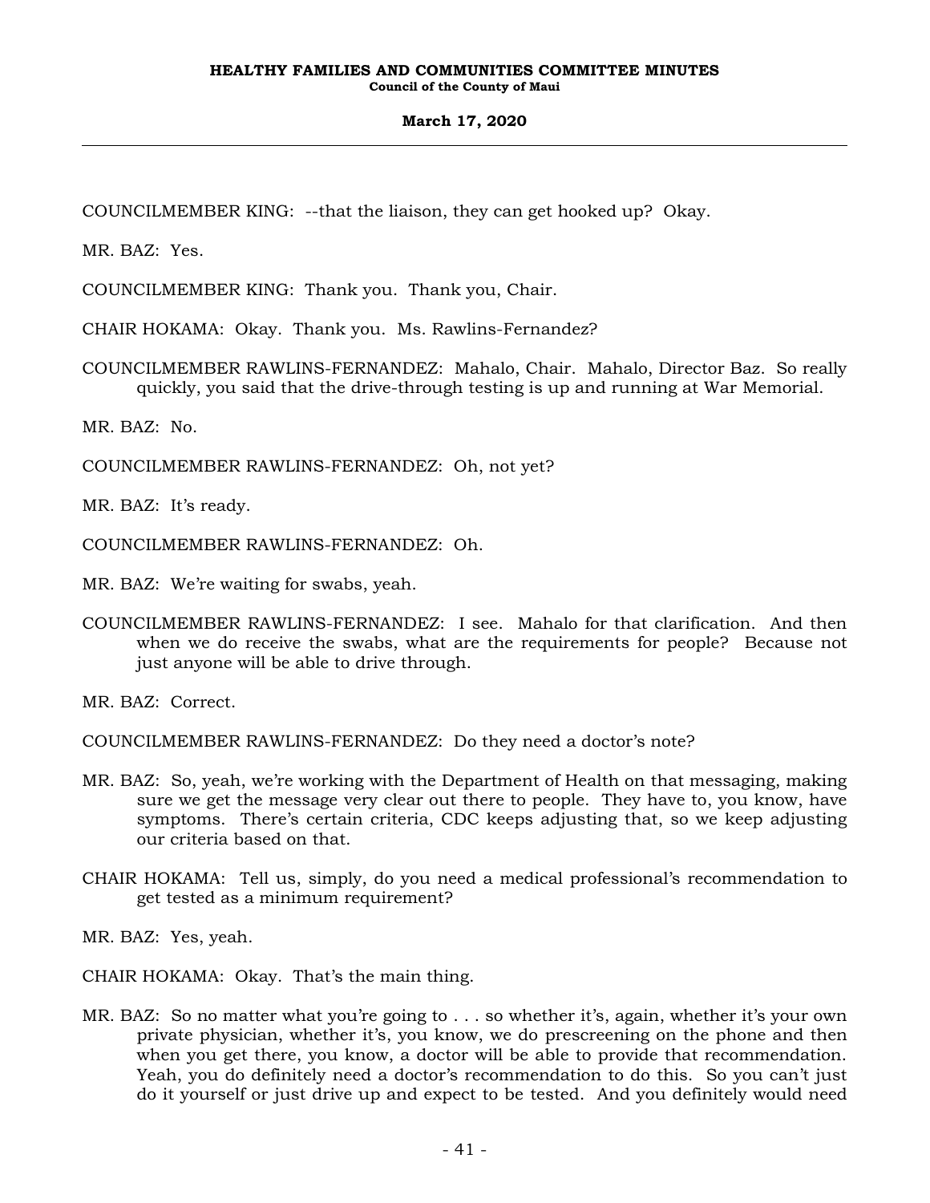COUNCILMEMBER KING: --that the liaison, they can get hooked up? Okay.

MR. BAZ: Yes.

COUNCILMEMBER KING: Thank you. Thank you, Chair.

CHAIR HOKAMA: Okay. Thank you. Ms. Rawlins-Fernandez?

COUNCILMEMBER RAWLINS-FERNANDEZ: Mahalo, Chair. Mahalo, Director Baz. So really quickly, you said that the drive-through testing is up and running at War Memorial.

MR. BAZ: No.

COUNCILMEMBER RAWLINS-FERNANDEZ: Oh, not yet?

MR. BAZ: It's ready.

COUNCILMEMBER RAWLINS-FERNANDEZ: Oh.

MR. BAZ: We're waiting for swabs, yeah.

COUNCILMEMBER RAWLINS-FERNANDEZ: I see. Mahalo for that clarification. And then when we do receive the swabs, what are the requirements for people? Because not just anyone will be able to drive through.

MR. BAZ: Correct.

COUNCILMEMBER RAWLINS-FERNANDEZ: Do they need a doctor's note?

MR. BAZ: So, yeah, we're working with the Department of Health on that messaging, making sure we get the message very clear out there to people. They have to, you know, have symptoms. There's certain criteria, CDC keeps adjusting that, so we keep adjusting our criteria based on that.

CHAIR HOKAMA: Tell us, simply, do you need a medical professional's recommendation to get tested as a minimum requirement?

MR. BAZ: Yes, yeah.

CHAIR HOKAMA: Okay. That's the main thing.

MR. BAZ: So no matter what you're going to . . . so whether it's, again, whether it's your own private physician, whether it's, you know, we do prescreening on the phone and then when you get there, you know, a doctor will be able to provide that recommendation. Yeah, you do definitely need a doctor's recommendation to do this. So you can't just do it yourself or just drive up and expect to be tested. And you definitely would need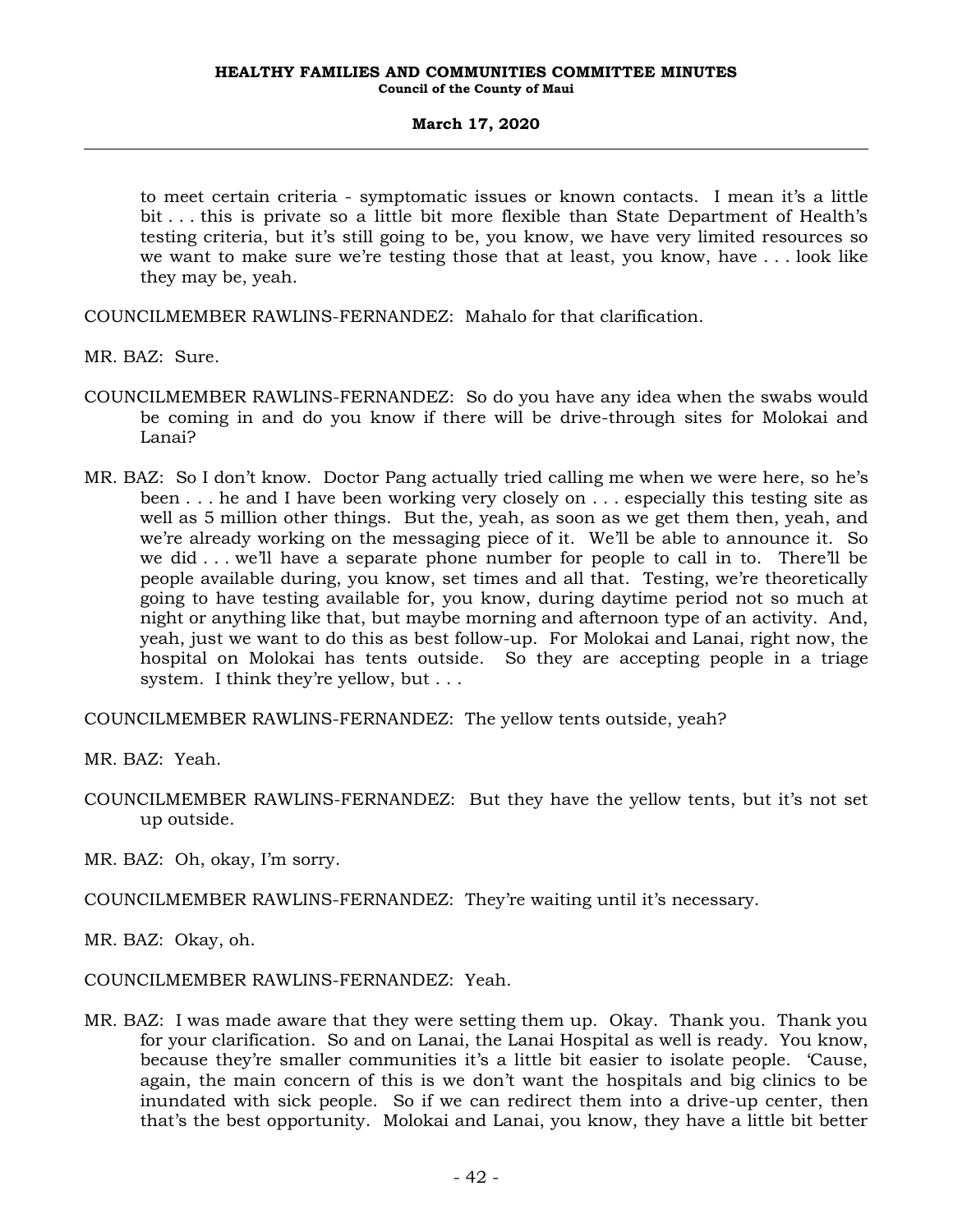to meet certain criteria - symptomatic issues or known contacts. I mean it's a little bit . . . this is private so a little bit more flexible than State Department of Health's testing criteria, but it's still going to be, you know, we have very limited resources so we want to make sure we're testing those that at least, you know, have . . . look like they may be, yeah.

COUNCILMEMBER RAWLINS-FERNANDEZ: Mahalo for that clarification.

MR. BAZ: Sure.

COUNCILMEMBER RAWLINS-FERNANDEZ: So do you have any idea when the swabs would be coming in and do you know if there will be drive-through sites for Molokai and Lanai?

MR. BAZ: So I don't know. Doctor Pang actually tried calling me when we were here, so he's been . . . he and I have been working very closely on . . . especially this testing site as well as 5 million other things. But the, yeah, as soon as we get them then, yeah, and we're already working on the messaging piece of it. We'll be able to announce it. So we did . . . we'll have a separate phone number for people to call in to. There'll be people available during, you know, set times and all that. Testing, we're theoretically going to have testing available for, you know, during daytime period not so much at night or anything like that, but maybe morning and afternoon type of an activity. And, yeah, just we want to do this as best follow-up. For Molokai and Lanai, right now, the hospital on Molokai has tents outside. So they are accepting people in a triage system. I think they're yellow, but . . .

COUNCILMEMBER RAWLINS-FERNANDEZ: The yellow tents outside, yeah?

MR. BAZ: Yeah.

COUNCILMEMBER RAWLINS-FERNANDEZ: But they have the yellow tents, but it's not set up outside.

MR. BAZ: Oh, okay, I'm sorry.

COUNCILMEMBER RAWLINS-FERNANDEZ: They're waiting until it's necessary.

MR. BAZ: Okay, oh.

COUNCILMEMBER RAWLINS-FERNANDEZ: Yeah.

MR. BAZ: I was made aware that they were setting them up. Okay. Thank you. Thank you for your clarification. So and on Lanai, the Lanai Hospital as well is ready. You know, because they're smaller communities it's a little bit easier to isolate people. 'Cause, again, the main concern of this is we don't want the hospitals and big clinics to be inundated with sick people. So if we can redirect them into a drive-up center, then that's the best opportunity. Molokai and Lanai, you know, they have a little bit better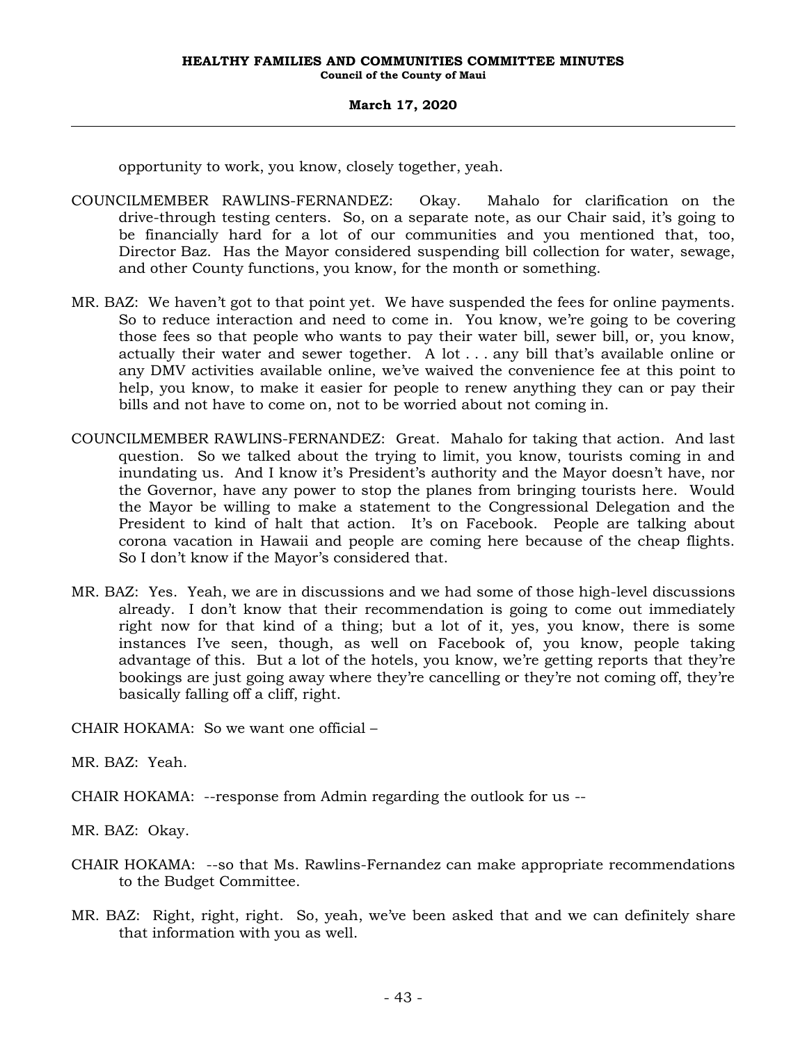opportunity to work, you know, closely together, yeah.

COUNCILMEMBER RAWLINS-FERNANDEZ: Okay. Mahalo for clarification on the drive-through testing centers. So, on a separate note, as our Chair said, it's going to be financially hard for a lot of our communities and you mentioned that, too, Director Baz. Has the Mayor considered suspending bill collection for water, sewage, and other County functions, you know, for the month or something.

MR. BAZ: We haven't got to that point yet. We have suspended the fees for online payments. So to reduce interaction and need to come in. You know, we're going to be covering those fees so that people who wants to pay their water bill, sewer bill, or, you know, actually their water and sewer together. A lot . . . any bill that's available online or any DMV activities available online, we've waived the convenience fee at this point to help, you know, to make it easier for people to renew anything they can or pay their bills and not have to come on, not to be worried about not coming in.

COUNCILMEMBER RAWLINS-FERNANDEZ: Great. Mahalo for taking that action. And last question. So we talked about the trying to limit, you know, tourists coming in and inundating us. And I know it's President's authority and the Mayor doesn't have, nor the Governor, have any power to stop the planes from bringing tourists here. Would the Mayor be willing to make a statement to the Congressional Delegation and the President to kind of halt that action. It's on Facebook. People are talking about corona vacation in Hawaii and people are coming here because of the cheap flights. So I don't know if the Mayor's considered that.

MR. BAZ: Yes. Yeah, we are in discussions and we had some of those high-level discussions already. I don't know that their recommendation is going to come out immediately right now for that kind of a thing; but a lot of it, yes, you know, there is some instances I've seen, though, as well on Facebook of, you know, people taking advantage of this. But a lot of the hotels, you know, we're getting reports that they're bookings are just going away where they're cancelling or they're not coming off, they're basically falling off a cliff, right.

CHAIR HOKAMA: So we want one official –

MR. BAZ: Yeah.

CHAIR HOKAMA: --response from Admin regarding the outlook for us --

MR. BAZ: Okay.

CHAIR HOKAMA: --so that Ms. Rawlins-Fernandez can make appropriate recommendations to the Budget Committee.

MR. BAZ: Right, right, right. So, yeah, we've been asked that and we can definitely share that information with you as well.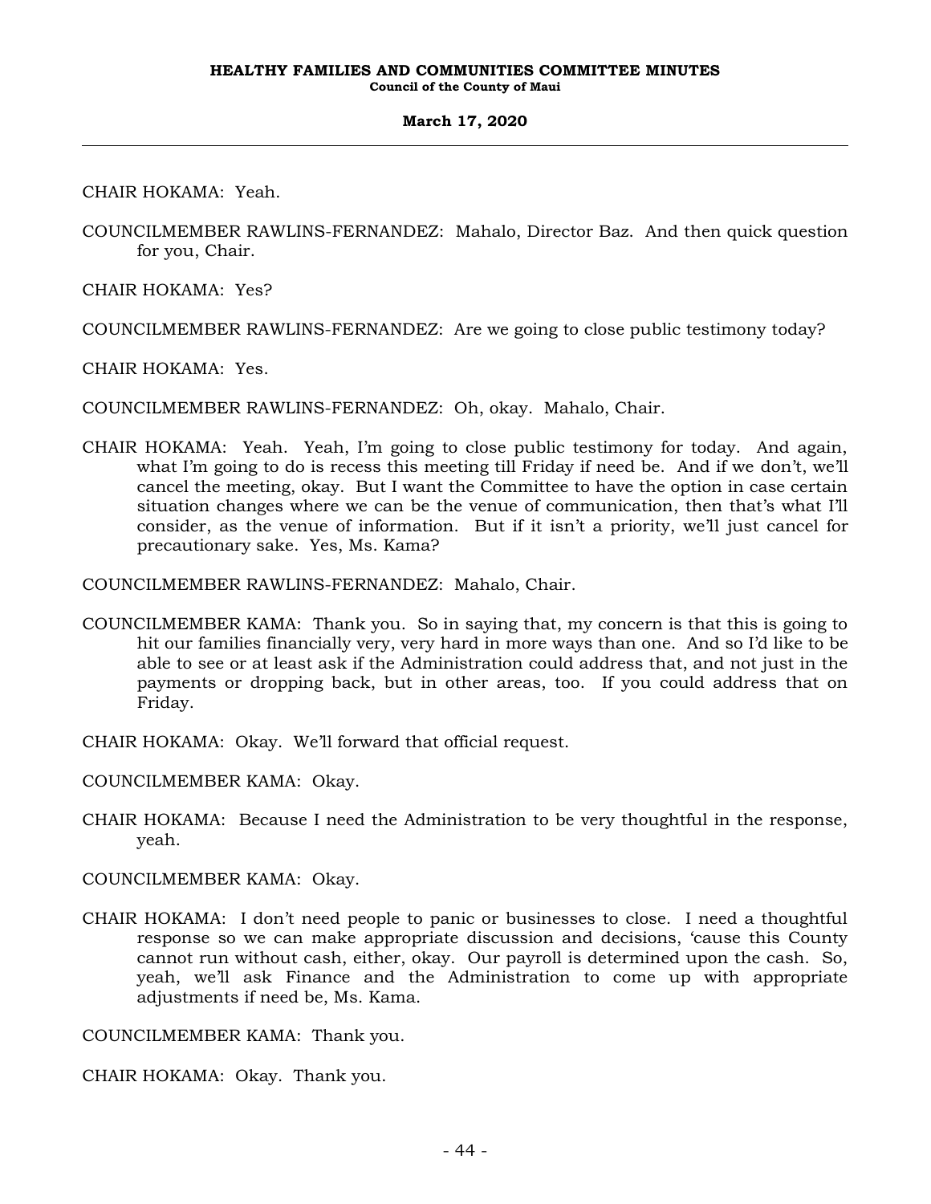CHAIR HOKAMA: Yeah.

COUNCILMEMBER RAWLINS-FERNANDEZ: Mahalo, Director Baz. And then quick question for you, Chair.

CHAIR HOKAMA: Yes?

COUNCILMEMBER RAWLINS-FERNANDEZ: Are we going to close public testimony today?

CHAIR HOKAMA: Yes.

COUNCILMEMBER RAWLINS-FERNANDEZ: Oh, okay. Mahalo, Chair.

CHAIR HOKAMA: Yeah. Yeah, I'm going to close public testimony for today. And again, what I'm going to do is recess this meeting till Friday if need be. And if we don't, we'll cancel the meeting, okay. But I want the Committee to have the option in case certain situation changes where we can be the venue of communication, then that's what I'll consider, as the venue of information. But if it isn't a priority, we'll just cancel for precautionary sake. Yes, Ms. Kama?

COUNCILMEMBER RAWLINS-FERNANDEZ: Mahalo, Chair.

COUNCILMEMBER KAMA: Thank you. So in saying that, my concern is that this is going to hit our families financially very, very hard in more ways than one. And so I'd like to be able to see or at least ask if the Administration could address that, and not just in the payments or dropping back, but in other areas, too. If you could address that on Friday.

CHAIR HOKAMA: Okay. We'll forward that official request.

COUNCILMEMBER KAMA: Okay.

CHAIR HOKAMA: Because I need the Administration to be very thoughtful in the response, yeah.

COUNCILMEMBER KAMA: Okay.

CHAIR HOKAMA: I don't need people to panic or businesses to close. I need a thoughtful response so we can make appropriate discussion and decisions, 'cause this County cannot run without cash, either, okay. Our payroll is determined upon the cash. So, yeah, we'll ask Finance and the Administration to come up with appropriate adjustments if need be, Ms. Kama.

COUNCILMEMBER KAMA: Thank you.

CHAIR HOKAMA: Okay. Thank you.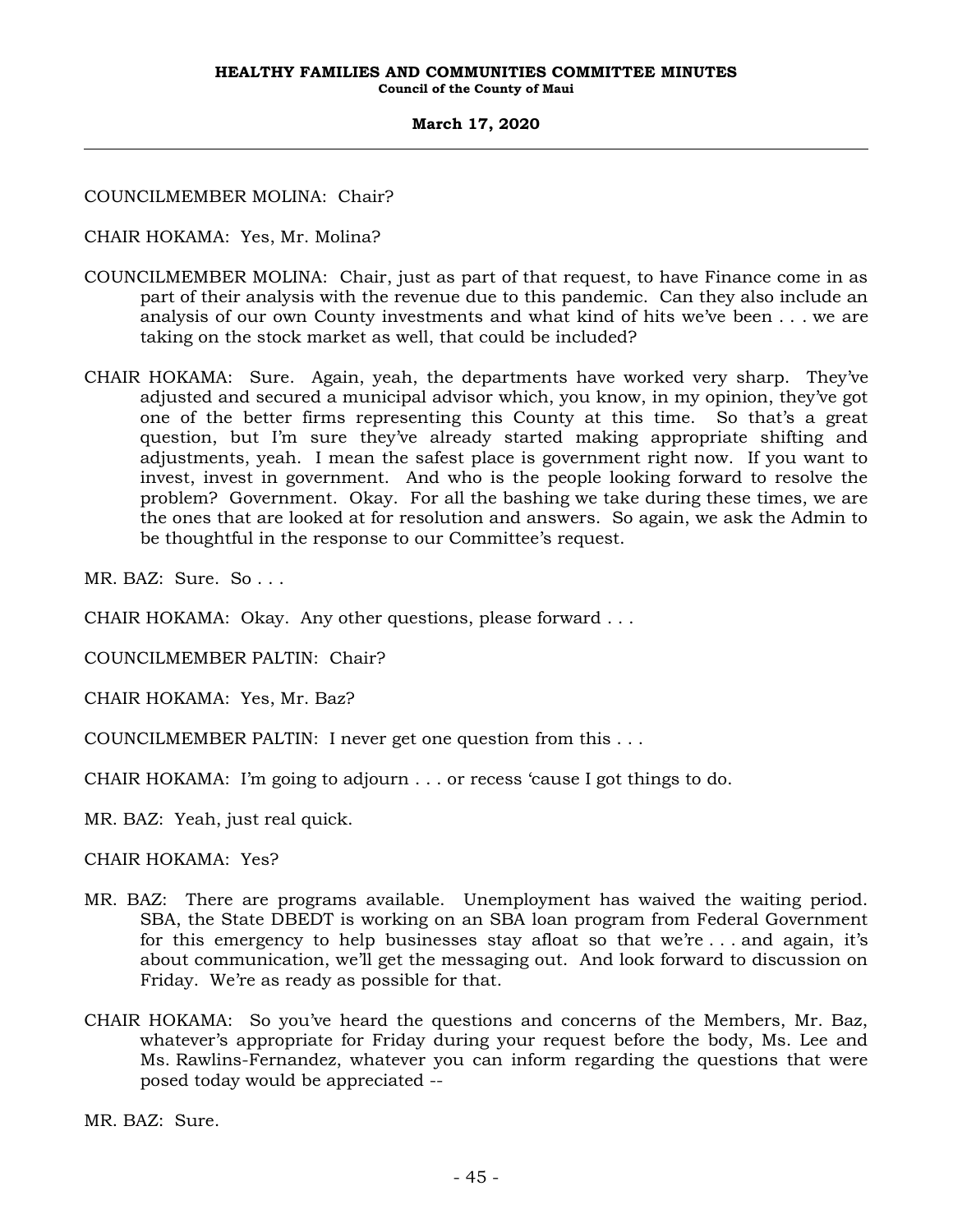COUNCILMEMBER MOLINA: Chair?

CHAIR HOKAMA: Yes, Mr. Molina?

COUNCILMEMBER MOLINA: Chair, just as part of that request, to have Finance come in as part of their analysis with the revenue due to this pandemic. Can they also include an analysis of our own County investments and what kind of hits we've been . . . we are taking on the stock market as well, that could be included?

CHAIR HOKAMA: Sure. Again, yeah, the departments have worked very sharp. They've adjusted and secured a municipal advisor which, you know, in my opinion, they've got one of the better firms representing this County at this time. So that's a great question, but I'm sure they've already started making appropriate shifting and adjustments, yeah. I mean the safest place is government right now. If you want to invest, invest in government. And who is the people looking forward to resolve the problem? Government. Okay. For all the bashing we take during these times, we are the ones that are looked at for resolution and answers. So again, we ask the Admin to be thoughtful in the response to our Committee's request.

MR. BAZ: Sure. So . . .

CHAIR HOKAMA: Okay. Any other questions, please forward . . .

COUNCILMEMBER PALTIN: Chair?

CHAIR HOKAMA: Yes, Mr. Baz?

COUNCILMEMBER PALTIN: I never get one question from this . . .

CHAIR HOKAMA: I'm going to adjourn . . . or recess 'cause I got things to do.

MR. BAZ: Yeah, just real quick.

CHAIR HOKAMA: Yes?

MR. BAZ: There are programs available. Unemployment has waived the waiting period. SBA, the State DBEDT is working on an SBA loan program from Federal Government for this emergency to help businesses stay afloat so that we're . . . and again, it's about communication, we'll get the messaging out. And look forward to discussion on Friday. We're as ready as possible for that.

CHAIR HOKAMA: So you've heard the questions and concerns of the Members, Mr. Baz, whatever's appropriate for Friday during your request before the body, Ms. Lee and Ms. Rawlins-Fernandez, whatever you can inform regarding the questions that were posed today would be appreciated --

MR. BAZ: Sure.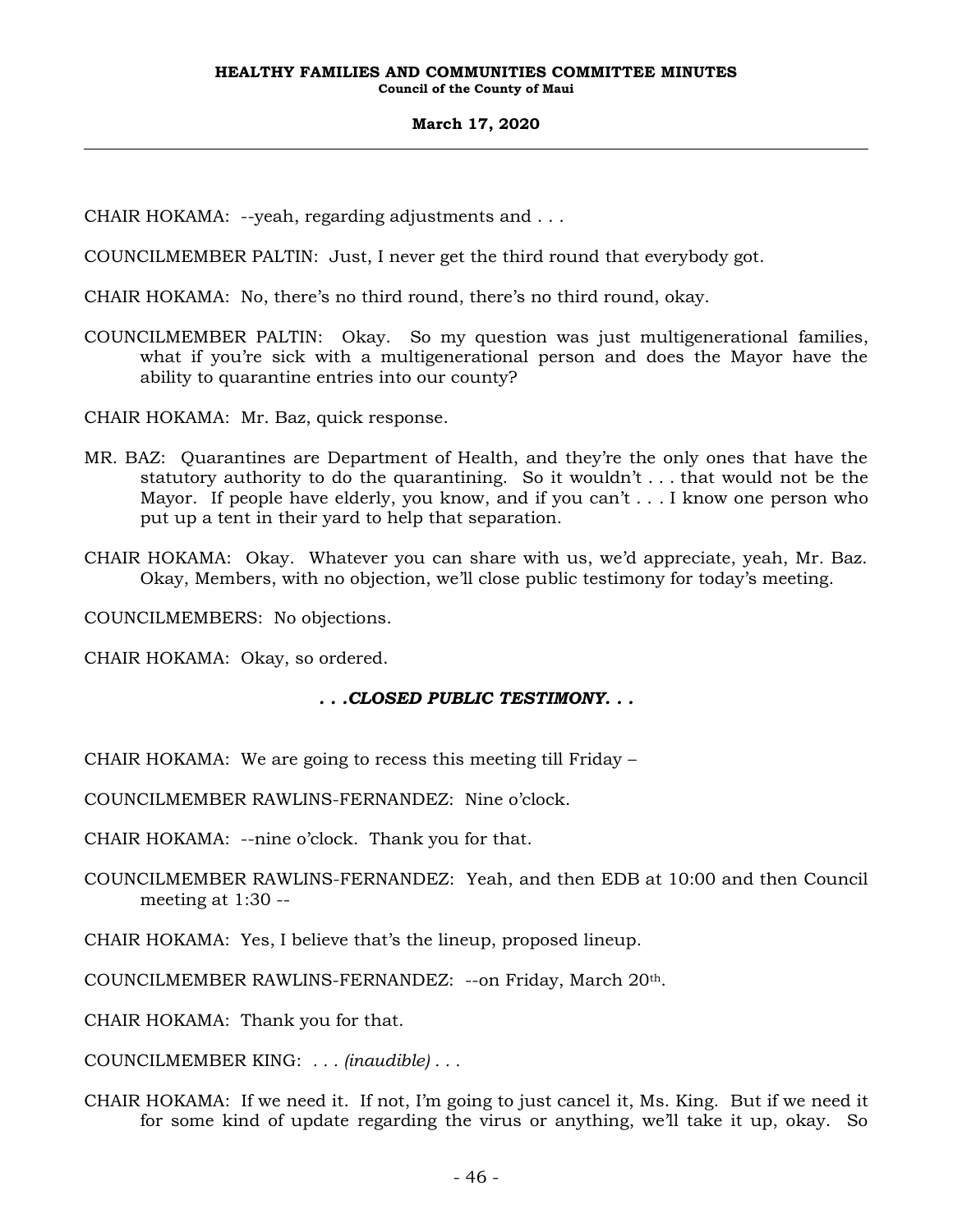CHAIR HOKAMA: --yeah, regarding adjustments and . . .

COUNCILMEMBER PALTIN: Just, I never get the third round that everybody got.

CHAIR HOKAMA: No, there's no third round, there's no third round, okay.

COUNCILMEMBER PALTIN: Okay. So my question was just multigenerational families, what if you're sick with a multigenerational person and does the Mayor have the ability to quarantine entries into our county?

CHAIR HOKAMA: Mr. Baz, quick response.

MR. BAZ: Quarantines are Department of Health, and they're the only ones that have the statutory authority to do the quarantining. So it wouldn't . . . that would not be the Mayor. If people have elderly, you know, and if you can't . . . I know one person who put up a tent in their yard to help that separation.

CHAIR HOKAMA: Okay. Whatever you can share with us, we'd appreciate, yeah, Mr. Baz. Okay, Members, with no objection, we'll close public testimony for today's meeting.

COUNCILMEMBERS: No objections.

CHAIR HOKAMA: Okay, so ordered.

***. . .CLOSED PUBLIC TESTIMONY. . .***

CHAIR HOKAMA: We are going to recess this meeting till Friday –

COUNCILMEMBER RAWLINS-FERNANDEZ: Nine o'clock.

CHAIR HOKAMA: --nine o'clock. Thank you for that.

COUNCILMEMBER RAWLINS-FERNANDEZ: Yeah, and then EDB at 10:00 and then Council meeting at 1:30 --

CHAIR HOKAMA: Yes, I believe that's the lineup, proposed lineup.

COUNCILMEMBER RAWLINS-FERNANDEZ: --on Friday, March 20th.

CHAIR HOKAMA: Thank you for that.

COUNCILMEMBER KING: . . . *(inaudible)* . . .

CHAIR HOKAMA: If we need it. If not, I'm going to just cancel it, Ms. King. But if we need it for some kind of update regarding the virus or anything, we'll take it up, okay. So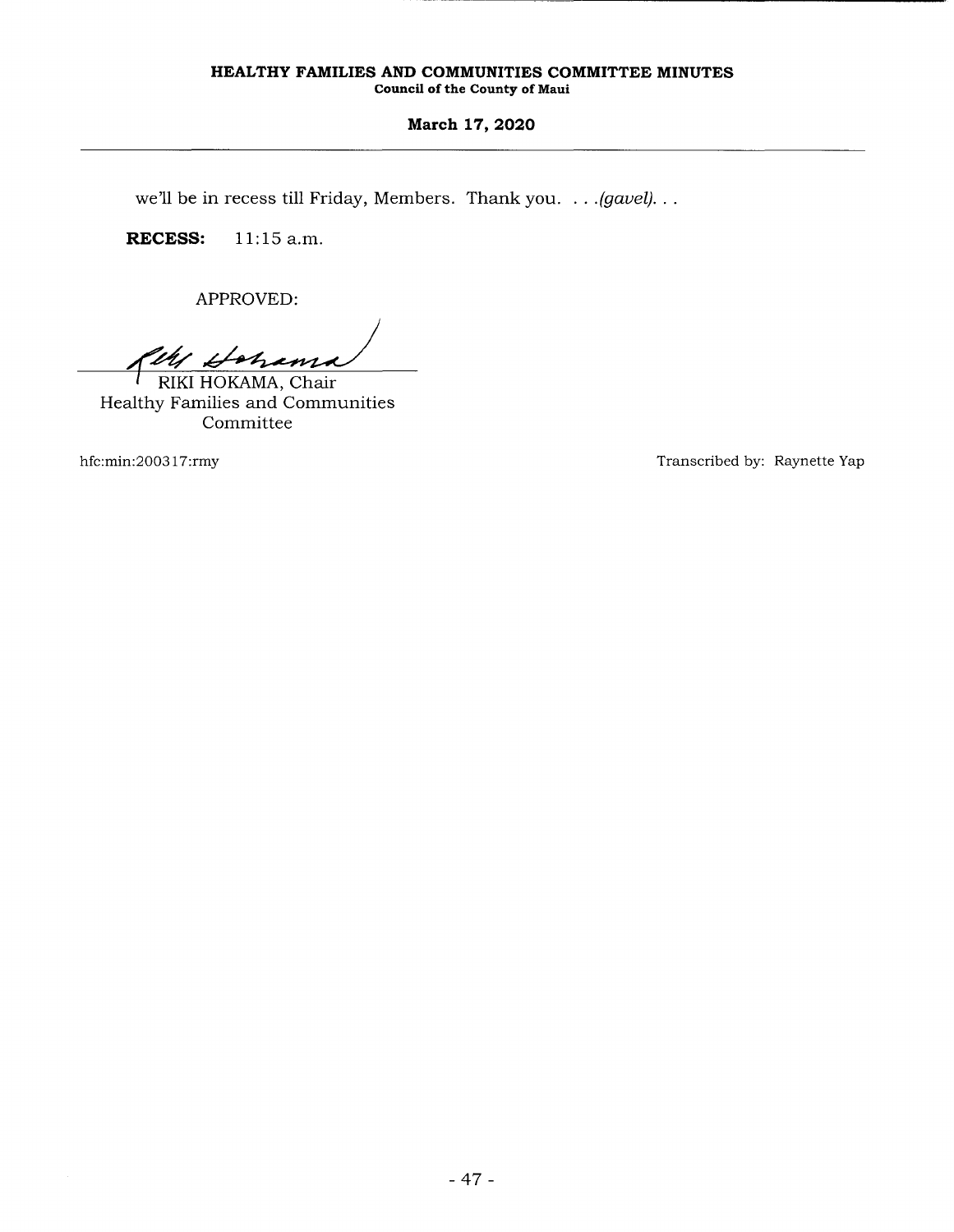we'll be in recess till Friday, Members. Thank you. . . .*(gavel)*. . .

**RECESS:** 11:15 a.m.

APPROVED:

RIKI HOKAMA, Chair
Healthy Families and Communities
Committee

hfc:min:200317:rmy

Transcribed by: Raynette Yap